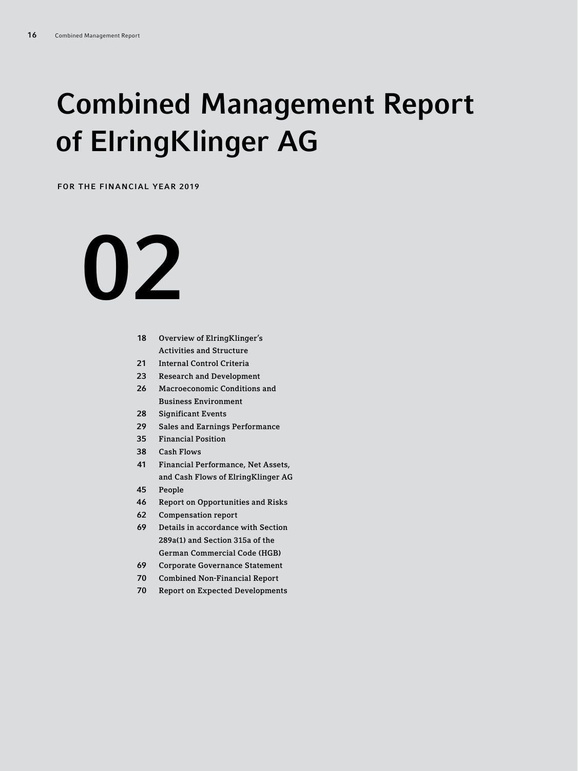# Combined Management Report of ElringKlinger AG

**FOR THE FINANCIAL YEAR 2019**

# 02

| | |
|---|---|
| **18** | Overview of ElringKlinger's Activities and Structure |
| **21** | Internal Control Criteria |
| **23** | Research and Development |
| **26** | Macroeconomic Conditions and Business Environment |
| **28** | Significant Events |
| **29** | Sales and Earnings Performance |
| **35** | Financial Position |
| **38** | Cash Flows |
| **41** | Financial Performance, Net Assets, and Cash Flows of ElringKlinger AG |
| **45** | People |
| **46** | Report on Opportunities and Risks |
| **62** | Compensation report |
| **69** | Details in accordance with Section 289a(1) and Section 315a of the German Commercial Code (HGB) |
| **69** | Corporate Governance Statement |
| **70** | Combined Non-Financial Report |
| **70** | Report on Expected Developments |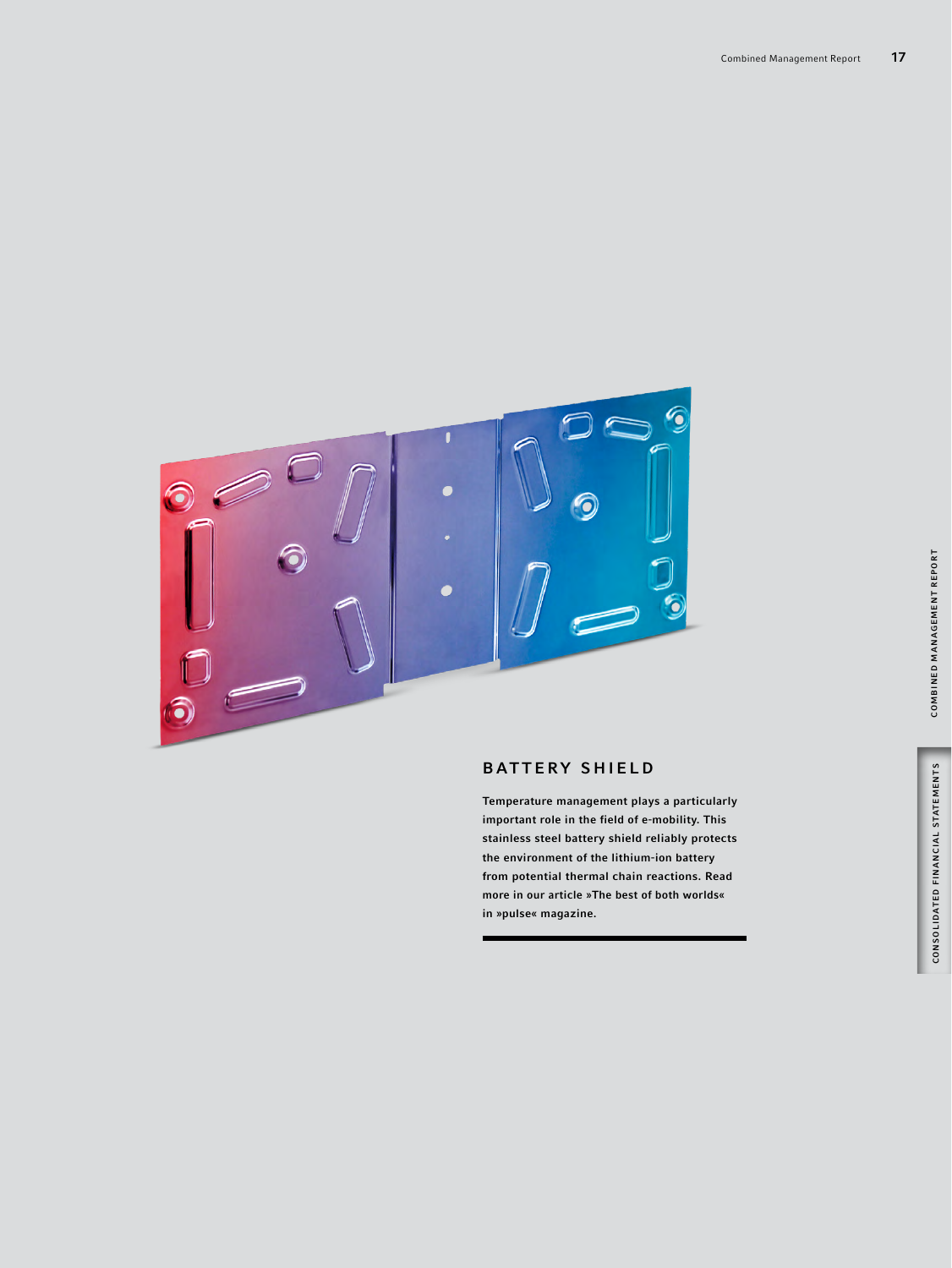## BATTERY SHIELD

**Temperature management plays a particularly important role in the field of e-mobility. This stainless steel battery shield reliably protects the environment of the lithium-ion battery from potential thermal chain reactions. Read more in our article »The best of both worlds« in »pulse« magazine.**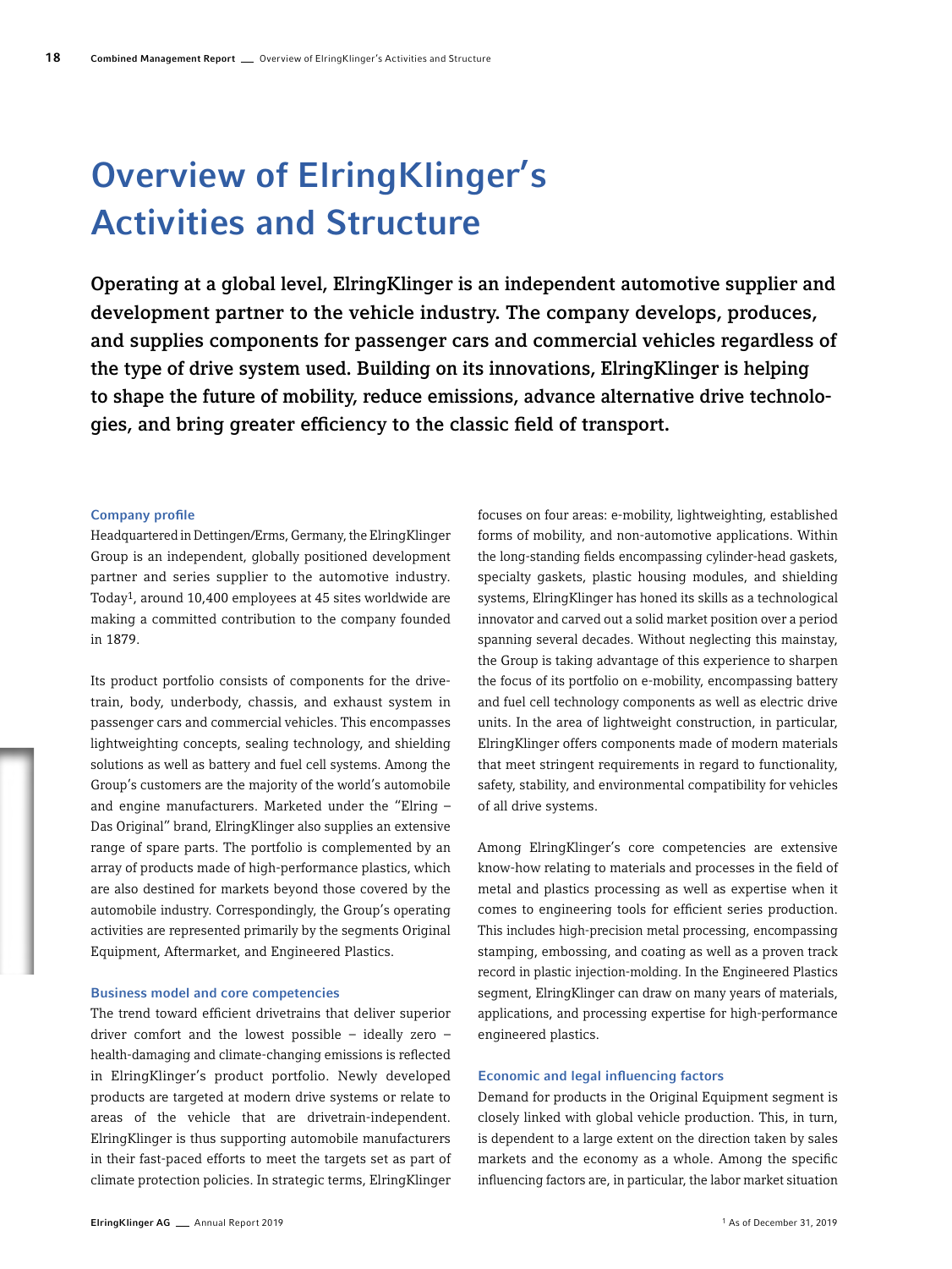# Overview of ElringKlinger's Activities and Structure

**Operating at a global level, ElringKlinger is an independent automotive supplier and development partner to the vehicle industry. The company develops, produces, and supplies components for passenger cars and commercial vehicles regardless of the type of drive system used. Building on its innovations, ElringKlinger is helping to shape the future of mobility, reduce emissions, advance alternative drive technologies, and bring greater efficiency to the classic field of transport.**

### Company profile

Headquartered in Dettingen/Erms, Germany, the ElringKlinger Group is an independent, globally positioned development partner and series supplier to the automotive industry. Today[1], around 10,400 employees at 45 sites worldwide are making a committed contribution to the company founded in 1879.

Its product portfolio consists of components for the drivetrain, body, underbody, chassis, and exhaust system in passenger cars and commercial vehicles. This encompasses lightweighting concepts, sealing technology, and shielding solutions as well as battery and fuel cell systems. Among the Group's customers are the majority of the world's automobile and engine manufacturers. Marketed under the "Elring – Das Original" brand, ElringKlinger also supplies an extensive range of spare parts. The portfolio is complemented by an array of products made of high-performance plastics, which are also destined for markets beyond those covered by the automobile industry. Correspondingly, the Group's operating activities are represented primarily by the segments Original Equipment, Aftermarket, and Engineered Plastics.

### Business model and core competencies

The trend toward efficient drivetrains that deliver superior driver comfort and the lowest possible – ideally zero – health-damaging and climate-changing emissions is reflected in ElringKlinger's product portfolio. Newly developed products are targeted at modern drive systems or relate to areas of the vehicle that are drivetrain-independent. ElringKlinger is thus supporting automobile manufacturers in their fast-paced efforts to meet the targets set as part of climate protection policies. In strategic terms, ElringKlinger focuses on four areas: e-mobility, lightweighting, established forms of mobility, and non-automotive applications. Within the long-standing fields encompassing cylinder-head gaskets, specialty gaskets, plastic housing modules, and shielding systems, ElringKlinger has honed its skills as a technological innovator and carved out a solid market position over a period spanning several decades. Without neglecting this mainstay, the Group is taking advantage of this experience to sharpen the focus of its portfolio on e-mobility, encompassing battery and fuel cell technology components as well as electric drive units. In the area of lightweight construction, in particular, ElringKlinger offers components made of modern materials that meet stringent requirements in regard to functionality, safety, stability, and environmental compatibility for vehicles of all drive systems.

Among ElringKlinger's core competencies are extensive know-how relating to materials and processes in the field of metal and plastics processing as well as expertise when it comes to engineering tools for efficient series production. This includes high-precision metal processing, encompassing stamping, embossing, and coating as well as a proven track record in plastic injection-molding. In the Engineered Plastics segment, ElringKlinger can draw on many years of materials, applications, and processing expertise for high-performance engineered plastics.

### Economic and legal influencing factors

Demand for products in the Original Equipment segment is closely linked with global vehicle production. This, in turn, is dependent to a large extent on the direction taken by sales markets and the economy as a whole. Among the specific influencing factors are, in particular, the labor market situation

[1] As of December 31, 2019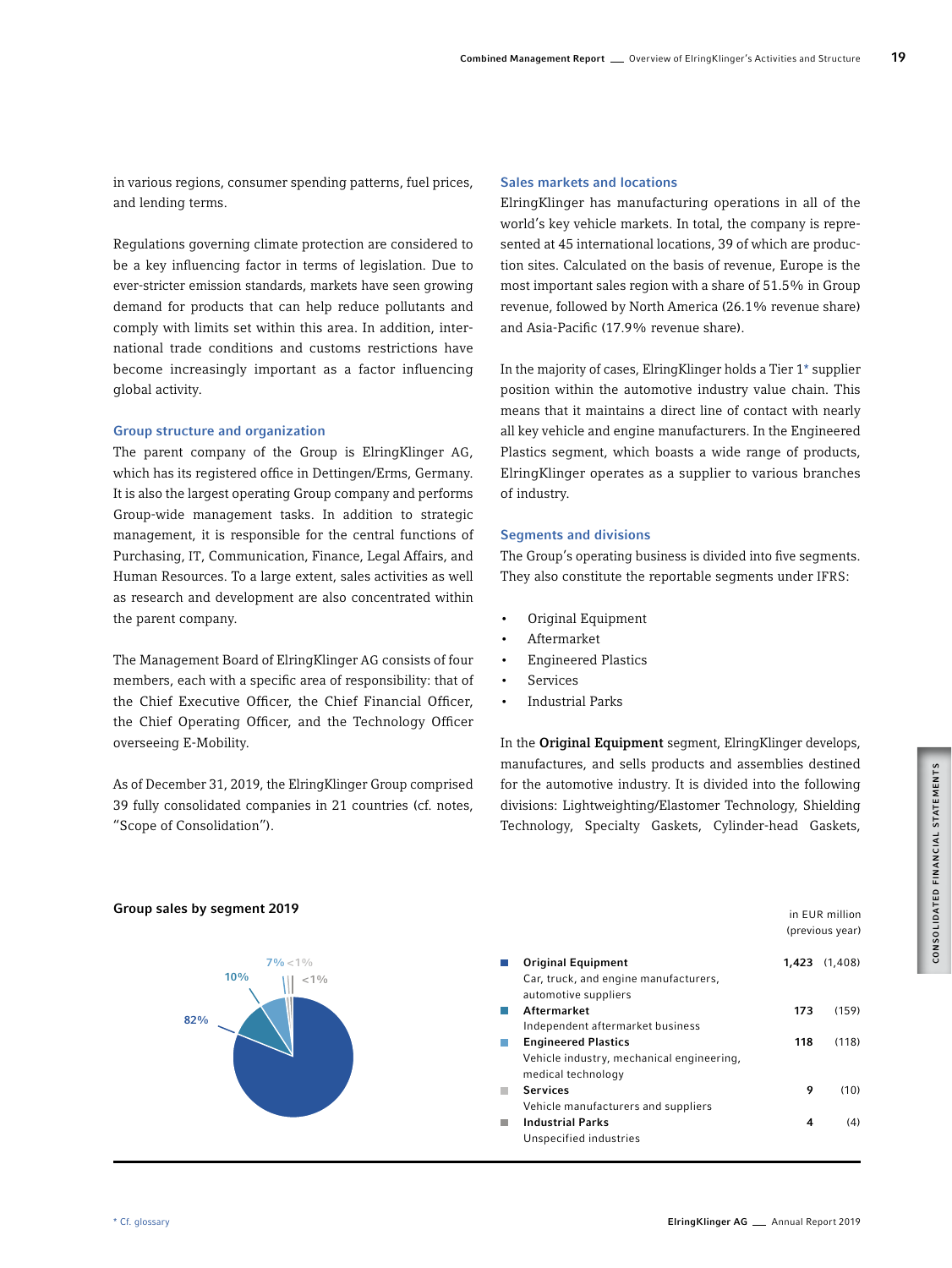in various regions, consumer spending patterns, fuel prices, and lending terms.

Regulations governing climate protection are considered to be a key influencing factor in terms of legislation. Due to ever-stricter emission standards, markets have seen growing demand for products that can help reduce pollutants and comply with limits set within this area. In addition, international trade conditions and customs restrictions have become increasingly important as a factor influencing global activity.

## Group structure and organization

The parent company of the Group is ElringKlinger AG, which has its registered office in Dettingen/Erms, Germany. It is also the largest operating Group company and performs Group-wide management tasks. In addition to strategic management, it is responsible for the central functions of Purchasing, IT, Communication, Finance, Legal Affairs, and Human Resources. To a large extent, sales activities as well as research and development are also concentrated within the parent company.

The Management Board of ElringKlinger AG consists of four members, each with a specific area of responsibility: that of the Chief Executive Officer, the Chief Financial Officer, the Chief Operating Officer, and the Technology Officer overseeing E-Mobility.

As of December 31, 2019, the ElringKlinger Group comprised 39 fully consolidated companies in 21 countries (cf. notes, "Scope of Consolidation").

## Sales markets and locations

ElringKlinger has manufacturing operations in all of the world's key vehicle markets. In total, the company is represented at 45 international locations, 39 of which are production sites. Calculated on the basis of revenue, Europe is the most important sales region with a share of 51.5% in Group revenue, followed by North America (26.1% revenue share) and Asia-Pacific (17.9% revenue share).

In the majority of cases, ElringKlinger holds a Tier 1* supplier position within the automotive industry value chain. This means that it maintains a direct line of contact with nearly all key vehicle and engine manufacturers. In the Engineered Plastics segment, which boasts a wide range of products, ElringKlinger operates as a supplier to various branches of industry.

## Segments and divisions

The Group's operating business is divided into five segments. They also constitute the reportable segments under IFRS:

- Original Equipment
- Aftermarket
- Engineered Plastics
- Services
- Industrial Parks

In the **Original Equipment** segment, ElringKlinger develops, manufactures, and sells products and assemblies destined for the automotive industry. It is divided into the following divisions: Lightweighting/Elastomer Technology, Shielding Technology, Specialty Gaskets, Cylinder-head Gaskets,

### Group sales by segment 2019

82% | 10% | 7% | <1% | <1%

| Segment | in EUR million | (previous year) |
|---|---|---|
| **Original Equipment**<br>Car, truck, and engine manufacturers, automotive suppliers | **1,423** | (1,408) |
| **Aftermarket**<br>Independent aftermarket business | **173** | (159) |
| **Engineered Plastics**<br>Vehicle industry, mechanical engineering, medical technology | **118** | (118) |
| **Services**<br>Vehicle manufacturers and suppliers | **9** | (10) |
| **Industrial Parks**<br>Unspecified industries | **4** | (4) |

* Cf. glossary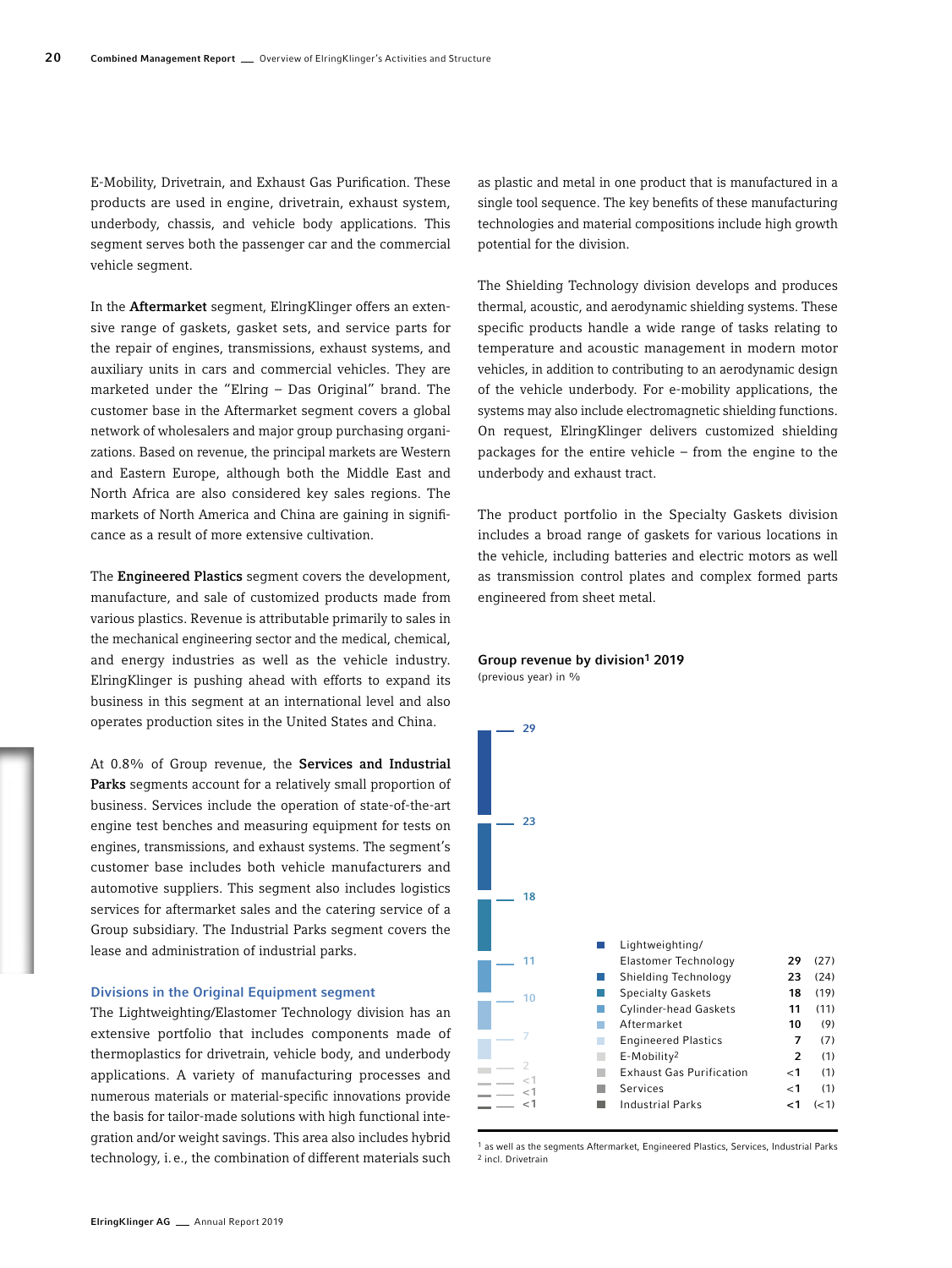E-Mobility, Drivetrain, and Exhaust Gas Purification. These products are used in engine, drivetrain, exhaust system, underbody, chassis, and vehicle body applications. This segment serves both the passenger car and the commercial vehicle segment.

In the **Aftermarket** segment, ElringKlinger offers an extensive range of gaskets, gasket sets, and service parts for the repair of engines, transmissions, exhaust systems, and auxiliary units in cars and commercial vehicles. They are marketed under the "Elring – Das Original" brand. The customer base in the Aftermarket segment covers a global network of wholesalers and major group purchasing organizations. Based on revenue, the principal markets are Western and Eastern Europe, although both the Middle East and North Africa are also considered key sales regions. The markets of North America and China are gaining in significance as a result of more extensive cultivation.

The **Engineered Plastics** segment covers the development, manufacture, and sale of customized products made from various plastics. Revenue is attributable primarily to sales in the mechanical engineering sector and the medical, chemical, and energy industries as well as the vehicle industry. ElringKlinger is pushing ahead with efforts to expand its business in this segment at an international level and also operates production sites in the United States and China.

At 0.8% of Group revenue, the **Services and Industrial Parks** segments account for a relatively small proportion of business. Services include the operation of state-of-the-art engine test benches and measuring equipment for tests on engines, transmissions, and exhaust systems. The segment's customer base includes both vehicle manufacturers and automotive suppliers. This segment also includes logistics services for aftermarket sales and the catering service of a Group subsidiary. The Industrial Parks segment covers the lease and administration of industrial parks.

### Divisions in the Original Equipment segment

The Lightweighting/Elastomer Technology division has an extensive portfolio that includes components made of thermoplastics for drivetrain, vehicle body, and underbody applications. A variety of manufacturing processes and numerous materials or material-specific innovations provide the basis for tailor-made solutions with high functional integration and/or weight savings. This area also includes hybrid technology, i.e., the combination of different materials such as plastic and metal in one product that is manufactured in a single tool sequence. The key benefits of these manufacturing technologies and material compositions include high growth potential for the division.

The Shielding Technology division develops and produces thermal, acoustic, and aerodynamic shielding systems. These specific products handle a wide range of tasks relating to temperature and acoustic management in modern motor vehicles, in addition to contributing to an aerodynamic design of the vehicle underbody. For e-mobility applications, the systems may also include electromagnetic shielding functions. On request, ElringKlinger delivers customized shielding packages for the entire vehicle – from the engine to the underbody and exhaust tract.

The product portfolio in the Specialty Gaskets division includes a broad range of gaskets for various locations in the vehicle, including batteries and electric motors as well as transmission control plates and complex formed parts engineered from sheet metal.

**Group revenue by division[1] 2019**
(previous year) in %

| Division | 2019 | (previous year) |
|---|---|---|
| Lightweighting/ Elastomer Technology | 29 | (27) |
| Shielding Technology | 23 | (24) |
| Specialty Gaskets | 18 | (19) |
| Cylinder-head Gaskets | 11 | (11) |
| Aftermarket | 10 | (9) |
| Engineered Plastics | 7 | (7) |
| E-Mobility[2] | 2 | (1) |
| Exhaust Gas Purification | <1 | (1) |
| Services | <1 | (1) |
| Industrial Parks | <1 | (<1) |

[1] as well as the segments Aftermarket, Engineered Plastics, Services, Industrial Parks
[2] incl. Drivetrain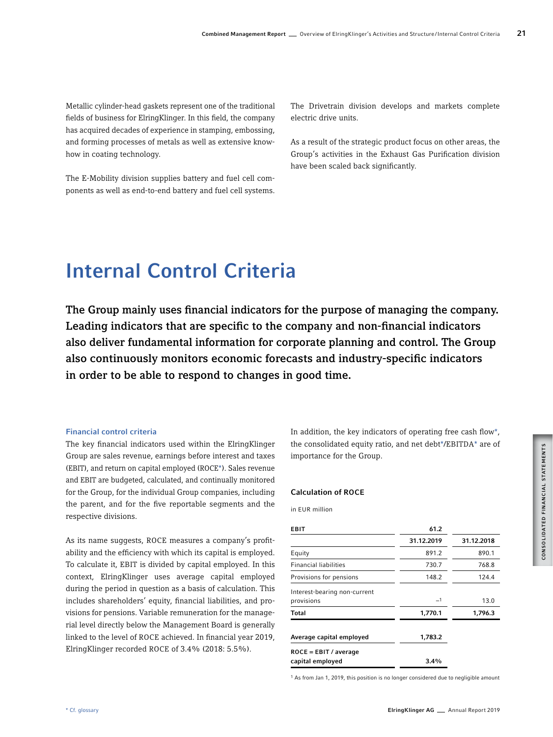Metallic cylinder-head gaskets represent one of the traditional fields of business for ElringKlinger. In this field, the company has acquired decades of experience in stamping, embossing, and forming processes of metals as well as extensive know-how in coating technology.

The E-Mobility division supplies battery and fuel cell components as well as end-to-end battery and fuel cell systems.

The Drivetrain division develops and markets complete electric drive units.

As a result of the strategic product focus on other areas, the Group's activities in the Exhaust Gas Purification division have been scaled back significantly.

# Internal Control Criteria

**The Group mainly uses financial indicators for the purpose of managing the company. Leading indicators that are specific to the company and non-financial indicators also deliver fundamental information for corporate planning and control. The Group also continuously monitors economic forecasts and industry-specific indicators in order to be able to respond to changes in good time.**

### Financial control criteria

The key financial indicators used within the ElringKlinger Group are sales revenue, earnings before interest and taxes (EBIT), and return on capital employed (ROCE*). Sales revenue and EBIT are budgeted, calculated, and continually monitored for the Group, for the individual Group companies, including the parent, and for the five reportable segments and the respective divisions.

As its name suggests, ROCE measures a company's profitability and the efficiency with which its capital is employed. To calculate it, EBIT is divided by capital employed. In this context, ElringKlinger uses average capital employed during the period in question as a basis of calculation. This includes shareholders' equity, financial liabilities, and provisions for pensions. Variable remuneration for the managerial level directly below the Management Board is generally linked to the level of ROCE achieved. In financial year 2019, ElringKlinger recorded ROCE of 3.4% (2018: 5.5%).

In addition, the key indicators of operating free cash flow*, the consolidated equity ratio, and net debt*/EBITDA* are of importance for the Group.

#### Calculation of ROCE

in EUR million

| EBIT | 61.2 | |
|---|---|---|
| | **31.12.2019** | **31.12.2018** |
| Equity | 891.2 | 890.1 |
| Financial liabilities | 730.7 | 768.8 |
| Provisions for pensions | 148.2 | 124.4 |
| Interest-bearing non-current provisions | –[1] | 13.0 |
| **Total** | **1,770.1** | **1,796.3** |
| **Average capital employed** | **1,783.2** | |
| **ROCE = EBIT / average capital employed** | **3.4%** | |

[1] As from Jan 1, 2019, this position is no longer considered due to negligible amount

\* Cf. glossary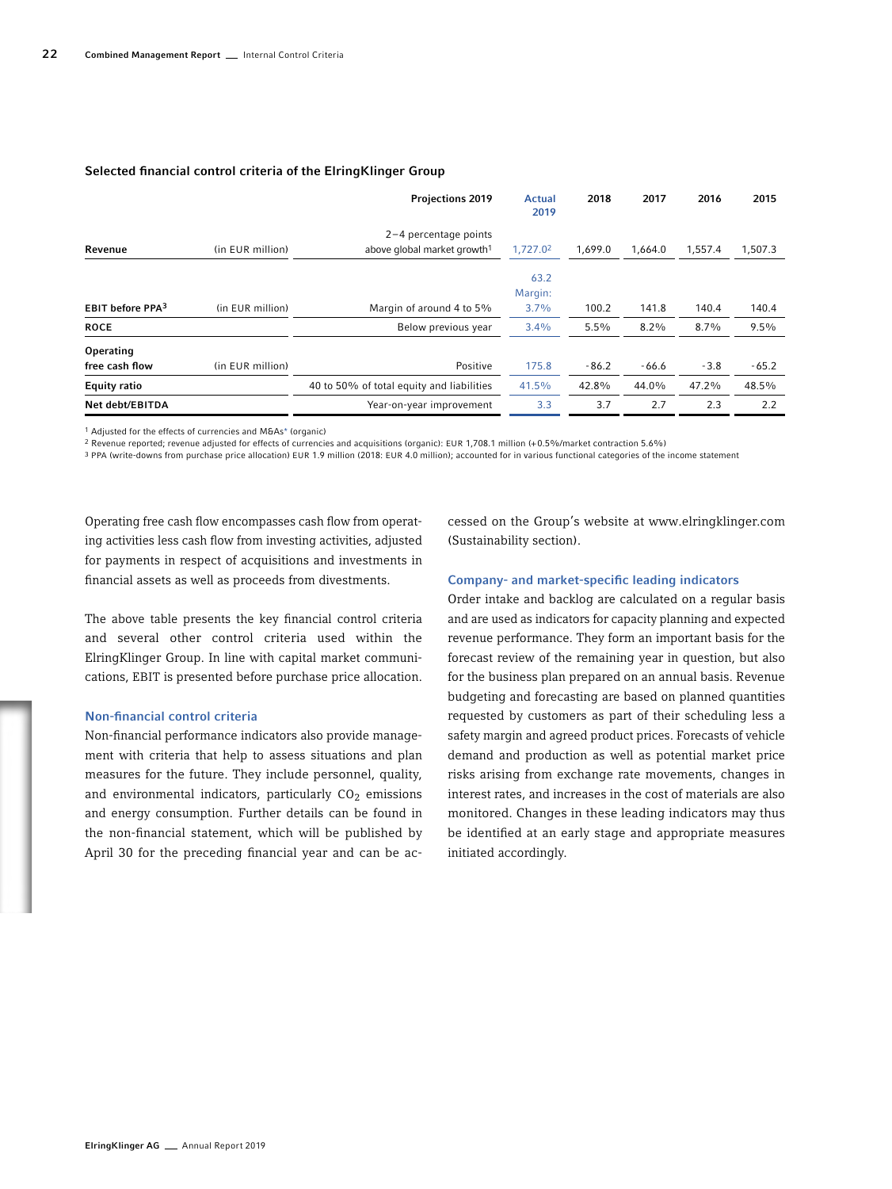### Selected financial control criteria of the ElringKlinger Group

| | | Projections 2019 | Actual 2019 | 2018 | 2017 | 2016 | 2015 |
|---|---|---|---|---|---|---|---|
| Revenue | (in EUR million) | 2–4 percentage points above global market growth[1] | 1,727.0[2] | 1,699.0 | 1,664.0 | 1,557.4 | 1,507.3 |
| EBIT before PPA[3] | (in EUR million) | Margin of around 4 to 5% | 63.2 Margin: 3.7% | 100.2 | 141.8 | 140.4 | 140.4 |
| ROCE | | Below previous year | 3.4% | 5.5% | 8.2% | 8.7% | 9.5% |
| Operating free cash flow | (in EUR million) | Positive | 175.8 | -86.2 | -66.6 | -3.8 | -65.2 |
| Equity ratio | | 40 to 50% of total equity and liabilities | 41.5% | 42.8% | 44.0% | 47.2% | 48.5% |
| Net debt/EBITDA | | Year-on-year improvement | 3.3 | 3.7 | 2.7 | 2.3 | 2.2 |

[1] Adjusted for the effects of currencies and M&As* (organic)
[2] Revenue reported; revenue adjusted for effects of currencies and acquisitions (organic): EUR 1,708.1 million (+0.5%/market contraction 5.6%)
[3] PPA (write-downs from purchase price allocation) EUR 1.9 million (2018: EUR 4.0 million); accounted for in various functional categories of the income statement

Operating free cash flow encompasses cash flow from operating activities less cash flow from investing activities, adjusted for payments in respect of acquisitions and investments in financial assets as well as proceeds from divestments.

The above table presents the key financial control criteria and several other control criteria used within the ElringKlinger Group. In line with capital market communications, EBIT is presented before purchase price allocation.

#### Non-financial control criteria

Non-financial performance indicators also provide management with criteria that help to assess situations and plan measures for the future. They include personnel, quality, and environmental indicators, particularly $CO_2$ emissions and energy consumption. Further details can be found in the non-financial statement, which will be published by April 30 for the preceding financial year and can be accessed on the Group's website at www.elringklinger.com (Sustainability section).

#### Company- and market-specific leading indicators

Order intake and backlog are calculated on a regular basis and are used as indicators for capacity planning and expected revenue performance. They form an important basis for the forecast review of the remaining year in question, but also for the business plan prepared on an annual basis. Revenue budgeting and forecasting are based on planned quantities requested by customers as part of their scheduling less a safety margin and agreed product prices. Forecasts of vehicle demand and production as well as potential market price risks arising from exchange rate movements, changes in interest rates, and increases in the cost of materials are also monitored. Changes in these leading indicators may thus be identified at an early stage and appropriate measures initiated accordingly.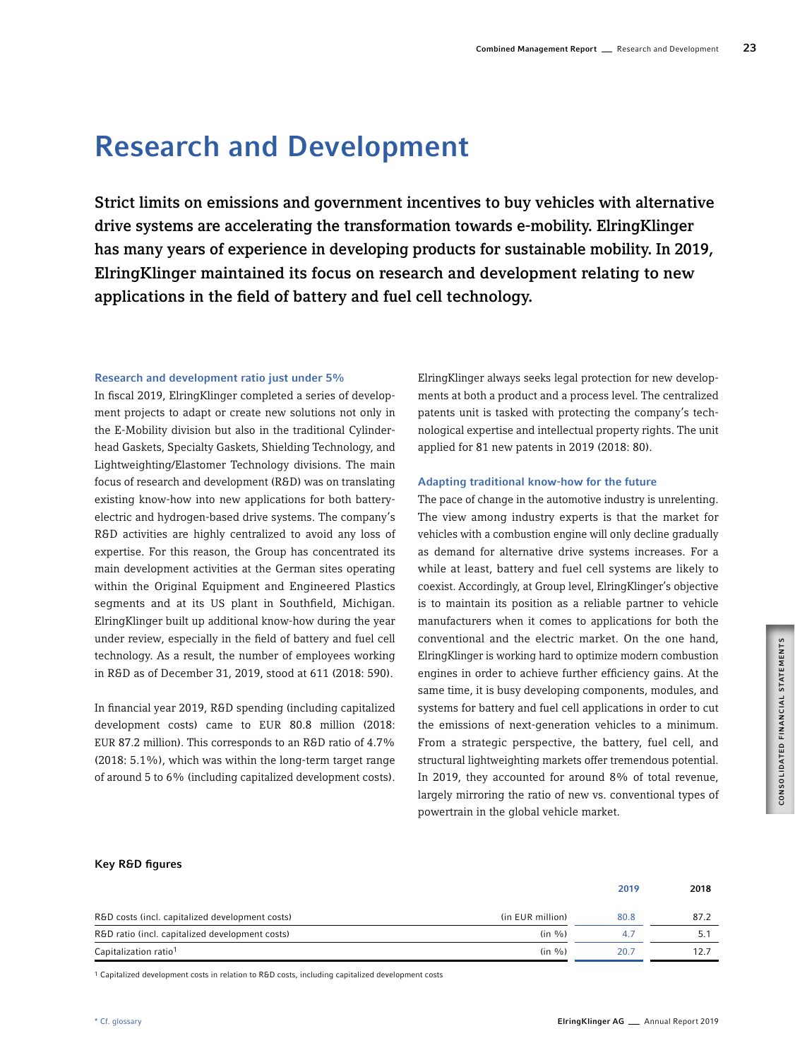# Research and Development

**Strict limits on emissions and government incentives to buy vehicles with alternative drive systems are accelerating the transformation towards e-mobility. ElringKlinger has many years of experience in developing products for sustainable mobility. In 2019, ElringKlinger maintained its focus on research and development relating to new applications in the field of battery and fuel cell technology.**

### Research and development ratio just under 5%

In fiscal 2019, ElringKlinger completed a series of development projects to adapt or create new solutions not only in the E-Mobility division but also in the traditional Cylinder-head Gaskets, Specialty Gaskets, Shielding Technology, and Lightweighting/Elastomer Technology divisions. The main focus of research and development (R&D) was on translating existing know-how into new applications for both battery-electric and hydrogen-based drive systems. The company's R&D activities are highly centralized to avoid any loss of expertise. For this reason, the Group has concentrated its main development activities at the German sites operating within the Original Equipment and Engineered Plastics segments and at its US plant in Southfield, Michigan. ElringKlinger built up additional know-how during the year under review, especially in the field of battery and fuel cell technology. As a result, the number of employees working in R&D as of December 31, 2019, stood at 611 (2018: 590).

In financial year 2019, R&D spending (including capitalized development costs) came to EUR 80.8 million (2018: EUR 87.2 million). This corresponds to an R&D ratio of 4.7% (2018: 5.1%), which was within the long-term target range of around 5 to 6% (including capitalized development costs).

ElringKlinger always seeks legal protection for new developments at both a product and a process level. The centralized patents unit is tasked with protecting the company's technological expertise and intellectual property rights. The unit applied for 81 new patents in 2019 (2018: 80).

### Adapting traditional know-how for the future

The pace of change in the automotive industry is unrelenting. The view among industry experts is that the market for vehicles with a combustion engine will only decline gradually as demand for alternative drive systems increases. For a while at least, battery and fuel cell systems are likely to coexist. Accordingly, at Group level, ElringKlinger's objective is to maintain its position as a reliable partner to vehicle manufacturers when it comes to applications for both the conventional and the electric market. On the one hand, ElringKlinger is working hard to optimize modern combustion engines in order to achieve further efficiency gains. At the same time, it is busy developing components, modules, and systems for battery and fuel cell applications in order to cut the emissions of next-generation vehicles to a minimum. From a strategic perspective, the battery, fuel cell, and structural lightweighting markets offer tremendous potential. In 2019, they accounted for around 8% of total revenue, largely mirroring the ratio of new vs. conventional types of powertrain in the global vehicle market.

**Key R&D figures**

| | | 2019 | 2018 |
|---|---|---|---|
| R&D costs (incl. capitalized development costs) | (in EUR million) | 80.8 | 87.2 |
| R&D ratio (incl. capitalized development costs) | (in %) | 4.7 | 5.1 |
| Capitalization ratio[1] | (in %) | 20.7 | 12.7 |

[1] Capitalized development costs in relation to R&D costs, including capitalized development costs

* Cf. glossary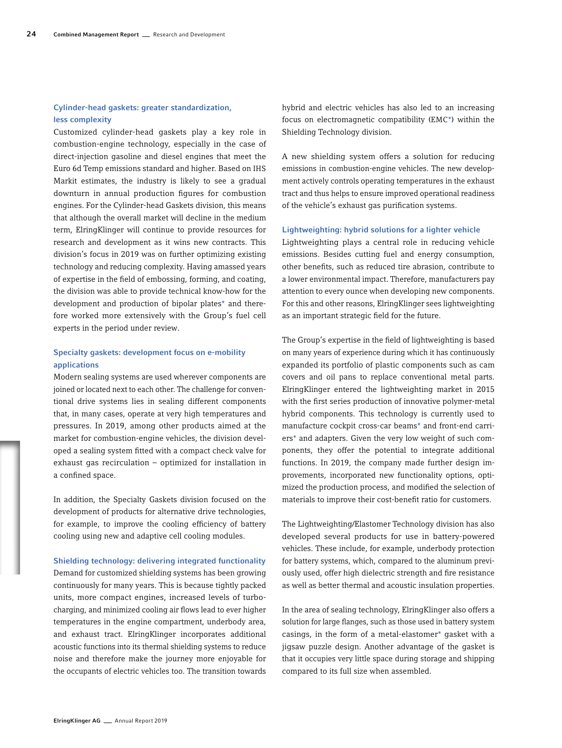### Cylinder-head gaskets: greater standardization, less complexity

Customized cylinder-head gaskets play a key role in combustion-engine technology, especially in the case of direct-injection gasoline and diesel engines that meet the Euro 6d Temp emissions standard and higher. Based on IHS Markit estimates, the industry is likely to see a gradual downturn in annual production figures for combustion engines. For the Cylinder-head Gaskets division, this means that although the overall market will decline in the medium term, ElringKlinger will continue to provide resources for research and development as it wins new contracts. This division's focus in 2019 was on further optimizing existing technology and reducing complexity. Having amassed years of expertise in the field of embossing, forming, and coating, the division was able to provide technical know-how for the development and production of bipolar plates* and therefore worked more extensively with the Group's fuel cell experts in the period under review.

### Specialty gaskets: development focus on e-mobility applications

Modern sealing systems are used wherever components are joined or located next to each other. The challenge for conventional drive systems lies in sealing different components that, in many cases, operate at very high temperatures and pressures. In 2019, among other products aimed at the market for combustion-engine vehicles, the division developed a sealing system fitted with a compact check valve for exhaust gas recirculation – optimized for installation in a confined space.

In addition, the Specialty Gaskets division focused on the development of products for alternative drive technologies, for example, to improve the cooling efficiency of battery cooling using new and adaptive cell cooling modules.

### Shielding technology: delivering integrated functionality

Demand for customized shielding systems has been growing continuously for many years. This is because tightly packed units, more compact engines, increased levels of turbocharging, and minimized cooling air flows lead to ever higher temperatures in the engine compartment, underbody area, and exhaust tract. ElringKlinger incorporates additional acoustic functions into its thermal shielding systems to reduce noise and therefore make the journey more enjoyable for the occupants of electric vehicles too. The transition towards hybrid and electric vehicles has also led to an increasing focus on electromagnetic compatibility (EMC*) within the Shielding Technology division.

A new shielding system offers a solution for reducing emissions in combustion-engine vehicles. The new development actively controls operating temperatures in the exhaust tract and thus helps to ensure improved operational readiness of the vehicle's exhaust gas purification systems.

### Lightweighting: hybrid solutions for a lighter vehicle

Lightweighting plays a central role in reducing vehicle emissions. Besides cutting fuel and energy consumption, other benefits, such as reduced tire abrasion, contribute to a lower environmental impact. Therefore, manufacturers pay attention to every ounce when developing new components. For this and other reasons, ElringKlinger sees lightweighting as an important strategic field for the future.

The Group's expertise in the field of lightweighting is based on many years of experience during which it has continuously expanded its portfolio of plastic components such as cam covers and oil pans to replace conventional metal parts. ElringKlinger entered the lightweighting market in 2015 with the first series production of innovative polymer-metal hybrid components. This technology is currently used to manufacture cockpit cross-car beams* and front-end carriers* and adapters. Given the very low weight of such components, they offer the potential to integrate additional functions. In 2019, the company made further design improvements, incorporated new functionality options, optimized the production process, and modified the selection of materials to improve their cost-benefit ratio for customers.

The Lightweighting/Elastomer Technology division has also developed several products for use in battery-powered vehicles. These include, for example, underbody protection for battery systems, which, compared to the aluminum previously used, offer high dielectric strength and fire resistance as well as better thermal and acoustic insulation properties.

In the area of sealing technology, ElringKlinger also offers a solution for large flanges, such as those used in battery system casings, in the form of a metal-elastomer* gasket with a jigsaw puzzle design. Another advantage of the gasket is that it occupies very little space during storage and shipping compared to its full size when assembled.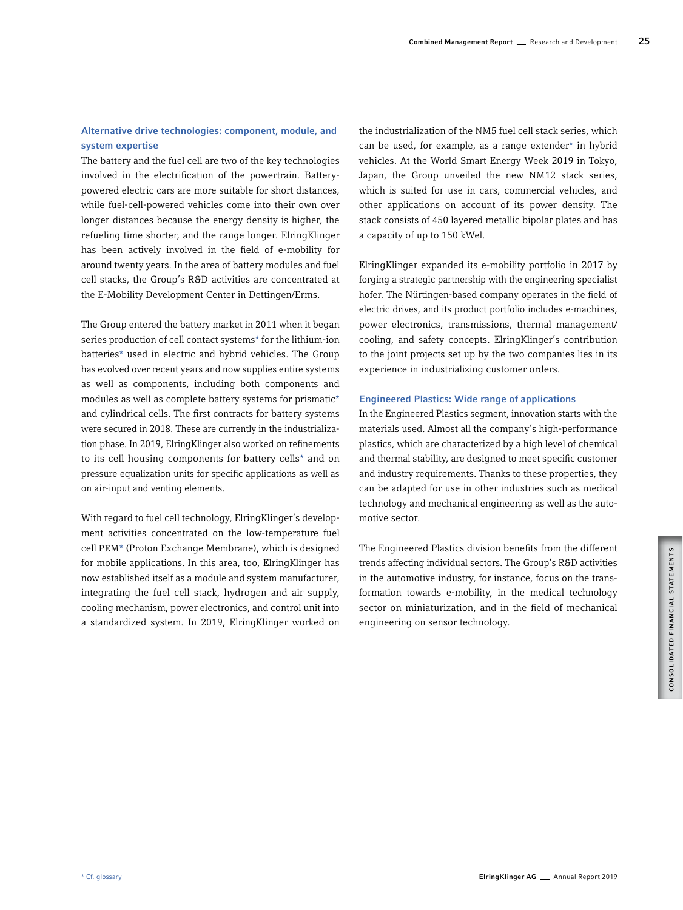### Alternative drive technologies: component, module, and system expertise

The battery and the fuel cell are two of the key technologies involved in the electrification of the powertrain. Battery-powered electric cars are more suitable for short distances, while fuel-cell-powered vehicles come into their own over longer distances because the energy density is higher, the refueling time shorter, and the range longer. ElringKlinger has been actively involved in the field of e-mobility for around twenty years. In the area of battery modules and fuel cell stacks, the Group's R&D activities are concentrated at the E-Mobility Development Center in Dettingen/Erms.

The Group entered the battery market in 2011 when it began series production of cell contact systems* for the lithium-ion batteries* used in electric and hybrid vehicles. The Group has evolved over recent years and now supplies entire systems as well as components, including both components and modules as well as complete battery systems for prismatic* and cylindrical cells. The first contracts for battery systems were secured in 2018. These are currently in the industrialization phase. In 2019, ElringKlinger also worked on refinements to its cell housing components for battery cells* and on pressure equalization units for specific applications as well as on air-input and venting elements.

With regard to fuel cell technology, ElringKlinger's development activities concentrated on the low-temperature fuel cell PEM* (Proton Exchange Membrane), which is designed for mobile applications. In this area, too, ElringKlinger has now established itself as a module and system manufacturer, integrating the fuel cell stack, hydrogen and air supply, cooling mechanism, power electronics, and control unit into a standardized system. In 2019, ElringKlinger worked on the industrialization of the NM5 fuel cell stack series, which can be used, for example, as a range extender* in hybrid vehicles. At the World Smart Energy Week 2019 in Tokyo, Japan, the Group unveiled the new NM12 stack series, which is suited for use in cars, commercial vehicles, and other applications on account of its power density. The stack consists of 450 layered metallic bipolar plates and has a capacity of up to 150 kWel.

ElringKlinger expanded its e-mobility portfolio in 2017 by forging a strategic partnership with the engineering specialist hofer. The Nürtingen-based company operates in the field of electric drives, and its product portfolio includes e-machines, power electronics, transmissions, thermal management/cooling, and safety concepts. ElringKlinger's contribution to the joint projects set up by the two companies lies in its experience in industrializing customer orders.

### Engineered Plastics: Wide range of applications

In the Engineered Plastics segment, innovation starts with the materials used. Almost all the company's high-performance plastics, which are characterized by a high level of chemical and thermal stability, are designed to meet specific customer and industry requirements. Thanks to these properties, they can be adapted for use in other industries such as medical technology and mechanical engineering as well as the automotive sector.

The Engineered Plastics division benefits from the different trends affecting individual sectors. The Group's R&D activities in the automotive industry, for instance, focus on the transformation towards e-mobility, in the medical technology sector on miniaturization, and in the field of mechanical engineering on sensor technology.

* Cf. glossary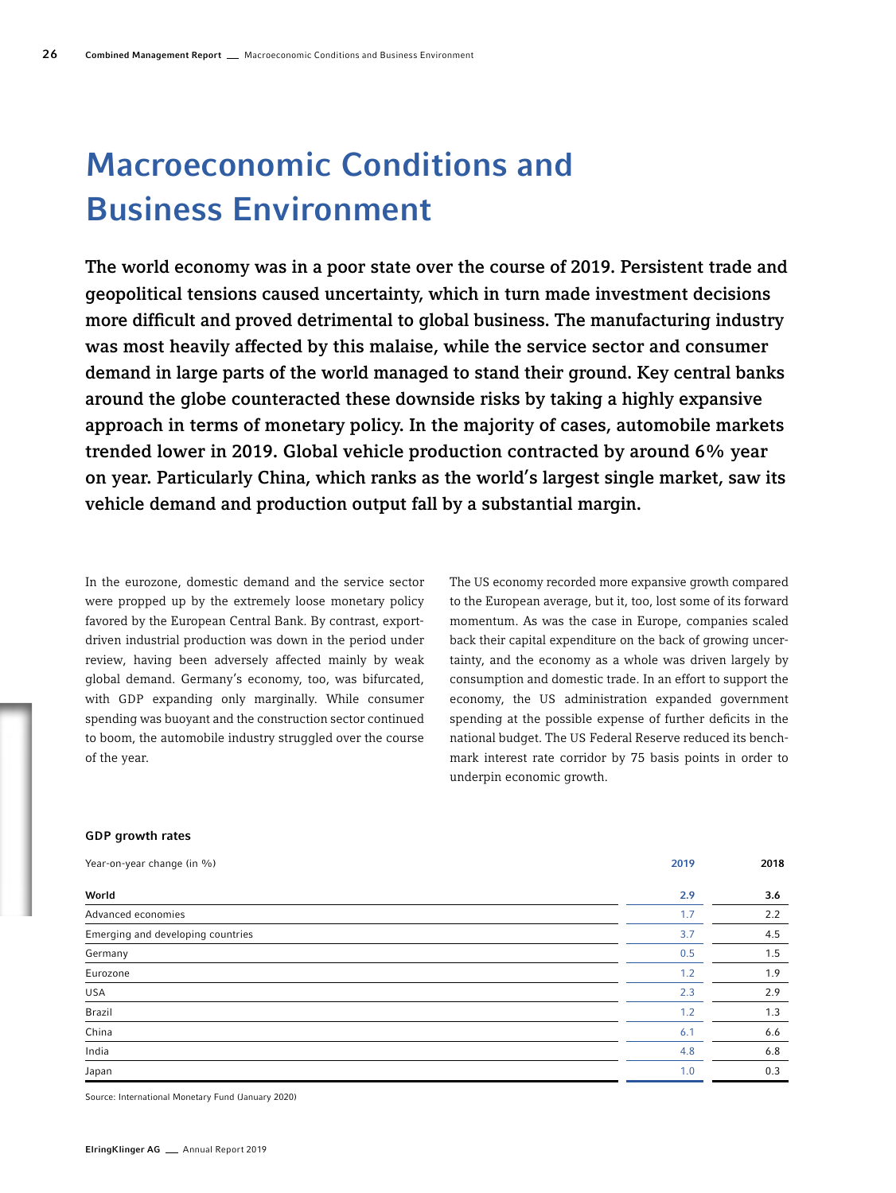# Macroeconomic Conditions and Business Environment

**The world economy was in a poor state over the course of 2019. Persistent trade and geopolitical tensions caused uncertainty, which in turn made investment decisions more difficult and proved detrimental to global business. The manufacturing industry was most heavily affected by this malaise, while the service sector and consumer demand in large parts of the world managed to stand their ground. Key central banks around the globe counteracted these downside risks by taking a highly expansive approach in terms of monetary policy. In the majority of cases, automobile markets trended lower in 2019. Global vehicle production contracted by around 6% year on year. Particularly China, which ranks as the world's largest single market, saw its vehicle demand and production output fall by a substantial margin.**

In the eurozone, domestic demand and the service sector were propped up by the extremely loose monetary policy favored by the European Central Bank. By contrast, export-driven industrial production was down in the period under review, having been adversely affected mainly by weak global demand. Germany's economy, too, was bifurcated, with GDP expanding only marginally. While consumer spending was buoyant and the construction sector continued to boom, the automobile industry struggled over the course of the year.

The US economy recorded more expansive growth compared to the European average, but it, too, lost some of its forward momentum. As was the case in Europe, companies scaled back their capital expenditure on the back of growing uncertainty, and the economy as a whole was driven largely by consumption and domestic trade. In an effort to support the economy, the US administration expanded government spending at the possible expense of further deficits in the national budget. The US Federal Reserve reduced its benchmark interest rate corridor by 75 basis points in order to underpin economic growth.

**GDP growth rates**

| Year-on-year change (in %) | 2019 | 2018 |
|---|---|---|
| **World** | **2.9** | **3.6** |
| Advanced economies | 1.7 | 2.2 |
| Emerging and developing countries | 3.7 | 4.5 |
| Germany | 0.5 | 1.5 |
| Eurozone | 1.2 | 1.9 |
| USA | 2.3 | 2.9 |
| Brazil | 1.2 | 1.3 |
| China | 6.1 | 6.6 |
| India | 4.8 | 6.8 |
| Japan | 1.0 | 0.3 |

Source: International Monetary Fund (January 2020)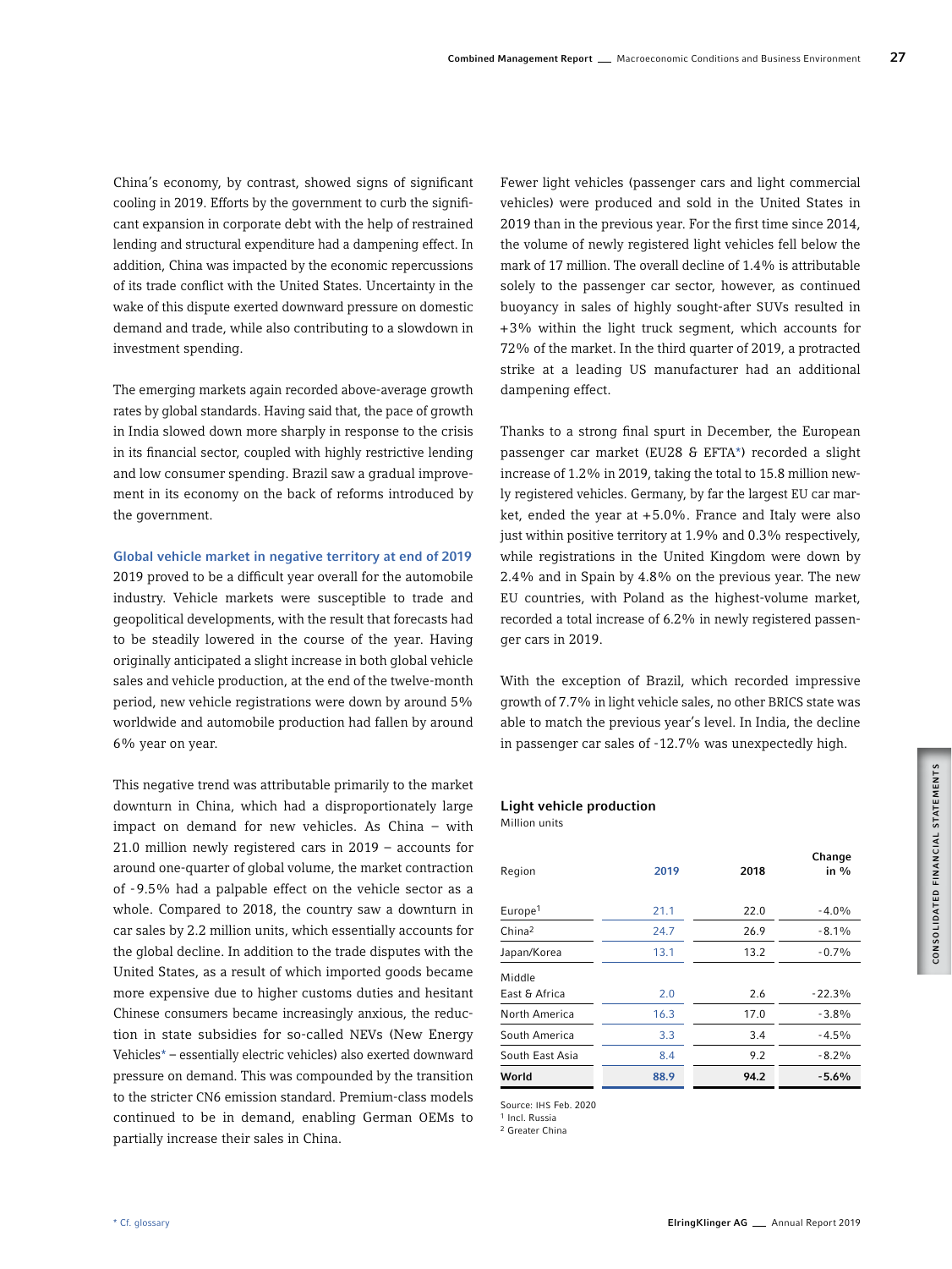China's economy, by contrast, showed signs of significant cooling in 2019. Efforts by the government to curb the significant expansion in corporate debt with the help of restrained lending and structural expenditure had a dampening effect. In addition, China was impacted by the economic repercussions of its trade conflict with the United States. Uncertainty in the wake of this dispute exerted downward pressure on domestic demand and trade, while also contributing to a slowdown in investment spending.

The emerging markets again recorded above-average growth rates by global standards. Having said that, the pace of growth in India slowed down more sharply in response to the crisis in its financial sector, coupled with highly restrictive lending and low consumer spending. Brazil saw a gradual improvement in its economy on the back of reforms introduced by the government.

### Global vehicle market in negative territory at end of 2019

2019 proved to be a difficult year overall for the automobile industry. Vehicle markets were susceptible to trade and geopolitical developments, with the result that forecasts had to be steadily lowered in the course of the year. Having originally anticipated a slight increase in both global vehicle sales and vehicle production, at the end of the twelve-month period, new vehicle registrations were down by around 5% worldwide and automobile production had fallen by around 6% year on year.

This negative trend was attributable primarily to the market downturn in China, which had a disproportionately large impact on demand for new vehicles. As China – with 21.0 million newly registered cars in 2019 – accounts for around one-quarter of global volume, the market contraction of -9.5% had a palpable effect on the vehicle sector as a whole. Compared to 2018, the country saw a downturn in car sales by 2.2 million units, which essentially accounts for the global decline. In addition to the trade disputes with the United States, as a result of which imported goods became more expensive due to higher customs duties and hesitant Chinese consumers became increasingly anxious, the reduction in state subsidies for so-called NEVs (New Energy Vehicles* – essentially electric vehicles) also exerted downward pressure on demand. This was compounded by the transition to the stricter CN6 emission standard. Premium-class models continued to be in demand, enabling German OEMs to partially increase their sales in China.

Fewer light vehicles (passenger cars and light commercial vehicles) were produced and sold in the United States in 2019 than in the previous year. For the first time since 2014, the volume of newly registered light vehicles fell below the mark of 17 million. The overall decline of 1.4% is attributable solely to the passenger car sector, however, as continued buoyancy in sales of highly sought-after SUVs resulted in +3% within the light truck segment, which accounts for 72% of the market. In the third quarter of 2019, a protracted strike at a leading US manufacturer had an additional dampening effect.

Thanks to a strong final spurt in December, the European passenger car market (EU28 & EFTA*) recorded a slight increase of 1.2% in 2019, taking the total to 15.8 million newly registered vehicles. Germany, by far the largest EU car market, ended the year at +5.0%. France and Italy were also just within positive territory at 1.9% and 0.3% respectively, while registrations in the United Kingdom were down by 2.4% and in Spain by 4.8% on the previous year. The new EU countries, with Poland as the highest-volume market, recorded a total increase of 6.2% in newly registered passenger cars in 2019.

With the exception of Brazil, which recorded impressive growth of 7.7% in light vehicle sales, no other BRICS state was able to match the previous year's level. In India, the decline in passenger car sales of -12.7% was unexpectedly high.

**Light vehicle production**
Million units

| Region | 2019 | 2018 | Change in % |
|---|---|---|---|
| Europe[1] | 21.1 | 22.0 | -4.0% |
| China[2] | 24.7 | 26.9 | -8.1% |
| Japan/Korea | 13.1 | 13.2 | -0.7% |
| Middle East & Africa | 2.0 | 2.6 | -22.3% |
| North America | 16.3 | 17.0 | -3.8% |
| South America | 3.3 | 3.4 | -4.5% |
| South East Asia | 8.4 | 9.2 | -8.2% |
| **World** | **88.9** | **94.2** | **-5.6%** |

Source: IHS Feb. 2020
[1] Incl. Russia
[2] Greater China

* Cf. glossary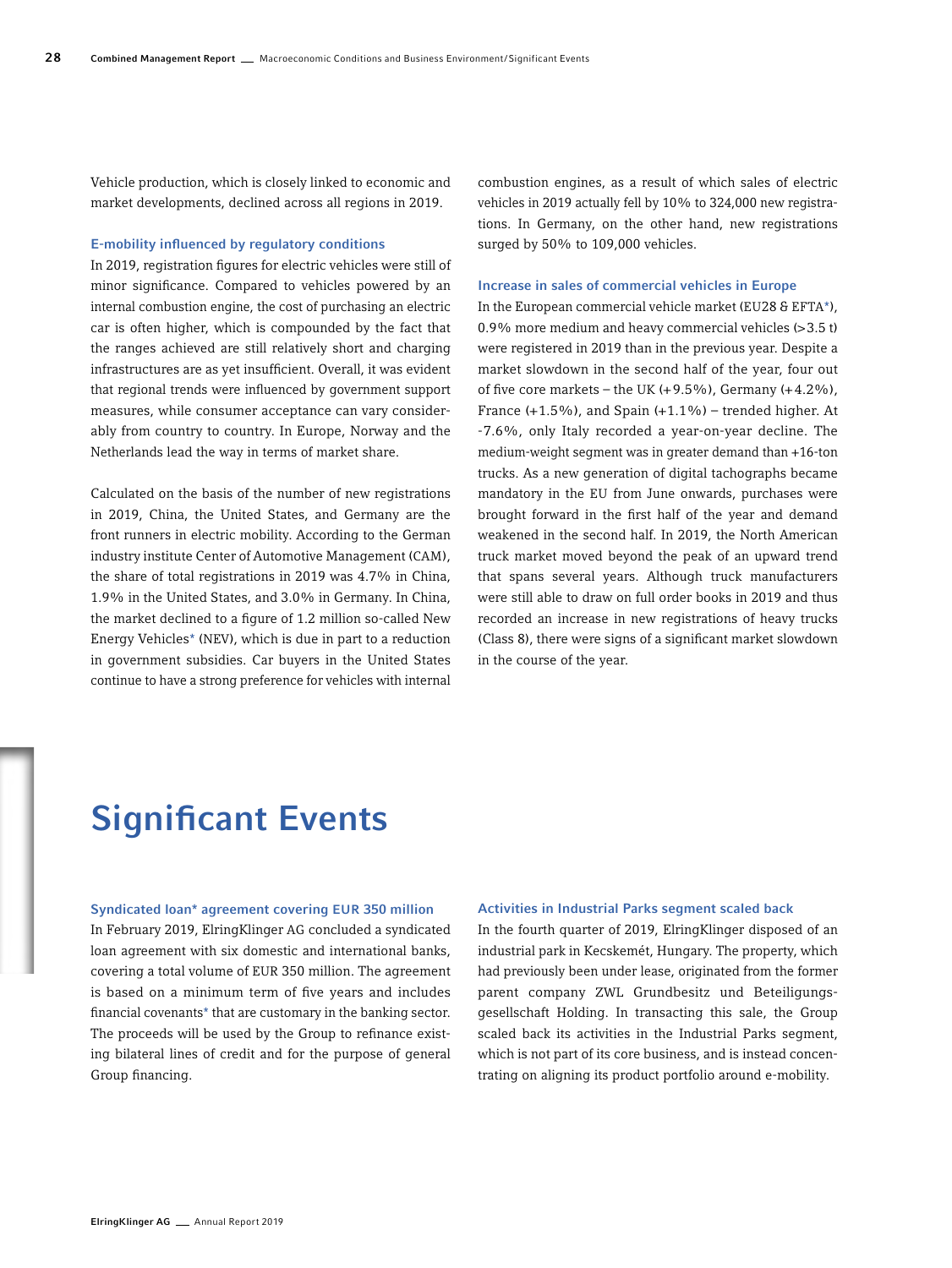Vehicle production, which is closely linked to economic and market developments, declined across all regions in 2019.

### E-mobility influenced by regulatory conditions

In 2019, registration figures for electric vehicles were still of minor significance. Compared to vehicles powered by an internal combustion engine, the cost of purchasing an electric car is often higher, which is compounded by the fact that the ranges achieved are still relatively short and charging infrastructures are as yet insufficient. Overall, it was evident that regional trends were influenced by government support measures, while consumer acceptance can vary considerably from country to country. In Europe, Norway and the Netherlands lead the way in terms of market share.

Calculated on the basis of the number of new registrations in 2019, China, the United States, and Germany are the front runners in electric mobility. According to the German industry institute Center of Automotive Management (CAM), the share of total registrations in 2019 was 4.7% in China, 1.9% in the United States, and 3.0% in Germany. In China, the market declined to a figure of 1.2 million so-called New Energy Vehicles* (NEV), which is due in part to a reduction in government subsidies. Car buyers in the United States continue to have a strong preference for vehicles with internal combustion engines, as a result of which sales of electric vehicles in 2019 actually fell by 10% to 324,000 new registrations. In Germany, on the other hand, new registrations surged by 50% to 109,000 vehicles.

### Increase in sales of commercial vehicles in Europe

In the European commercial vehicle market (EU28 & EFTA*), 0.9% more medium and heavy commercial vehicles (>3.5 t) were registered in 2019 than in the previous year. Despite a market slowdown in the second half of the year, four out of five core markets – the UK (+9.5%), Germany (+4.2%), France (+1.5%), and Spain (+1.1%) – trended higher. At -7.6%, only Italy recorded a year-on-year decline. The medium-weight segment was in greater demand than +16-ton trucks. As a new generation of digital tachographs became mandatory in the EU from June onwards, purchases were brought forward in the first half of the year and demand weakened in the second half. In 2019, the North American truck market moved beyond the peak of an upward trend that spans several years. Although truck manufacturers were still able to draw on full order books in 2019 and thus recorded an increase in new registrations of heavy trucks (Class 8), there were signs of a significant market slowdown in the course of the year.

# Significant Events

### Syndicated loan* agreement covering EUR 350 million

In February 2019, ElringKlinger AG concluded a syndicated loan agreement with six domestic and international banks, covering a total volume of EUR 350 million. The agreement is based on a minimum term of five years and includes financial covenants* that are customary in the banking sector. The proceeds will be used by the Group to refinance existing bilateral lines of credit and for the purpose of general Group financing.

### Activities in Industrial Parks segment scaled back

In the fourth quarter of 2019, ElringKlinger disposed of an industrial park in Kecskemét, Hungary. The property, which had previously been under lease, originated from the former parent company ZWL Grundbesitz und Beteiligungs-gesellschaft Holding. In transacting this sale, the Group scaled back its activities in the Industrial Parks segment, which is not part of its core business, and is instead concentrating on aligning its product portfolio around e-mobility.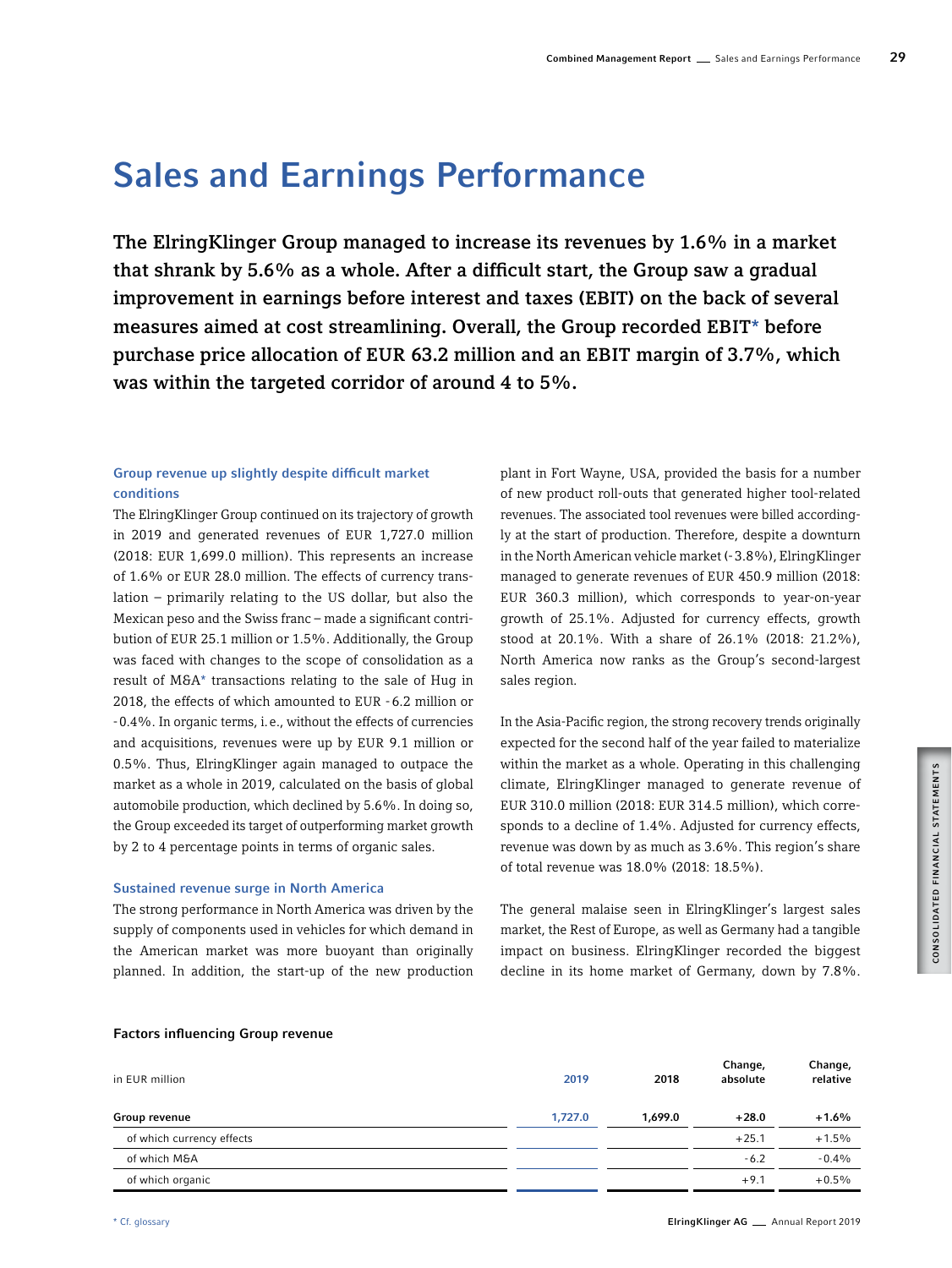# Sales and Earnings Performance

**The ElringKlinger Group managed to increase its revenues by 1.6% in a market that shrank by 5.6% as a whole. After a difficult start, the Group saw a gradual improvement in earnings before interest and taxes (EBIT) on the back of several measures aimed at cost streamlining. Overall, the Group recorded EBIT* before purchase price allocation of EUR 63.2 million and an EBIT margin of 3.7%, which was within the targeted corridor of around 4 to 5%.**

### Group revenue up slightly despite difficult market conditions

The ElringKlinger Group continued on its trajectory of growth in 2019 and generated revenues of EUR 1,727.0 million (2018: EUR 1,699.0 million). This represents an increase of 1.6% or EUR 28.0 million. The effects of currency translation – primarily relating to the US dollar, but also the Mexican peso and the Swiss franc – made a significant contribution of EUR 25.1 million or 1.5%. Additionally, the Group was faced with changes to the scope of consolidation as a result of M&A* transactions relating to the sale of Hug in 2018, the effects of which amounted to EUR -6.2 million or -0.4%. In organic terms, i.e., without the effects of currencies and acquisitions, revenues were up by EUR 9.1 million or 0.5%. Thus, ElringKlinger again managed to outpace the market as a whole in 2019, calculated on the basis of global automobile production, which declined by 5.6%. In doing so, the Group exceeded its target of outperforming market growth by 2 to 4 percentage points in terms of organic sales.

### Sustained revenue surge in North America

The strong performance in North America was driven by the supply of components used in vehicles for which demand in the American market was more buoyant than originally planned. In addition, the start-up of the new production plant in Fort Wayne, USA, provided the basis for a number of new product roll-outs that generated higher tool-related revenues. The associated tool revenues were billed accordingly at the start of production. Therefore, despite a downturn in the North American vehicle market (-3.8%), ElringKlinger managed to generate revenues of EUR 450.9 million (2018: EUR 360.3 million), which corresponds to year-on-year growth of 25.1%. Adjusted for currency effects, growth stood at 20.1%. With a share of 26.1% (2018: 21.2%), North America now ranks as the Group's second-largest sales region.

In the Asia-Pacific region, the strong recovery trends originally expected for the second half of the year failed to materialize within the market as a whole. Operating in this challenging climate, ElringKlinger managed to generate revenue of EUR 310.0 million (2018: EUR 314.5 million), which corresponds to a decline of 1.4%. Adjusted for currency effects, revenue was down by as much as 3.6%. This region's share of total revenue was 18.0% (2018: 18.5%).

The general malaise seen in ElringKlinger's largest sales market, the Rest of Europe, as well as Germany had a tangible impact on business. ElringKlinger recorded the biggest decline in its home market of Germany, down by 7.8%.

**Factors influencing Group revenue**

| in EUR million | 2019 | 2018 | Change, absolute | Change, relative |
|---|---|---|---|---|
| **Group revenue** | **1,727.0** | **1,699.0** | **+28.0** | **+1.6%** |
| of which currency effects | | | +25.1 | +1.5% |
| of which M&A | | | -6.2 | -0.4% |
| of which organic | | | +9.1 | +0.5% |

* Cf. glossary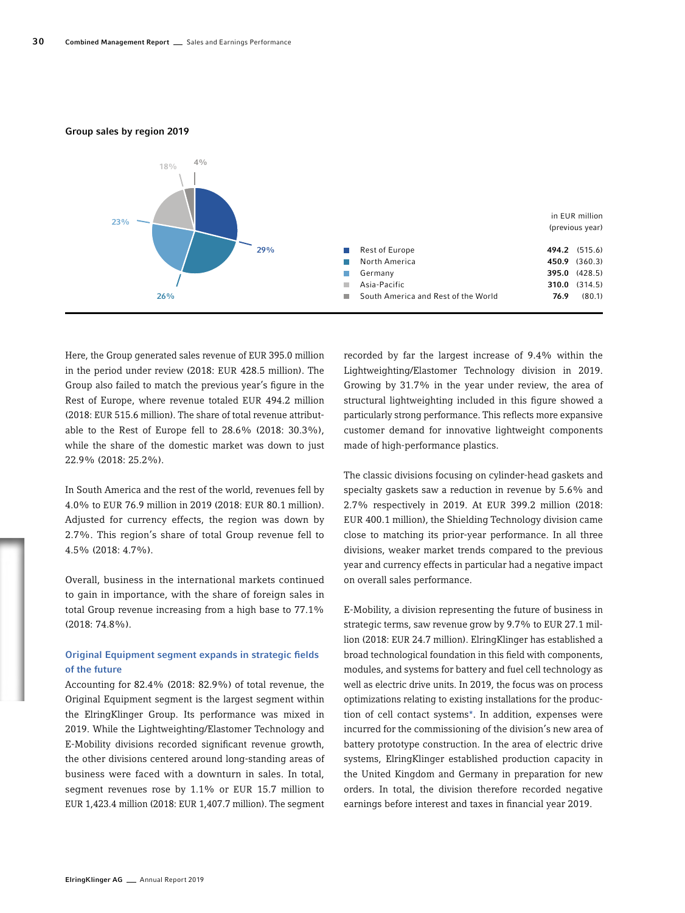**Group sales by region 2019**

| | in EUR million (previous year) | |
|---|---|---|
| Rest of Europe | **494.2** | (515.6) |
| North America | **450.9** | (360.3) |
| Germany | **395.0** | (428.5) |
| Asia-Pacific | **310.0** | (314.5) |
| South America and Rest of the World | **76.9** | (80.1) |

Pie chart shares: 29%, 26%, 23%, 18%, 4%

Here, the Group generated sales revenue of EUR 395.0 million in the period under review (2018: EUR 428.5 million). The Group also failed to match the previous year's figure in the Rest of Europe, where revenue totaled EUR 494.2 million (2018: EUR 515.6 million). The share of total revenue attributable to the Rest of Europe fell to 28.6% (2018: 30.3%), while the share of the domestic market was down to just 22.9% (2018: 25.2%).

In South America and the rest of the world, revenues fell by 4.0% to EUR 76.9 million in 2019 (2018: EUR 80.1 million). Adjusted for currency effects, the region was down by 2.7%. This region's share of total Group revenue fell to 4.5% (2018: 4.7%).

Overall, business in the international markets continued to gain in importance, with the share of foreign sales in total Group revenue increasing from a high base to 77.1% (2018: 74.8%).

### Original Equipment segment expands in strategic fields of the future

Accounting for 82.4% (2018: 82.9%) of total revenue, the Original Equipment segment is the largest segment within the ElringKlinger Group. Its performance was mixed in 2019. While the Lightweighting/Elastomer Technology and E-Mobility divisions recorded significant revenue growth, the other divisions centered around long-standing areas of business were faced with a downturn in sales. In total, segment revenues rose by 1.1% or EUR 15.7 million to EUR 1,423.4 million (2018: EUR 1,407.7 million). The segment recorded by far the largest increase of 9.4% within the Lightweighting/Elastomer Technology division in 2019. Growing by 31.7% in the year under review, the area of structural lightweighting included in this figure showed a particularly strong performance. This reflects more expansive customer demand for innovative lightweight components made of high-performance plastics.

The classic divisions focusing on cylinder-head gaskets and specialty gaskets saw a reduction in revenue by 5.6% and 2.7% respectively in 2019. At EUR 399.2 million (2018: EUR 400.1 million), the Shielding Technology division came close to matching its prior-year performance. In all three divisions, weaker market trends compared to the previous year and currency effects in particular had a negative impact on overall sales performance.

E-Mobility, a division representing the future of business in strategic terms, saw revenue grow by 9.7% to EUR 27.1 million (2018: EUR 24.7 million). ElringKlinger has established a broad technological foundation in this field with components, modules, and systems for battery and fuel cell technology as well as electric drive units. In 2019, the focus was on process optimizations relating to existing installations for the production of cell contact systems*. In addition, expenses were incurred for the commissioning of the division's new area of battery prototype construction. In the area of electric drive systems, ElringKlinger established production capacity in the United Kingdom and Germany in preparation for new orders. In total, the division therefore recorded negative earnings before interest and taxes in financial year 2019.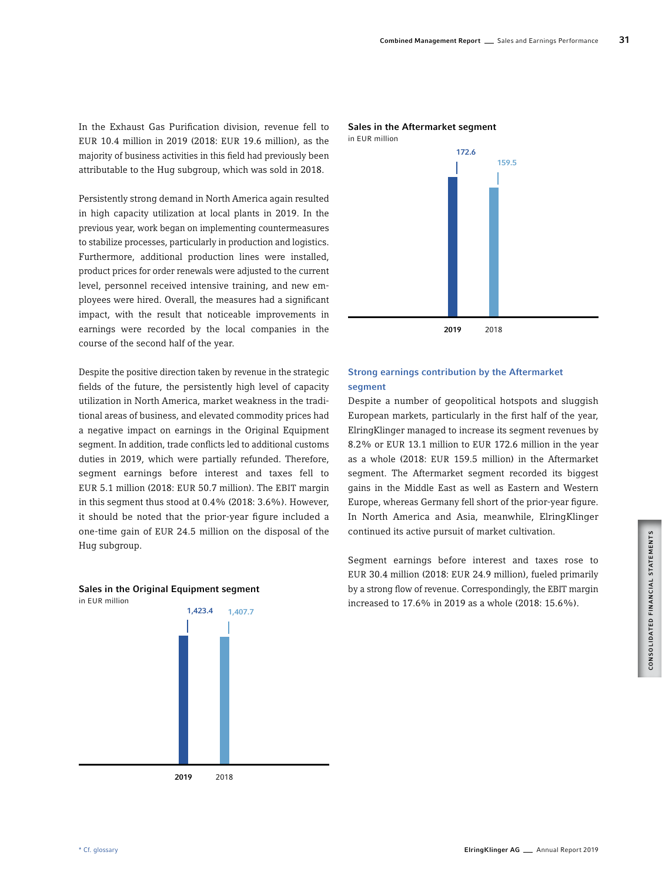In the Exhaust Gas Purification division, revenue fell to EUR 10.4 million in 2019 (2018: EUR 19.6 million), as the majority of business activities in this field had previously been attributable to the Hug subgroup, which was sold in 2018.

Persistently strong demand in North America again resulted in high capacity utilization at local plants in 2019. In the previous year, work began on implementing countermeasures to stabilize processes, particularly in production and logistics. Furthermore, additional production lines were installed, product prices for order renewals were adjusted to the current level, personnel received intensive training, and new employees were hired. Overall, the measures had a significant impact, with the result that noticeable improvements in earnings were recorded by the local companies in the course of the second half of the year.

Despite the positive direction taken by revenue in the strategic fields of the future, the persistently high level of capacity utilization in North America, market weakness in the traditional areas of business, and elevated commodity prices had a negative impact on earnings in the Original Equipment segment. In addition, trade conflicts led to additional customs duties in 2019, which were partially refunded. Therefore, segment earnings before interest and taxes fell to EUR 5.1 million (2018: EUR 50.7 million). The EBIT margin in this segment thus stood at 0.4% (2018: 3.6%). However, it should be noted that the prior-year figure included a one-time gain of EUR 24.5 million on the disposal of the Hug subgroup.

**Sales in the Original Equipment segment**
in EUR million

| | 2019 | 2018 |
|---|---|---|
| Sales | 1,423.4 | 1,407.7 |

**Sales in the Aftermarket segment**
in EUR million

| | 2019 | 2018 |
|---|---|---|
| Sales | 172.6 | 159.5 |

### Strong earnings contribution by the Aftermarket segment

Despite a number of geopolitical hotspots and sluggish European markets, particularly in the first half of the year, ElringKlinger managed to increase its segment revenues by 8.2% or EUR 13.1 million to EUR 172.6 million in the year as a whole (2018: EUR 159.5 million) in the Aftermarket segment. The Aftermarket segment recorded its biggest gains in the Middle East as well as Eastern and Western Europe, whereas Germany fell short of the prior-year figure. In North America and Asia, meanwhile, ElringKlinger continued its active pursuit of market cultivation.

Segment earnings before interest and taxes rose to EUR 30.4 million (2018: EUR 24.9 million), fueled primarily by a strong flow of revenue. Correspondingly, the EBIT margin increased to 17.6% in 2019 as a whole (2018: 15.6%).

* Cf. glossary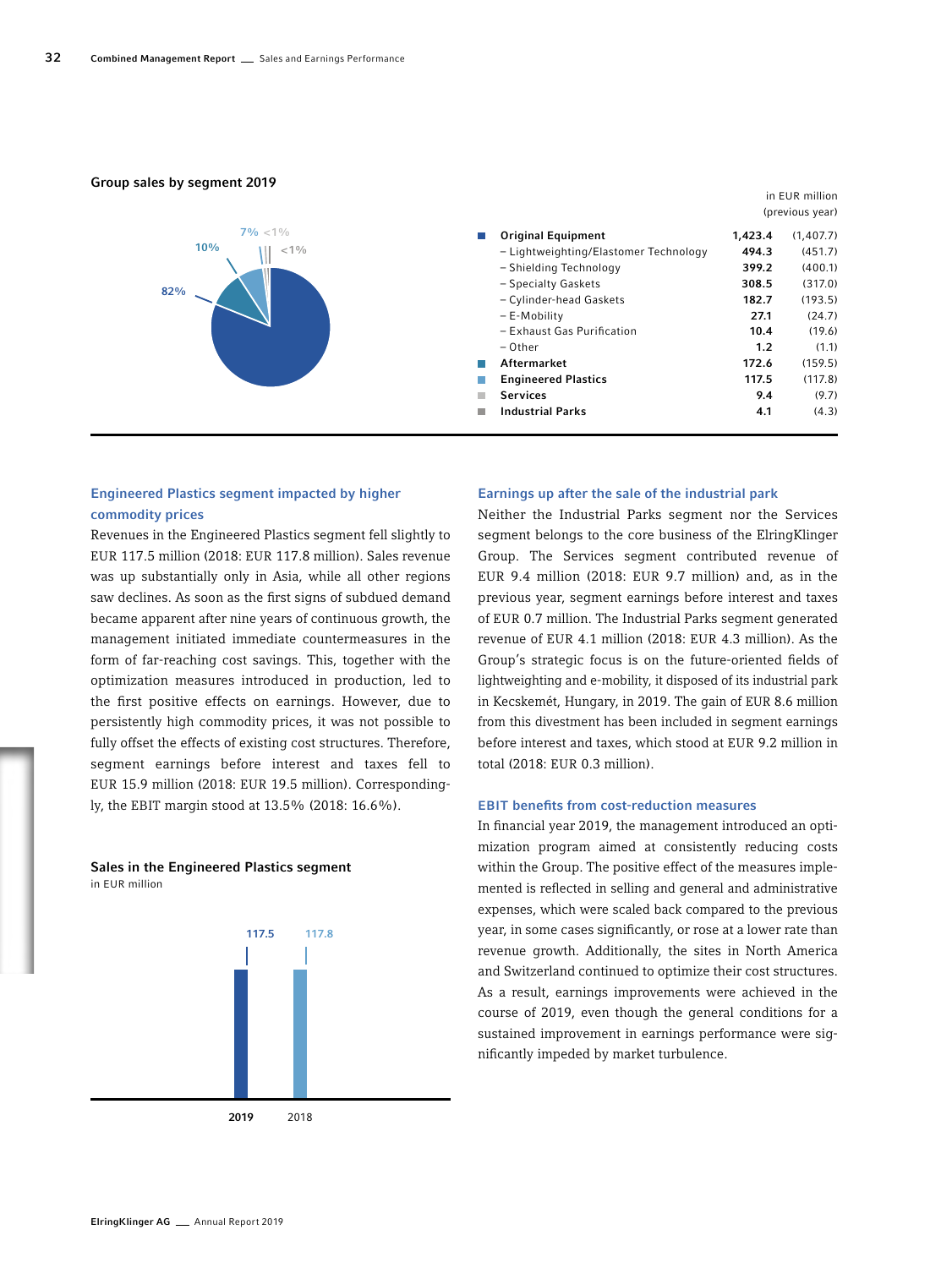## Group sales by segment 2019

in EUR million (previous year)

| Segment | 2019 | (previous year) |
|---|---|---|
| **Original Equipment** | **1,423.4** | (1,407.7) |
| – Lightweighting/Elastomer Technology | **494.3** | (451.7) |
| – Shielding Technology | **399.2** | (400.1) |
| – Specialty Gaskets | **308.5** | (317.0) |
| – Cylinder-head Gaskets | **182.7** | (193.5) |
| – E-Mobility | **27.1** | (24.7) |
| – Exhaust Gas Purification | **10.4** | (19.6) |
| – Other | **1.2** | (1.1) |
| **Aftermarket** | **172.6** | (159.5) |
| **Engineered Plastics** | **117.5** | (117.8) |
| **Services** | **9.4** | (9.7) |
| **Industrial Parks** | **4.1** | (4.3) |

82% | 10% | 7% | <1% | <1%

### Engineered Plastics segment impacted by higher commodity prices

Revenues in the Engineered Plastics segment fell slightly to EUR 117.5 million (2018: EUR 117.8 million). Sales revenue was up substantially only in Asia, while all other regions saw declines. As soon as the first signs of subdued demand became apparent after nine years of continuous growth, the management initiated immediate countermeasures in the form of far-reaching cost savings. This, together with the optimization measures introduced in production, led to the first positive effects on earnings. However, due to persistently high commodity prices, it was not possible to fully offset the effects of existing cost structures. Therefore, segment earnings before interest and taxes fell to EUR 15.9 million (2018: EUR 19.5 million). Correspondingly, the EBIT margin stood at 13.5% (2018: 16.6%).

**Sales in the Engineered Plastics segment**
in EUR million

| 2019 | 2018 |
|---|---|
| 117.5 | 117.8 |

### Earnings up after the sale of the industrial park

Neither the Industrial Parks segment nor the Services segment belongs to the core business of the ElringKlinger Group. The Services segment contributed revenue of EUR 9.4 million (2018: EUR 9.7 million) and, as in the previous year, segment earnings before interest and taxes of EUR 0.7 million. The Industrial Parks segment generated revenue of EUR 4.1 million (2018: EUR 4.3 million). As the Group's strategic focus is on the future-oriented fields of lightweighting and e-mobility, it disposed of its industrial park in Kecskemét, Hungary, in 2019. The gain of EUR 8.6 million from this divestment has been included in segment earnings before interest and taxes, which stood at EUR 9.2 million in total (2018: EUR 0.3 million).

### EBIT benefits from cost-reduction measures

In financial year 2019, the management introduced an optimization program aimed at consistently reducing costs within the Group. The positive effect of the measures implemented is reflected in selling and general and administrative expenses, which were scaled back compared to the previous year, in some cases significantly, or rose at a lower rate than revenue growth. Additionally, the sites in North America and Switzerland continued to optimize their cost structures. As a result, earnings improvements were achieved in the course of 2019, even though the general conditions for a sustained improvement in earnings performance were significantly impeded by market turbulence.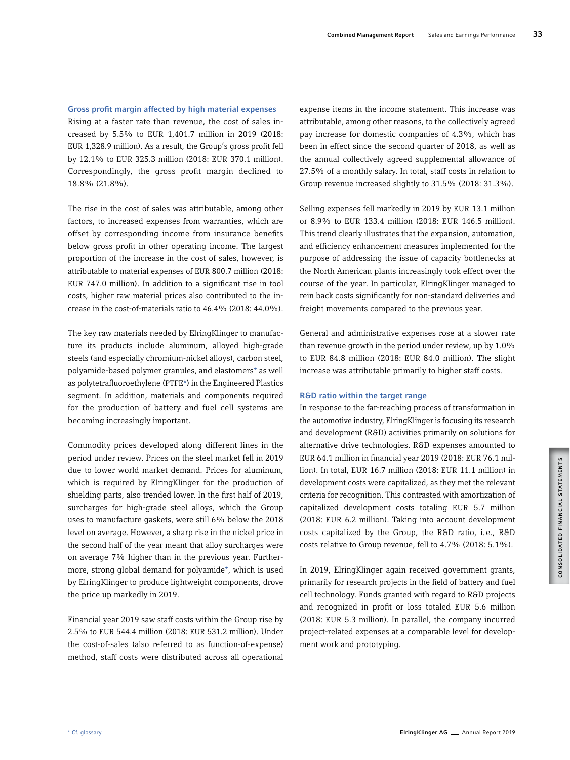### Gross profit margin affected by high material expenses

Rising at a faster rate than revenue, the cost of sales increased by 5.5% to EUR 1,401.7 million in 2019 (2018: EUR 1,328.9 million). As a result, the Group's gross profit fell by 12.1% to EUR 325.3 million (2018: EUR 370.1 million). Correspondingly, the gross profit margin declined to 18.8% (21.8%).

The rise in the cost of sales was attributable, among other factors, to increased expenses from warranties, which are offset by corresponding income from insurance benefits below gross profit in other operating income. The largest proportion of the increase in the cost of sales, however, is attributable to material expenses of EUR 800.7 million (2018: EUR 747.0 million). In addition to a significant rise in tool costs, higher raw material prices also contributed to the increase in the cost-of-materials ratio to 46.4% (2018: 44.0%).

The key raw materials needed by ElringKlinger to manufacture its products include aluminum, alloyed high-grade steels (and especially chromium-nickel alloys), carbon steel, polyamide-based polymer granules, and elastomers* as well as polytetrafluoroethylene (PTFE*) in the Engineered Plastics segment. In addition, materials and components required for the production of battery and fuel cell systems are becoming increasingly important.

Commodity prices developed along different lines in the period under review. Prices on the steel market fell in 2019 due to lower world market demand. Prices for aluminum, which is required by ElringKlinger for the production of shielding parts, also trended lower. In the first half of 2019, surcharges for high-grade steel alloys, which the Group uses to manufacture gaskets, were still 6% below the 2018 level on average. However, a sharp rise in the nickel price in the second half of the year meant that alloy surcharges were on average 7% higher than in the previous year. Furthermore, strong global demand for polyamide*, which is used by ElringKlinger to produce lightweight components, drove the price up markedly in 2019.

Financial year 2019 saw staff costs within the Group rise by 2.5% to EUR 544.4 million (2018: EUR 531.2 million). Under the cost-of-sales (also referred to as function-of-expense) method, staff costs were distributed across all operational expense items in the income statement. This increase was attributable, among other reasons, to the collectively agreed pay increase for domestic companies of 4.3%, which has been in effect since the second quarter of 2018, as well as the annual collectively agreed supplemental allowance of 27.5% of a monthly salary. In total, staff costs in relation to Group revenue increased slightly to 31.5% (2018: 31.3%).

Selling expenses fell markedly in 2019 by EUR 13.1 million or 8.9% to EUR 133.4 million (2018: EUR 146.5 million). This trend clearly illustrates that the expansion, automation, and efficiency enhancement measures implemented for the purpose of addressing the issue of capacity bottlenecks at the North American plants increasingly took effect over the course of the year. In particular, ElringKlinger managed to rein back costs significantly for non-standard deliveries and freight movements compared to the previous year.

General and administrative expenses rose at a slower rate than revenue growth in the period under review, up by 1.0% to EUR 84.8 million (2018: EUR 84.0 million). The slight increase was attributable primarily to higher staff costs.

### R&D ratio within the target range

In response to the far-reaching process of transformation in the automotive industry, ElringKlinger is focusing its research and development (R&D) activities primarily on solutions for alternative drive technologies. R&D expenses amounted to EUR 64.1 million in financial year 2019 (2018: EUR 76.1 million). In total, EUR 16.7 million (2018: EUR 11.1 million) in development costs were capitalized, as they met the relevant criteria for recognition. This contrasted with amortization of capitalized development costs totaling EUR 5.7 million (2018: EUR 6.2 million). Taking into account development costs capitalized by the Group, the R&D ratio, i.e., R&D costs relative to Group revenue, fell to 4.7% (2018: 5.1%).

In 2019, ElringKlinger again received government grants, primarily for research projects in the field of battery and fuel cell technology. Funds granted with regard to R&D projects and recognized in profit or loss totaled EUR 5.6 million (2018: EUR 5.3 million). In parallel, the company incurred project-related expenses at a comparable level for development work and prototyping.

\* Cf. glossary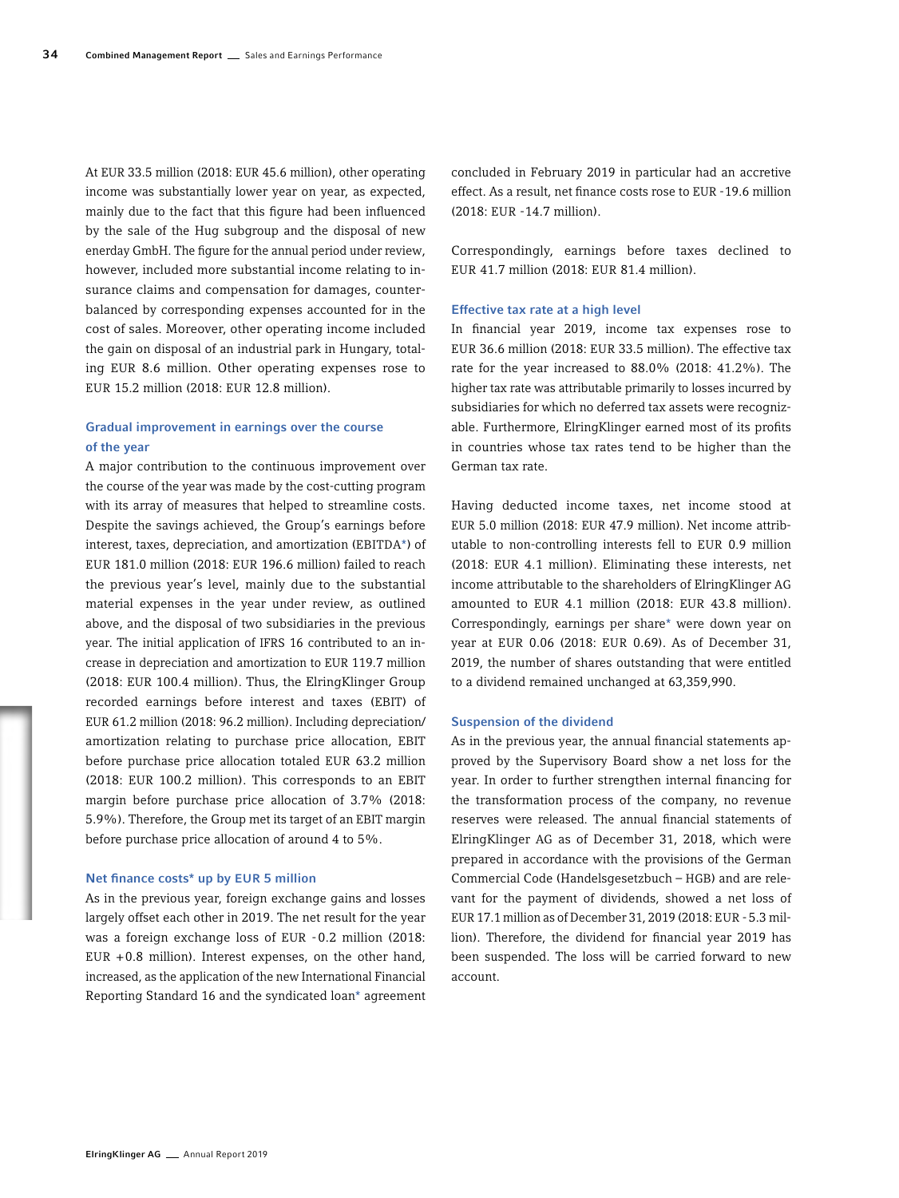At EUR 33.5 million (2018: EUR 45.6 million), other operating income was substantially lower year on year, as expected, mainly due to the fact that this figure had been influenced by the sale of the Hug subgroup and the disposal of new enerday GmbH. The figure for the annual period under review, however, included more substantial income relating to insurance claims and compensation for damages, counterbalanced by corresponding expenses accounted for in the cost of sales. Moreover, other operating income included the gain on disposal of an industrial park in Hungary, totaling EUR 8.6 million. Other operating expenses rose to EUR 15.2 million (2018: EUR 12.8 million).

### Gradual improvement in earnings over the course of the year

A major contribution to the continuous improvement over the course of the year was made by the cost-cutting program with its array of measures that helped to streamline costs. Despite the savings achieved, the Group's earnings before interest, taxes, depreciation, and amortization (EBITDA*) of EUR 181.0 million (2018: EUR 196.6 million) failed to reach the previous year's level, mainly due to the substantial material expenses in the year under review, as outlined above, and the disposal of two subsidiaries in the previous year. The initial application of IFRS 16 contributed to an increase in depreciation and amortization to EUR 119.7 million (2018: EUR 100.4 million). Thus, the ElringKlinger Group recorded earnings before interest and taxes (EBIT) of EUR 61.2 million (2018: 96.2 million). Including depreciation/amortization relating to purchase price allocation, EBIT before purchase price allocation totaled EUR 63.2 million (2018: EUR 100.2 million). This corresponds to an EBIT margin before purchase price allocation of 3.7% (2018: 5.9%). Therefore, the Group met its target of an EBIT margin before purchase price allocation of around 4 to 5%.

### Net finance costs* up by EUR 5 million

As in the previous year, foreign exchange gains and losses largely offset each other in 2019. The net result for the year was a foreign exchange loss of EUR -0.2 million (2018: EUR +0.8 million). Interest expenses, on the other hand, increased, as the application of the new International Financial Reporting Standard 16 and the syndicated loan* agreement concluded in February 2019 in particular had an accretive effect. As a result, net finance costs rose to EUR -19.6 million (2018: EUR -14.7 million).

Correspondingly, earnings before taxes declined to EUR 41.7 million (2018: EUR 81.4 million).

### Effective tax rate at a high level

In financial year 2019, income tax expenses rose to EUR 36.6 million (2018: EUR 33.5 million). The effective tax rate for the year increased to 88.0% (2018: 41.2%). The higher tax rate was attributable primarily to losses incurred by subsidiaries for which no deferred tax assets were recognizable. Furthermore, ElringKlinger earned most of its profits in countries whose tax rates tend to be higher than the German tax rate.

Having deducted income taxes, net income stood at EUR 5.0 million (2018: EUR 47.9 million). Net income attributable to non-controlling interests fell to EUR 0.9 million (2018: EUR 4.1 million). Eliminating these interests, net income attributable to the shareholders of ElringKlinger AG amounted to EUR 4.1 million (2018: EUR 43.8 million). Correspondingly, earnings per share* were down year on year at EUR 0.06 (2018: EUR 0.69). As of December 31, 2019, the number of shares outstanding that were entitled to a dividend remained unchanged at 63,359,990.

### Suspension of the dividend

As in the previous year, the annual financial statements approved by the Supervisory Board show a net loss for the year. In order to further strengthen internal financing for the transformation process of the company, no revenue reserves were released. The annual financial statements of ElringKlinger AG as of December 31, 2018, which were prepared in accordance with the provisions of the German Commercial Code (Handelsgesetzbuch – HGB) and are relevant for the payment of dividends, showed a net loss of EUR 17.1 million as of December 31, 2019 (2018: EUR - 5.3 million). Therefore, the dividend for financial year 2019 has been suspended. The loss will be carried forward to new account.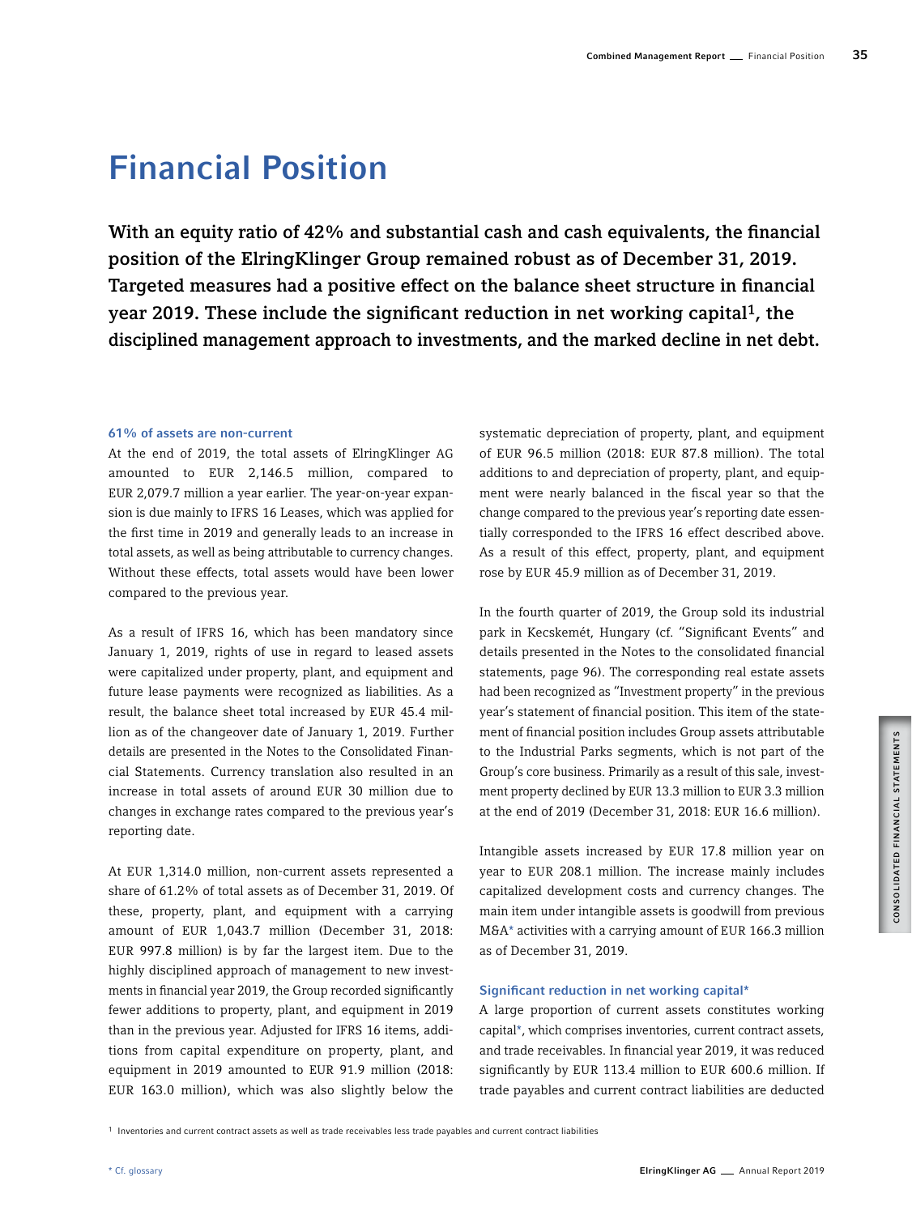# Financial Position

**With an equity ratio of 42% and substantial cash and cash equivalents, the financial position of the ElringKlinger Group remained robust as of December 31, 2019. Targeted measures had a positive effect on the balance sheet structure in financial year 2019. These include the significant reduction in net working capital[1], the disciplined management approach to investments, and the marked decline in net debt.**

### 61% of assets are non-current

At the end of 2019, the total assets of ElringKlinger AG amounted to EUR 2,146.5 million, compared to EUR 2,079.7 million a year earlier. The year-on-year expansion is due mainly to IFRS 16 Leases, which was applied for the first time in 2019 and generally leads to an increase in total assets, as well as being attributable to currency changes. Without these effects, total assets would have been lower compared to the previous year.

As a result of IFRS 16, which has been mandatory since January 1, 2019, rights of use in regard to leased assets were capitalized under property, plant, and equipment and future lease payments were recognized as liabilities. As a result, the balance sheet total increased by EUR 45.4 million as of the changeover date of January 1, 2019. Further details are presented in the Notes to the Consolidated Financial Statements. Currency translation also resulted in an increase in total assets of around EUR 30 million due to changes in exchange rates compared to the previous year's reporting date.

At EUR 1,314.0 million, non-current assets represented a share of 61.2% of total assets as of December 31, 2019. Of these, property, plant, and equipment with a carrying amount of EUR 1,043.7 million (December 31, 2018: EUR 997.8 million) is by far the largest item. Due to the highly disciplined approach of management to new investments in financial year 2019, the Group recorded significantly fewer additions to property, plant, and equipment in 2019 than in the previous year. Adjusted for IFRS 16 items, additions from capital expenditure on property, plant, and equipment in 2019 amounted to EUR 91.9 million (2018: EUR 163.0 million), which was also slightly below the systematic depreciation of property, plant, and equipment of EUR 96.5 million (2018: EUR 87.8 million). The total additions to and depreciation of property, plant, and equipment were nearly balanced in the fiscal year so that the change compared to the previous year's reporting date essentially corresponded to the IFRS 16 effect described above. As a result of this effect, property, plant, and equipment rose by EUR 45.9 million as of December 31, 2019.

In the fourth quarter of 2019, the Group sold its industrial park in Kecskemét, Hungary (cf. "Significant Events" and details presented in the Notes to the consolidated financial statements, page 96). The corresponding real estate assets had been recognized as "Investment property" in the previous year's statement of financial position. This item of the statement of financial position includes Group assets attributable to the Industrial Parks segments, which is not part of the Group's core business. Primarily as a result of this sale, investment property declined by EUR 13.3 million to EUR 3.3 million at the end of 2019 (December 31, 2018: EUR 16.6 million).

Intangible assets increased by EUR 17.8 million year on year to EUR 208.1 million. The increase mainly includes capitalized development costs and currency changes. The main item under intangible assets is goodwill from previous M&A* activities with a carrying amount of EUR 166.3 million as of December 31, 2019.

### Significant reduction in net working capital*

A large proportion of current assets constitutes working capital*, which comprises inventories, current contract assets, and trade receivables. In financial year 2019, it was reduced significantly by EUR 113.4 million to EUR 600.6 million. If trade payables and current contract liabilities are deducted

[1] Inventories and current contract assets as well as trade receivables less trade payables and current contract liabilities

* Cf. glossary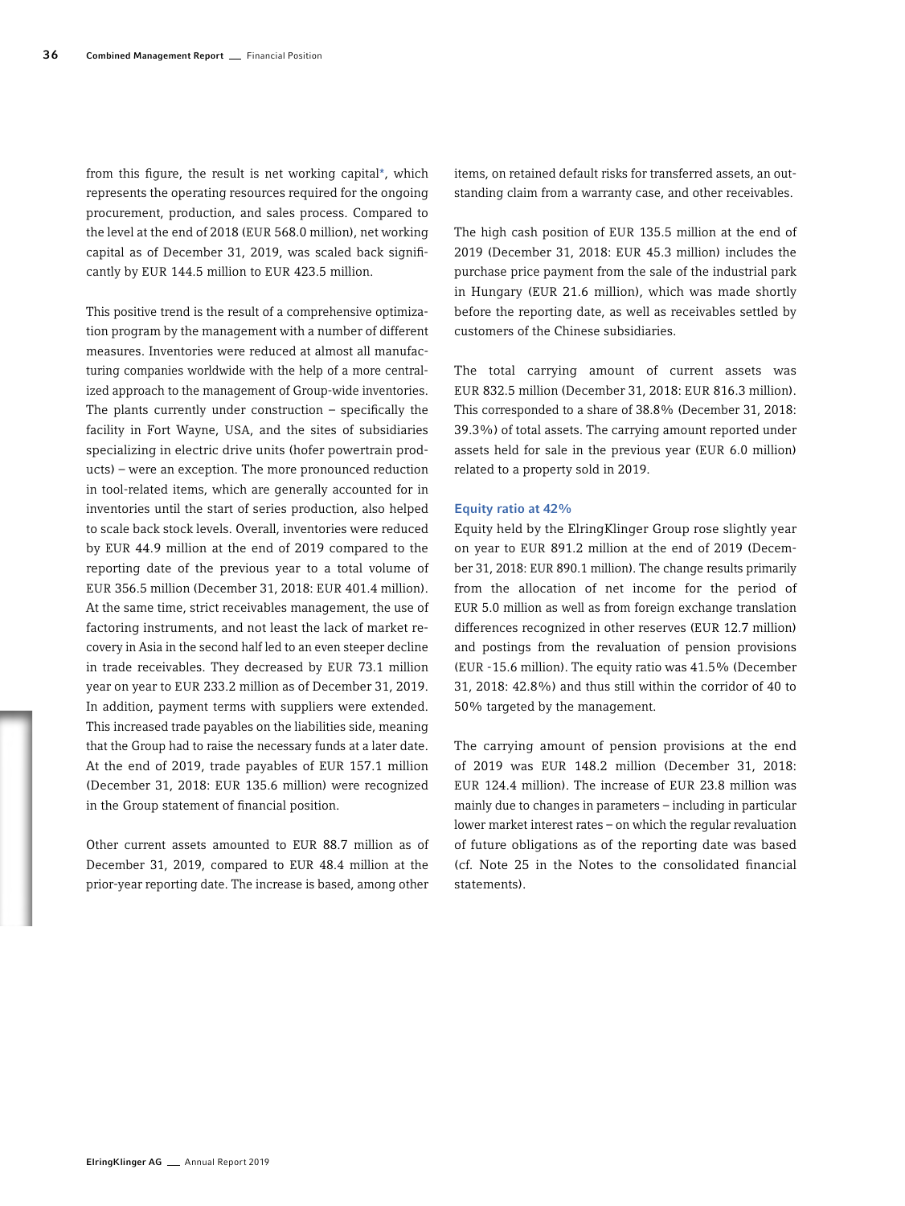from this figure, the result is net working capital*, which represents the operating resources required for the ongoing procurement, production, and sales process. Compared to the level at the end of 2018 (EUR 568.0 million), net working capital as of December 31, 2019, was scaled back significantly by EUR 144.5 million to EUR 423.5 million.

This positive trend is the result of a comprehensive optimization program by the management with a number of different measures. Inventories were reduced at almost all manufacturing companies worldwide with the help of a more centralized approach to the management of Group-wide inventories. The plants currently under construction – specifically the facility in Fort Wayne, USA, and the sites of subsidiaries specializing in electric drive units (hofer powertrain products) – were an exception. The more pronounced reduction in tool-related items, which are generally accounted for in inventories until the start of series production, also helped to scale back stock levels. Overall, inventories were reduced by EUR 44.9 million at the end of 2019 compared to the reporting date of the previous year to a total volume of EUR 356.5 million (December 31, 2018: EUR 401.4 million). At the same time, strict receivables management, the use of factoring instruments, and not least the lack of market recovery in Asia in the second half led to an even steeper decline in trade receivables. They decreased by EUR 73.1 million year on year to EUR 233.2 million as of December 31, 2019. In addition, payment terms with suppliers were extended. This increased trade payables on the liabilities side, meaning that the Group had to raise the necessary funds at a later date. At the end of 2019, trade payables of EUR 157.1 million (December 31, 2018: EUR 135.6 million) were recognized in the Group statement of financial position.

Other current assets amounted to EUR 88.7 million as of December 31, 2019, compared to EUR 48.4 million at the prior-year reporting date. The increase is based, among other items, on retained default risks for transferred assets, an outstanding claim from a warranty case, and other receivables.

The high cash position of EUR 135.5 million at the end of 2019 (December 31, 2018: EUR 45.3 million) includes the purchase price payment from the sale of the industrial park in Hungary (EUR 21.6 million), which was made shortly before the reporting date, as well as receivables settled by customers of the Chinese subsidiaries.

The total carrying amount of current assets was EUR 832.5 million (December 31, 2018: EUR 816.3 million). This corresponded to a share of 38.8% (December 31, 2018: 39.3%) of total assets. The carrying amount reported under assets held for sale in the previous year (EUR 6.0 million) related to a property sold in 2019.

### Equity ratio at 42%

Equity held by the ElringKlinger Group rose slightly year on year to EUR 891.2 million at the end of 2019 (December 31, 2018: EUR 890.1 million). The change results primarily from the allocation of net income for the period of EUR 5.0 million as well as from foreign exchange translation differences recognized in other reserves (EUR 12.7 million) and postings from the revaluation of pension provisions (EUR -15.6 million). The equity ratio was 41.5% (December 31, 2018: 42.8%) and thus still within the corridor of 40 to 50% targeted by the management.

The carrying amount of pension provisions at the end of 2019 was EUR 148.2 million (December 31, 2018: EUR 124.4 million). The increase of EUR 23.8 million was mainly due to changes in parameters – including in particular lower market interest rates – on which the regular revaluation of future obligations as of the reporting date was based (cf. Note 25 in the Notes to the consolidated financial statements).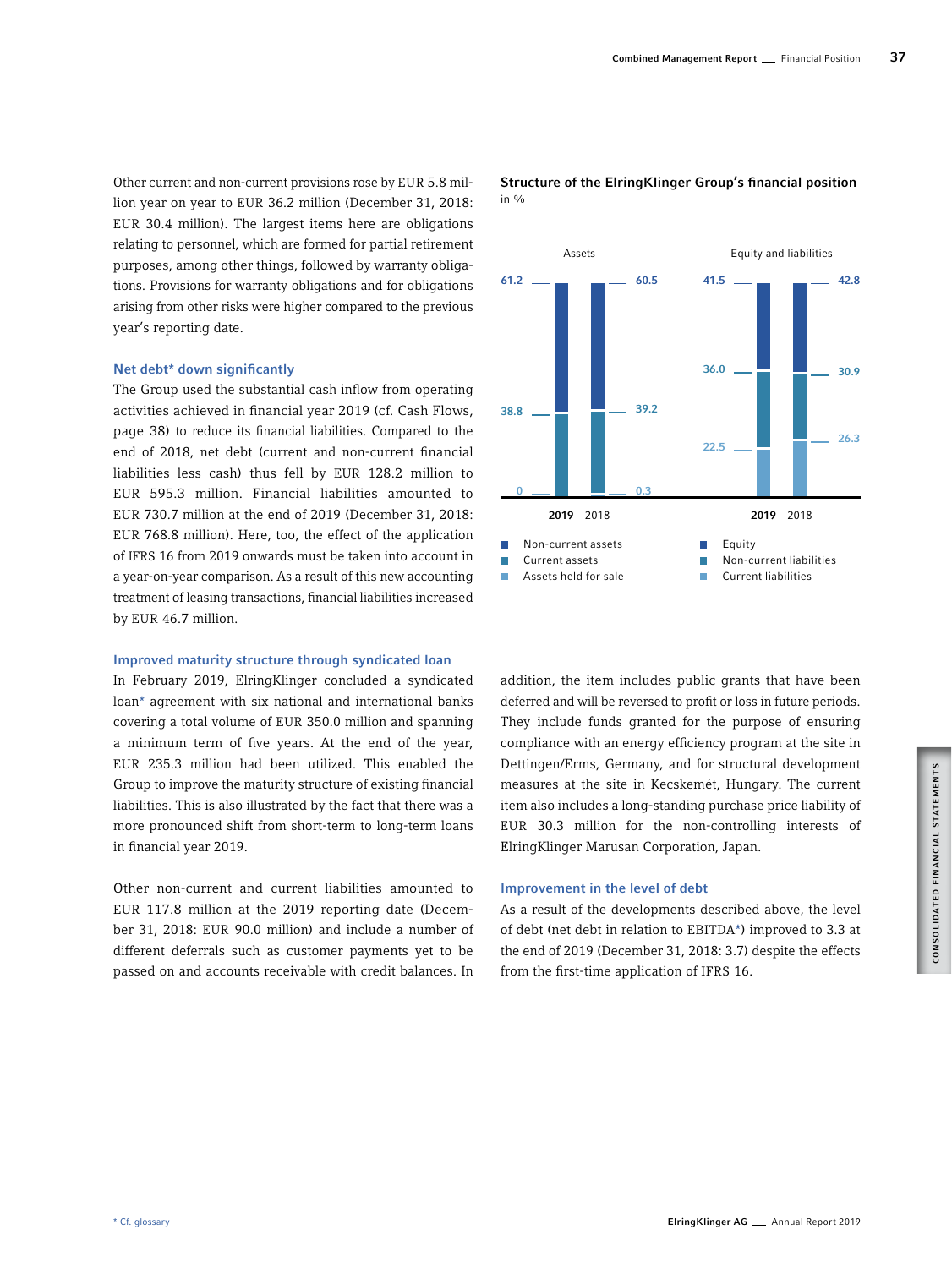Other current and non-current provisions rose by EUR 5.8 million year on year to EUR 36.2 million (December 31, 2018: EUR 30.4 million). The largest items here are obligations relating to personnel, which are formed for partial retirement purposes, among other things, followed by warranty obligations. Provisions for warranty obligations and for obligations arising from other risks were higher compared to the previous year's reporting date.

### Net debt* down significantly

The Group used the substantial cash inflow from operating activities achieved in financial year 2019 (cf. Cash Flows, page 38) to reduce its financial liabilities. Compared to the end of 2018, net debt (current and non-current financial liabilities less cash) thus fell by EUR 128.2 million to EUR 595.3 million. Financial liabilities amounted to EUR 730.7 million at the end of 2019 (December 31, 2018: EUR 768.8 million). Here, too, the effect of the application of IFRS 16 from 2019 onwards must be taken into account in a year-on-year comparison. As a result of this new accounting treatment of leasing transactions, financial liabilities increased by EUR 46.7 million.

**Structure of the ElringKlinger Group's financial position**
in %

| | Assets 2019 | Assets 2018 | | Equity and liabilities 2019 | Equity and liabilities 2018 |
|---|---|---|---|---|---|
| Non-current assets | 61.2 | 60.5 | Equity | 41.5 | 42.8 |
| Current assets | 38.8 | 39.2 | Non-current liabilities | 36.0 | 30.9 |
| Assets held for sale | 0 | 0.3 | Current liabilities | 22.5 | 26.3 |

### Improved maturity structure through syndicated loan

In February 2019, ElringKlinger concluded a syndicated loan* agreement with six national and international banks covering a total volume of EUR 350.0 million and spanning a minimum term of five years. At the end of the year, EUR 235.3 million had been utilized. This enabled the Group to improve the maturity structure of existing financial liabilities. This is also illustrated by the fact that there was a more pronounced shift from short-term to long-term loans in financial year 2019.

Other non-current and current liabilities amounted to EUR 117.8 million at the 2019 reporting date (December 31, 2018: EUR 90.0 million) and include a number of different deferrals such as customer payments yet to be passed on and accounts receivable with credit balances. In addition, the item includes public grants that have been deferred and will be reversed to profit or loss in future periods. They include funds granted for the purpose of ensuring compliance with an energy efficiency program at the site in Dettingen/Erms, Germany, and for structural development measures at the site in Kecskemét, Hungary. The current item also includes a long-standing purchase price liability of EUR 30.3 million for the non-controlling interests of ElringKlinger Marusan Corporation, Japan.

### Improvement in the level of debt

As a result of the developments described above, the level of debt (net debt in relation to EBITDA*) improved to 3.3 at the end of 2019 (December 31, 2018: 3.7) despite the effects from the first-time application of IFRS 16.

* Cf. glossary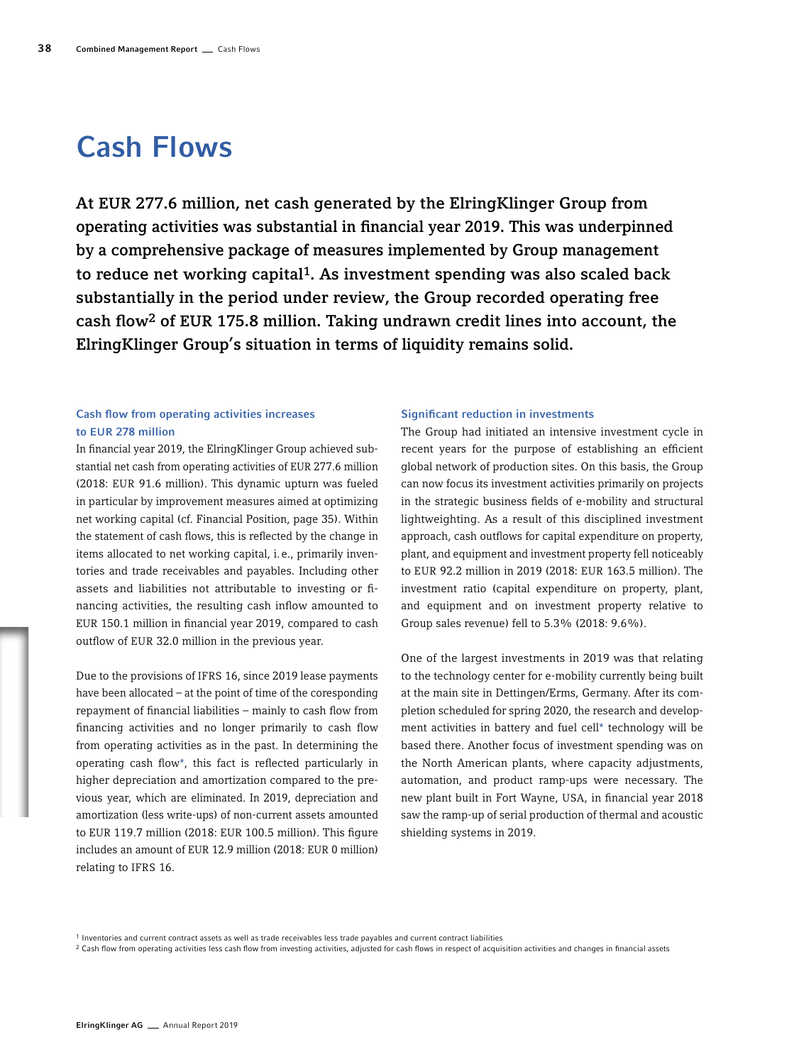# Cash Flows

**At EUR 277.6 million, net cash generated by the ElringKlinger Group from operating activities was substantial in financial year 2019. This was underpinned by a comprehensive package of measures implemented by Group management to reduce net working capital[1]. As investment spending was also scaled back substantially in the period under review, the Group recorded operating free cash flow[2] of EUR 175.8 million. Taking undrawn credit lines into account, the ElringKlinger Group's situation in terms of liquidity remains solid.**

### Cash flow from operating activities increases to EUR 278 million

In financial year 2019, the ElringKlinger Group achieved substantial net cash from operating activities of EUR 277.6 million (2018: EUR 91.6 million). This dynamic upturn was fueled in particular by improvement measures aimed at optimizing net working capital (cf. Financial Position, page 35). Within the statement of cash flows, this is reflected by the change in items allocated to net working capital, i. e., primarily inventories and trade receivables and payables. Including other assets and liabilities not attributable to investing or financing activities, the resulting cash inflow amounted to EUR 150.1 million in financial year 2019, compared to cash outflow of EUR 32.0 million in the previous year.

Due to the provisions of IFRS 16, since 2019 lease payments have been allocated – at the point of time of the coresponding repayment of financial liabilities – mainly to cash flow from financing activities and no longer primarily to cash flow from operating activities as in the past. In determining the operating cash flow*, this fact is reflected particularly in higher depreciation and amortization compared to the previous year, which are eliminated. In 2019, depreciation and amortization (less write-ups) of non-current assets amounted to EUR 119.7 million (2018: EUR 100.5 million). This figure includes an amount of EUR 12.9 million (2018: EUR 0 million) relating to IFRS 16.

### Significant reduction in investments

The Group had initiated an intensive investment cycle in recent years for the purpose of establishing an efficient global network of production sites. On this basis, the Group can now focus its investment activities primarily on projects in the strategic business fields of e-mobility and structural lightweighting. As a result of this disciplined investment approach, cash outflows for capital expenditure on property, plant, and equipment and investment property fell noticeably to EUR 92.2 million in 2019 (2018: EUR 163.5 million). The investment ratio (capital expenditure on property, plant, and equipment and on investment property relative to Group sales revenue) fell to 5.3% (2018: 9.6%).

One of the largest investments in 2019 was that relating to the technology center for e-mobility currently being built at the main site in Dettingen/Erms, Germany. After its completion scheduled for spring 2020, the research and development activities in battery and fuel cell* technology will be based there. Another focus of investment spending was on the North American plants, where capacity adjustments, automation, and product ramp-ups were necessary. The new plant built in Fort Wayne, USA, in financial year 2018 saw the ramp-up of serial production of thermal and acoustic shielding systems in 2019.

[1] Inventories and current contract assets as well as trade receivables less trade payables and current contract liabilities

[2] Cash flow from operating activities less cash flow from investing activities, adjusted for cash flows in respect of acquisition activities and changes in financial assets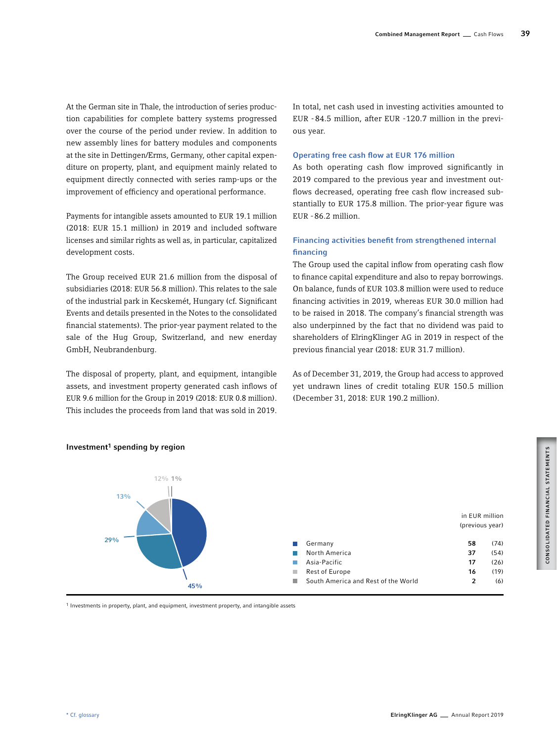At the German site in Thale, the introduction of series production capabilities for complete battery systems progressed over the course of the period under review. In addition to new assembly lines for battery modules and components at the site in Dettingen/Erms, Germany, other capital expenditure on property, plant, and equipment mainly related to equipment directly connected with series ramp-ups or the improvement of efficiency and operational performance.

Payments for intangible assets amounted to EUR 19.1 million (2018: EUR 15.1 million) in 2019 and included software licenses and similar rights as well as, in particular, capitalized development costs.

The Group received EUR 21.6 million from the disposal of subsidiaries (2018: EUR 56.8 million). This relates to the sale of the industrial park in Kecskemét, Hungary (cf. Significant Events and details presented in the Notes to the consolidated financial statements). The prior-year payment related to the sale of the Hug Group, Switzerland, and new enerday GmbH, Neubrandenburg.

The disposal of property, plant, and equipment, intangible assets, and investment property generated cash inflows of EUR 9.6 million for the Group in 2019 (2018: EUR 0.8 million). This includes the proceeds from land that was sold in 2019.

In total, net cash used in investing activities amounted to EUR -84.5 million, after EUR -120.7 million in the previous year.

### Operating free cash flow at EUR 176 million

As both operating cash flow improved significantly in 2019 compared to the previous year and investment outflows decreased, operating free cash flow increased substantially to EUR 175.8 million. The prior-year figure was EUR -86.2 million.

### Financing activities benefit from strengthened internal financing

The Group used the capital inflow from operating cash flow to finance capital expenditure and also to repay borrowings. On balance, funds of EUR 103.8 million were used to reduce financing activities in 2019, whereas EUR 30.0 million had to be raised in 2018. The company's financial strength was also underpinned by the fact that no dividend was paid to shareholders of ElringKlinger AG in 2019 in respect of the previous financial year (2018: EUR 31.7 million).

As of December 31, 2019, the Group had access to approved yet undrawn lines of credit totaling EUR 150.5 million (December 31, 2018: EUR 190.2 million).

**Investment[1] spending by region**

| Region | Share | in EUR million | (previous year) |
|---|---|---|---|
| Germany | 45% | 58 | (74) |
| North America | 29% | 37 | (54) |
| Asia-Pacific | 13% | 17 | (26) |
| Rest of Europe | 12% | 16 | (19) |
| South America and Rest of the World | 1% | 2 | (6) |

[1] Investments in property, plant, and equipment, investment property, and intangible assets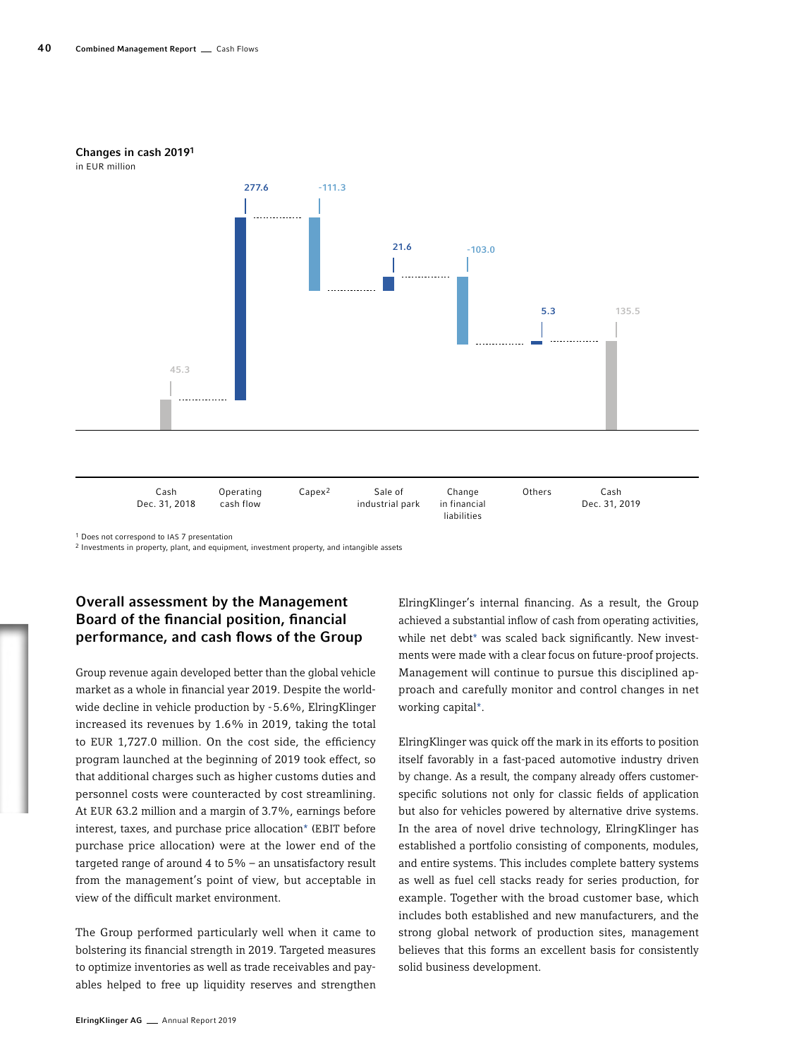**Changes in cash 2019[1]**
in EUR million

| Cash Dec. 31, 2018 | Operating cash flow | Capex[2] | Sale of industrial park | Change in financial liabilities | Others | Cash Dec. 31, 2019 |
|---|---|---|---|---|---|---|
| 45.3 | 277.6 | -111.3 | 21.6 | -103.0 | 5.3 | 135.5 |

[1] Does not correspond to IAS 7 presentation
[2] Investments in property, plant, and equipment, investment property, and intangible assets

## Overall assessment by the Management Board of the financial position, financial performance, and cash flows of the Group

Group revenue again developed better than the global vehicle market as a whole in financial year 2019. Despite the worldwide decline in vehicle production by -5.6%, ElringKlinger increased its revenues by 1.6% in 2019, taking the total to EUR 1,727.0 million. On the cost side, the efficiency program launched at the beginning of 2019 took effect, so that additional charges such as higher customs duties and personnel costs were counteracted by cost streamlining. At EUR 63.2 million and a margin of 3.7%, earnings before interest, taxes, and purchase price allocation* (EBIT before purchase price allocation) were at the lower end of the targeted range of around 4 to 5% – an unsatisfactory result from the management's point of view, but acceptable in view of the difficult market environment.

The Group performed particularly well when it came to bolstering its financial strength in 2019. Targeted measures to optimize inventories as well as trade receivables and payables helped to free up liquidity reserves and strengthen ElringKlinger's internal financing. As a result, the Group achieved a substantial inflow of cash from operating activities, while net debt* was scaled back significantly. New investments were made with a clear focus on future-proof projects. Management will continue to pursue this disciplined approach and carefully monitor and control changes in net working capital*.

ElringKlinger was quick off the mark in its efforts to position itself favorably in a fast-paced automotive industry driven by change. As a result, the company already offers customer-specific solutions not only for classic fields of application but also for vehicles powered by alternative drive systems. In the area of novel drive technology, ElringKlinger has established a portfolio consisting of components, modules, and entire systems. This includes complete battery systems as well as fuel cell stacks ready for series production, for example. Together with the broad customer base, which includes both established and new manufacturers, and the strong global network of production sites, management believes that this forms an excellent basis for consistently solid business development.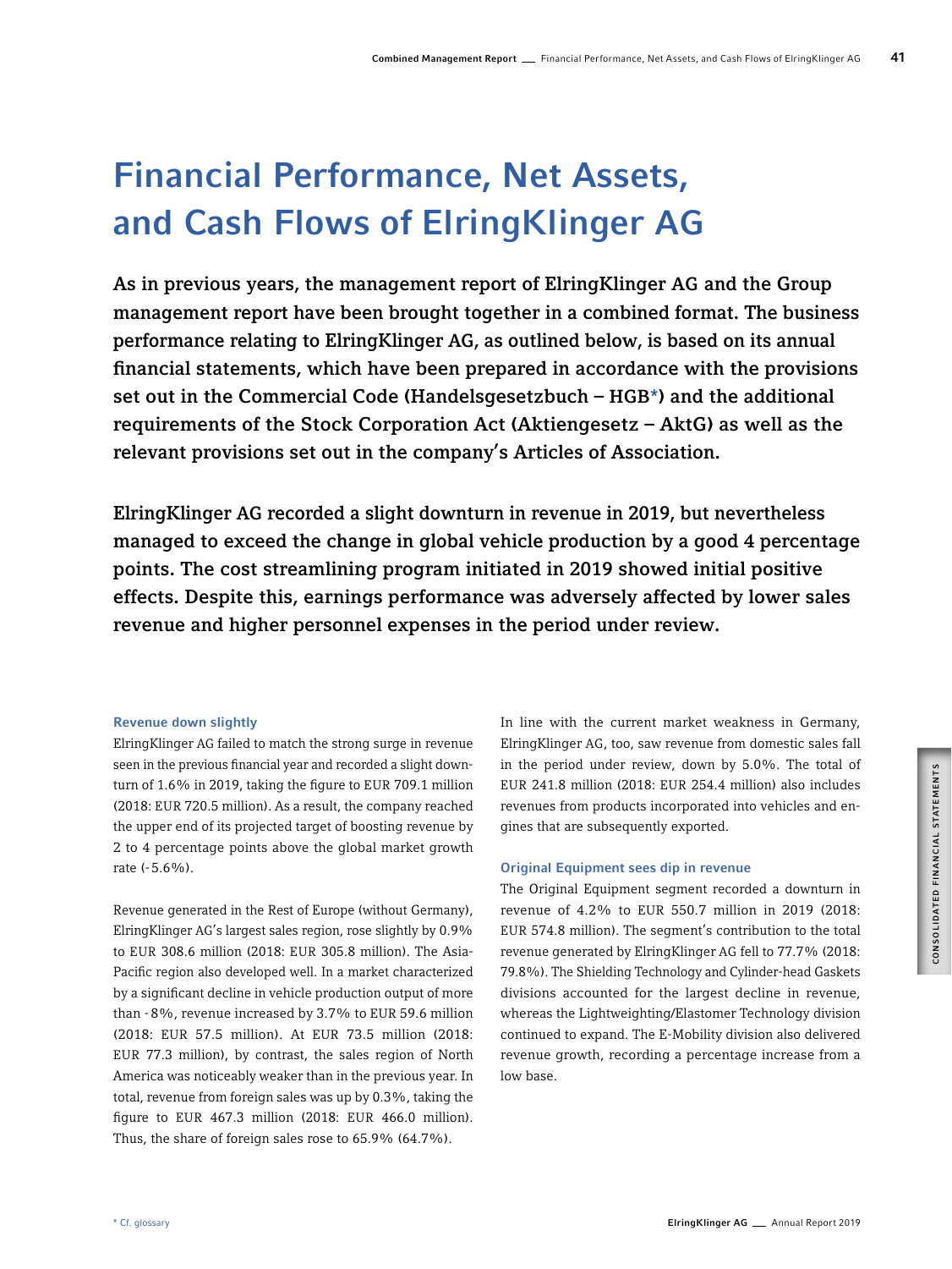# Financial Performance, Net Assets, and Cash Flows of ElringKlinger AG

**As in previous years, the management report of ElringKlinger AG and the Group management report have been brought together in a combined format. The business performance relating to ElringKlinger AG, as outlined below, is based on its annual financial statements, which have been prepared in accordance with the provisions set out in the Commercial Code (Handelsgesetzbuch – HGB*) and the additional requirements of the Stock Corporation Act (Aktiengesetz – AktG) as well as the relevant provisions set out in the company's Articles of Association.**

**ElringKlinger AG recorded a slight downturn in revenue in 2019, but nevertheless managed to exceed the change in global vehicle production by a good 4 percentage points. The cost streamlining program initiated in 2019 showed initial positive effects. Despite this, earnings performance was adversely affected by lower sales revenue and higher personnel expenses in the period under review.**

### Revenue down slightly

ElringKlinger AG failed to match the strong surge in revenue seen in the previous financial year and recorded a slight downturn of 1.6% in 2019, taking the figure to EUR 709.1 million (2018: EUR 720.5 million). As a result, the company reached the upper end of its projected target of boosting revenue by 2 to 4 percentage points above the global market growth rate (-5.6%).

Revenue generated in the Rest of Europe (without Germany), ElringKlinger AG's largest sales region, rose slightly by 0.9% to EUR 308.6 million (2018: EUR 305.8 million). The Asia-Pacific region also developed well. In a market characterized by a significant decline in vehicle production output of more than -8%, revenue increased by 3.7% to EUR 59.6 million (2018: EUR 57.5 million). At EUR 73.5 million (2018: EUR 77.3 million), by contrast, the sales region of North America was noticeably weaker than in the previous year. In total, revenue from foreign sales was up by 0.3%, taking the figure to EUR 467.3 million (2018: EUR 466.0 million). Thus, the share of foreign sales rose to 65.9% (64.7%).

In line with the current market weakness in Germany, ElringKlinger AG, too, saw revenue from domestic sales fall in the period under review, down by 5.0%. The total of EUR 241.8 million (2018: EUR 254.4 million) also includes revenues from products incorporated into vehicles and engines that are subsequently exported.

### Original Equipment sees dip in revenue

The Original Equipment segment recorded a downturn in revenue of 4.2% to EUR 550.7 million in 2019 (2018: EUR 574.8 million). The segment's contribution to the total revenue generated by ElringKlinger AG fell to 77.7% (2018: 79.8%). The Shielding Technology and Cylinder-head Gaskets divisions accounted for the largest decline in revenue, whereas the Lightweighting/Elastomer Technology division continued to expand. The E-Mobility division also delivered revenue growth, recording a percentage increase from a low base.

* Cf. glossary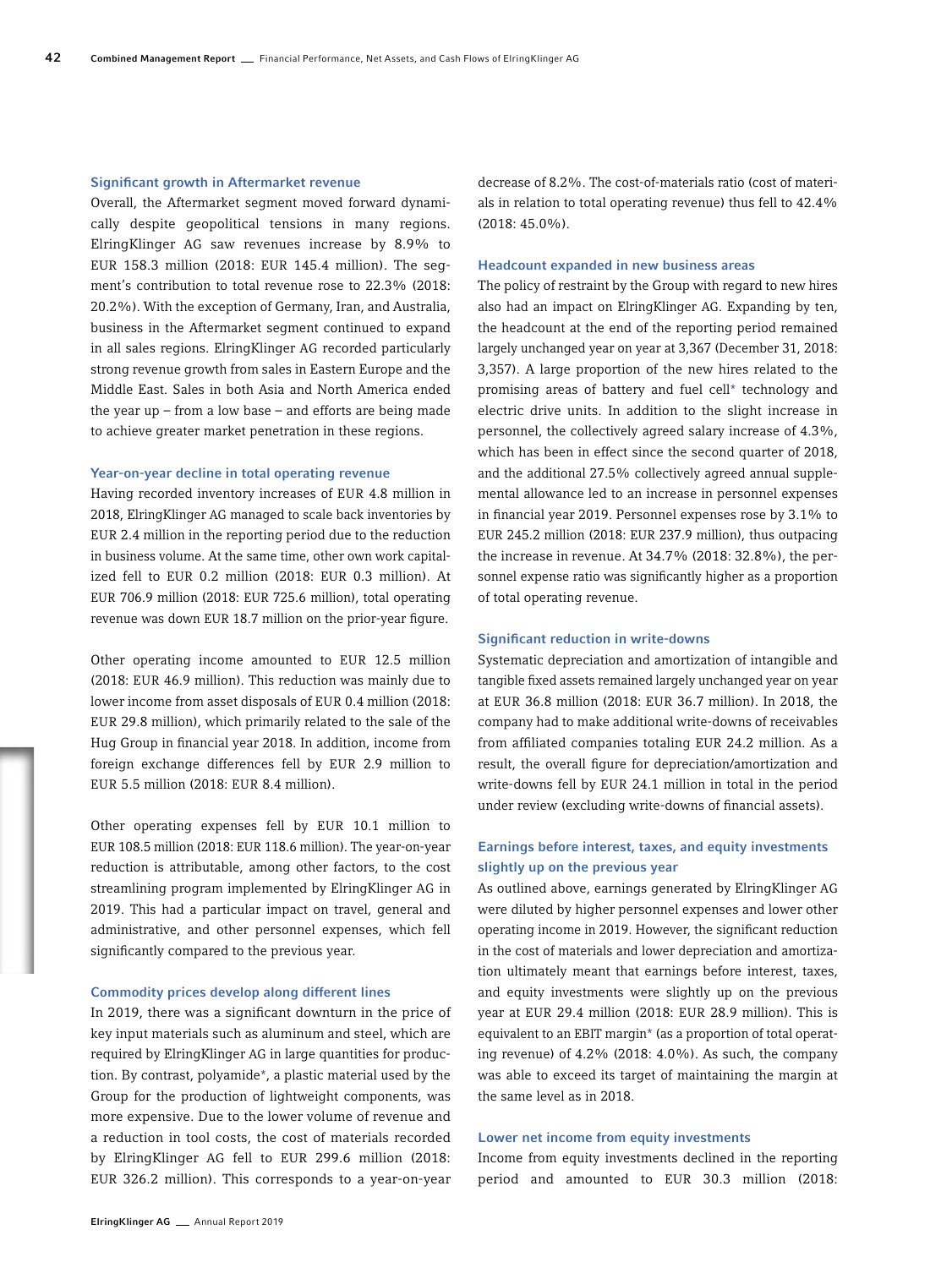### Significant growth in Aftermarket revenue

Overall, the Aftermarket segment moved forward dynamically despite geopolitical tensions in many regions. ElringKlinger AG saw revenues increase by 8.9% to EUR 158.3 million (2018: EUR 145.4 million). The segment's contribution to total revenue rose to 22.3% (2018: 20.2%). With the exception of Germany, Iran, and Australia, business in the Aftermarket segment continued to expand in all sales regions. ElringKlinger AG recorded particularly strong revenue growth from sales in Eastern Europe and the Middle East. Sales in both Asia and North America ended the year up – from a low base – and efforts are being made to achieve greater market penetration in these regions.

### Year-on-year decline in total operating revenue

Having recorded inventory increases of EUR 4.8 million in 2018, ElringKlinger AG managed to scale back inventories by EUR 2.4 million in the reporting period due to the reduction in business volume. At the same time, other own work capitalized fell to EUR 0.2 million (2018: EUR 0.3 million). At EUR 706.9 million (2018: EUR 725.6 million), total operating revenue was down EUR 18.7 million on the prior-year figure.

Other operating income amounted to EUR 12.5 million (2018: EUR 46.9 million). This reduction was mainly due to lower income from asset disposals of EUR 0.4 million (2018: EUR 29.8 million), which primarily related to the sale of the Hug Group in financial year 2018. In addition, income from foreign exchange differences fell by EUR 2.9 million to EUR 5.5 million (2018: EUR 8.4 million).

Other operating expenses fell by EUR 10.1 million to EUR 108.5 million (2018: EUR 118.6 million). The year-on-year reduction is attributable, among other factors, to the cost streamlining program implemented by ElringKlinger AG in 2019. This had a particular impact on travel, general and administrative, and other personnel expenses, which fell significantly compared to the previous year.

### Commodity prices develop along different lines

In 2019, there was a significant downturn in the price of key input materials such as aluminum and steel, which are required by ElringKlinger AG in large quantities for production. By contrast, polyamide*, a plastic material used by the Group for the production of lightweight components, was more expensive. Due to the lower volume of revenue and a reduction in tool costs, the cost of materials recorded by ElringKlinger AG fell to EUR 299.6 million (2018: EUR 326.2 million). This corresponds to a year-on-year decrease of 8.2%. The cost-of-materials ratio (cost of materials in relation to total operating revenue) thus fell to 42.4% (2018: 45.0%).

### Headcount expanded in new business areas

The policy of restraint by the Group with regard to new hires also had an impact on ElringKlinger AG. Expanding by ten, the headcount at the end of the reporting period remained largely unchanged year on year at 3,367 (December 31, 2018: 3,357). A large proportion of the new hires related to the promising areas of battery and fuel cell* technology and electric drive units. In addition to the slight increase in personnel, the collectively agreed salary increase of 4.3%, which has been in effect since the second quarter of 2018, and the additional 27.5% collectively agreed annual supplemental allowance led to an increase in personnel expenses in financial year 2019. Personnel expenses rose by 3.1% to EUR 245.2 million (2018: EUR 237.9 million), thus outpacing the increase in revenue. At 34.7% (2018: 32.8%), the personnel expense ratio was significantly higher as a proportion of total operating revenue.

### Significant reduction in write-downs

Systematic depreciation and amortization of intangible and tangible fixed assets remained largely unchanged year on year at EUR 36.8 million (2018: EUR 36.7 million). In 2018, the company had to make additional write-downs of receivables from affiliated companies totaling EUR 24.2 million. As a result, the overall figure for depreciation/amortization and write-downs fell by EUR 24.1 million in total in the period under review (excluding write-downs of financial assets).

### Earnings before interest, taxes, and equity investments slightly up on the previous year

As outlined above, earnings generated by ElringKlinger AG were diluted by higher personnel expenses and lower other operating income in 2019. However, the significant reduction in the cost of materials and lower depreciation and amortization ultimately meant that earnings before interest, taxes, and equity investments were slightly up on the previous year at EUR 29.4 million (2018: EUR 28.9 million). This is equivalent to an EBIT margin* (as a proportion of total operating revenue) of 4.2% (2018: 4.0%). As such, the company was able to exceed its target of maintaining the margin at the same level as in 2018.

### Lower net income from equity investments

Income from equity investments declined in the reporting period and amounted to EUR 30.3 million (2018: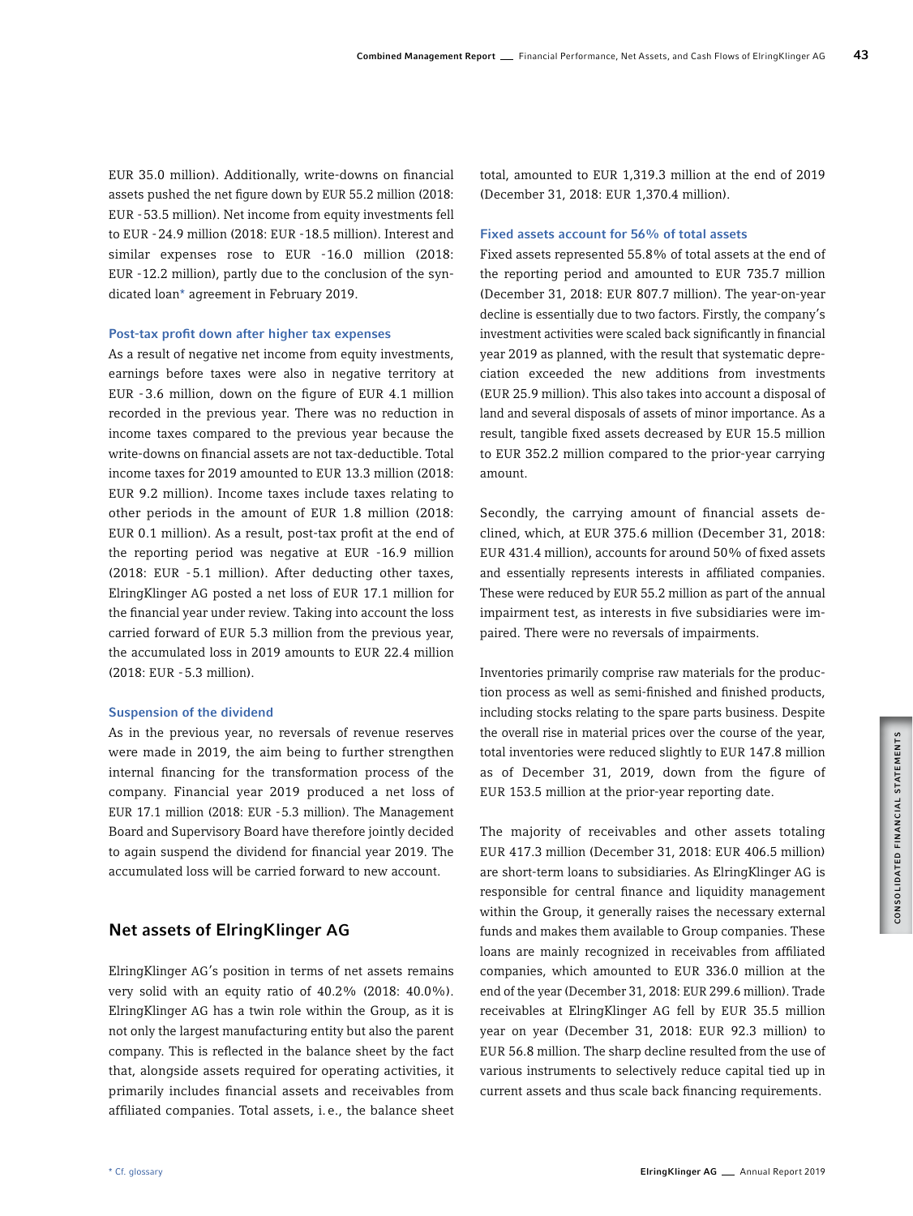EUR 35.0 million). Additionally, write-downs on financial assets pushed the net figure down by EUR 55.2 million (2018: EUR -53.5 million). Net income from equity investments fell to EUR -24.9 million (2018: EUR -18.5 million). Interest and similar expenses rose to EUR -16.0 million (2018: EUR -12.2 million), partly due to the conclusion of the syndicated loan* agreement in February 2019.

### Post-tax profit down after higher tax expenses

As a result of negative net income from equity investments, earnings before taxes were also in negative territory at EUR -3.6 million, down on the figure of EUR 4.1 million recorded in the previous year. There was no reduction in income taxes compared to the previous year because the write-downs on financial assets are not tax-deductible. Total income taxes for 2019 amounted to EUR 13.3 million (2018: EUR 9.2 million). Income taxes include taxes relating to other periods in the amount of EUR 1.8 million (2018: EUR 0.1 million). As a result, post-tax profit at the end of the reporting period was negative at EUR -16.9 million (2018: EUR -5.1 million). After deducting other taxes, ElringKlinger AG posted a net loss of EUR 17.1 million for the financial year under review. Taking into account the loss carried forward of EUR 5.3 million from the previous year, the accumulated loss in 2019 amounts to EUR 22.4 million (2018: EUR -5.3 million).

### Suspension of the dividend

As in the previous year, no reversals of revenue reserves were made in 2019, the aim being to further strengthen internal financing for the transformation process of the company. Financial year 2019 produced a net loss of EUR 17.1 million (2018: EUR -5.3 million). The Management Board and Supervisory Board have therefore jointly decided to again suspend the dividend for financial year 2019. The accumulated loss will be carried forward to new account.

## Net assets of ElringKlinger AG

ElringKlinger AG's position in terms of net assets remains very solid with an equity ratio of 40.2% (2018: 40.0%). ElringKlinger AG has a twin role within the Group, as it is not only the largest manufacturing entity but also the parent company. This is reflected in the balance sheet by the fact that, alongside assets required for operating activities, it primarily includes financial assets and receivables from affiliated companies. Total assets, i.e., the balance sheet total, amounted to EUR 1,319.3 million at the end of 2019 (December 31, 2018: EUR 1,370.4 million).

### Fixed assets account for 56% of total assets

Fixed assets represented 55.8% of total assets at the end of the reporting period and amounted to EUR 735.7 million (December 31, 2018: EUR 807.7 million). The year-on-year decline is essentially due to two factors. Firstly, the company's investment activities were scaled back significantly in financial year 2019 as planned, with the result that systematic depreciation exceeded the new additions from investments (EUR 25.9 million). This also takes into account a disposal of land and several disposals of assets of minor importance. As a result, tangible fixed assets decreased by EUR 15.5 million to EUR 352.2 million compared to the prior-year carrying amount.

Secondly, the carrying amount of financial assets declined, which, at EUR 375.6 million (December 31, 2018: EUR 431.4 million), accounts for around 50% of fixed assets and essentially represents interests in affiliated companies. These were reduced by EUR 55.2 million as part of the annual impairment test, as interests in five subsidiaries were impaired. There were no reversals of impairments.

Inventories primarily comprise raw materials for the production process as well as semi-finished and finished products, including stocks relating to the spare parts business. Despite the overall rise in material prices over the course of the year, total inventories were reduced slightly to EUR 147.8 million as of December 31, 2019, down from the figure of EUR 153.5 million at the prior-year reporting date.

The majority of receivables and other assets totaling EUR 417.3 million (December 31, 2018: EUR 406.5 million) are short-term loans to subsidiaries. As ElringKlinger AG is responsible for central finance and liquidity management within the Group, it generally raises the necessary external funds and makes them available to Group companies. These loans are mainly recognized in receivables from affiliated companies, which amounted to EUR 336.0 million at the end of the year (December 31, 2018: EUR 299.6 million). Trade receivables at ElringKlinger AG fell by EUR 35.5 million year on year (December 31, 2018: EUR 92.3 million) to EUR 56.8 million. The sharp decline resulted from the use of various instruments to selectively reduce capital tied up in current assets and thus scale back financing requirements.

* Cf. glossary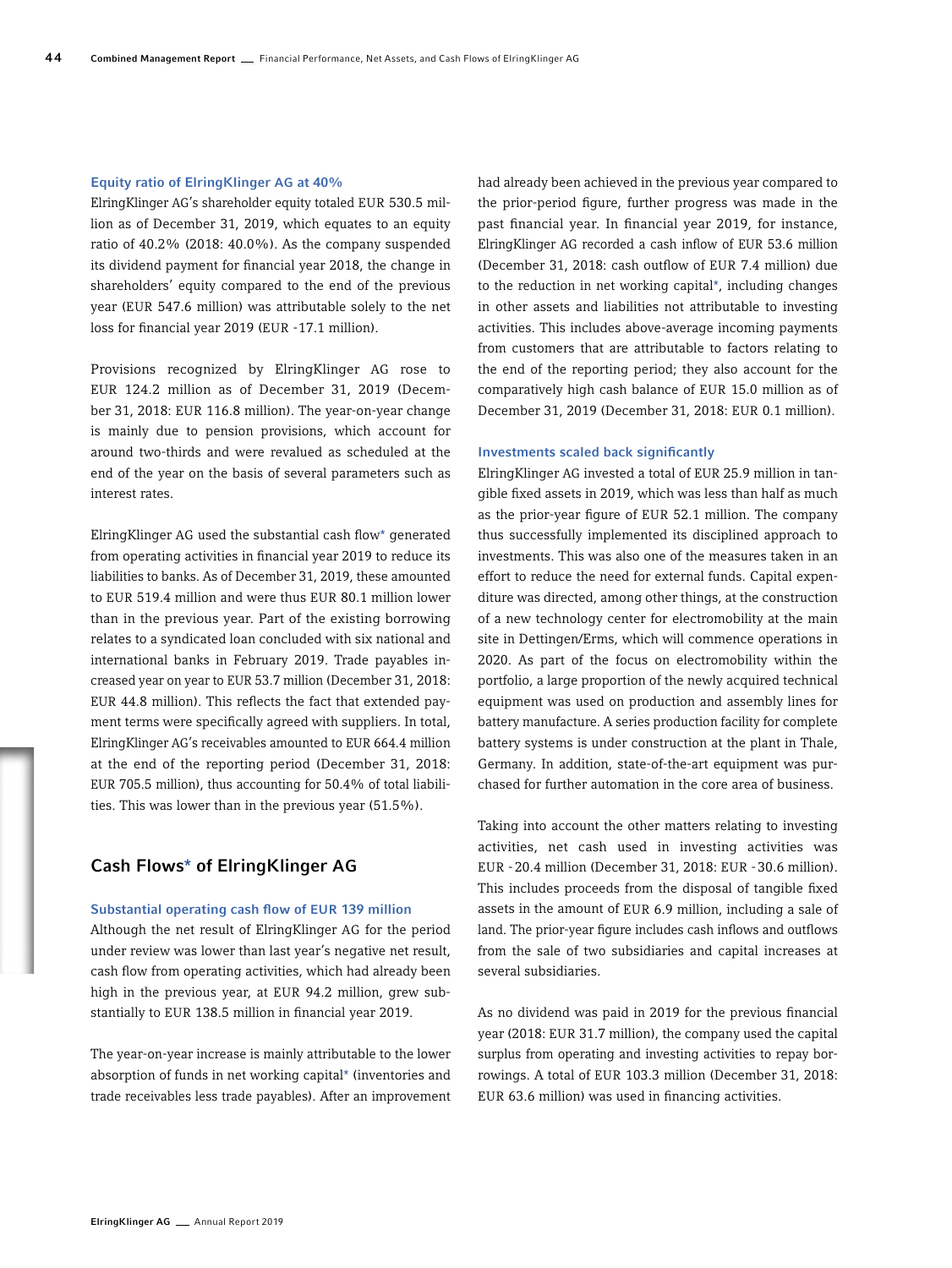### Equity ratio of ElringKlinger AG at 40%

ElringKlinger AG's shareholder equity totaled EUR 530.5 million as of December 31, 2019, which equates to an equity ratio of 40.2% (2018: 40.0%). As the company suspended its dividend payment for financial year 2018, the change in shareholders' equity compared to the end of the previous year (EUR 547.6 million) was attributable solely to the net loss for financial year 2019 (EUR -17.1 million).

Provisions recognized by ElringKlinger AG rose to EUR 124.2 million as of December 31, 2019 (December 31, 2018: EUR 116.8 million). The year-on-year change is mainly due to pension provisions, which account for around two-thirds and were revalued as scheduled at the end of the year on the basis of several parameters such as interest rates.

ElringKlinger AG used the substantial cash flow* generated from operating activities in financial year 2019 to reduce its liabilities to banks. As of December 31, 2019, these amounted to EUR 519.4 million and were thus EUR 80.1 million lower than in the previous year. Part of the existing borrowing relates to a syndicated loan concluded with six national and international banks in February 2019. Trade payables increased year on year to EUR 53.7 million (December 31, 2018: EUR 44.8 million). This reflects the fact that extended payment terms were specifically agreed with suppliers. In total, ElringKlinger AG's receivables amounted to EUR 664.4 million at the end of the reporting period (December 31, 2018: EUR 705.5 million), thus accounting for 50.4% of total liabilities. This was lower than in the previous year (51.5%).

## Cash Flows* of ElringKlinger AG

### Substantial operating cash flow of EUR 139 million

Although the net result of ElringKlinger AG for the period under review was lower than last year's negative net result, cash flow from operating activities, which had already been high in the previous year, at EUR 94.2 million, grew substantially to EUR 138.5 million in financial year 2019.

The year-on-year increase is mainly attributable to the lower absorption of funds in net working capital* (inventories and trade receivables less trade payables). After an improvement had already been achieved in the previous year compared to the prior-period figure, further progress was made in the past financial year. In financial year 2019, for instance, ElringKlinger AG recorded a cash inflow of EUR 53.6 million (December 31, 2018: cash outflow of EUR 7.4 million) due to the reduction in net working capital*, including changes in other assets and liabilities not attributable to investing activities. This includes above-average incoming payments from customers that are attributable to factors relating to the end of the reporting period; they also account for the comparatively high cash balance of EUR 15.0 million as of December 31, 2019 (December 31, 2018: EUR 0.1 million).

### Investments scaled back significantly

ElringKlinger AG invested a total of EUR 25.9 million in tangible fixed assets in 2019, which was less than half as much as the prior-year figure of EUR 52.1 million. The company thus successfully implemented its disciplined approach to investments. This was also one of the measures taken in an effort to reduce the need for external funds. Capital expenditure was directed, among other things, at the construction of a new technology center for electromobility at the main site in Dettingen/Erms, which will commence operations in 2020. As part of the focus on electromobility within the portfolio, a large proportion of the newly acquired technical equipment was used on production and assembly lines for battery manufacture. A series production facility for complete battery systems is under construction at the plant in Thale, Germany. In addition, state-of-the-art equipment was purchased for further automation in the core area of business.

Taking into account the other matters relating to investing activities, net cash used in investing activities was EUR -20.4 million (December 31, 2018: EUR -30.6 million). This includes proceeds from the disposal of tangible fixed assets in the amount of EUR 6.9 million, including a sale of land. The prior-year figure includes cash inflows and outflows from the sale of two subsidiaries and capital increases at several subsidiaries.

As no dividend was paid in 2019 for the previous financial year (2018: EUR 31.7 million), the company used the capital surplus from operating and investing activities to repay borrowings. A total of EUR 103.3 million (December 31, 2018: EUR 63.6 million) was used in financing activities.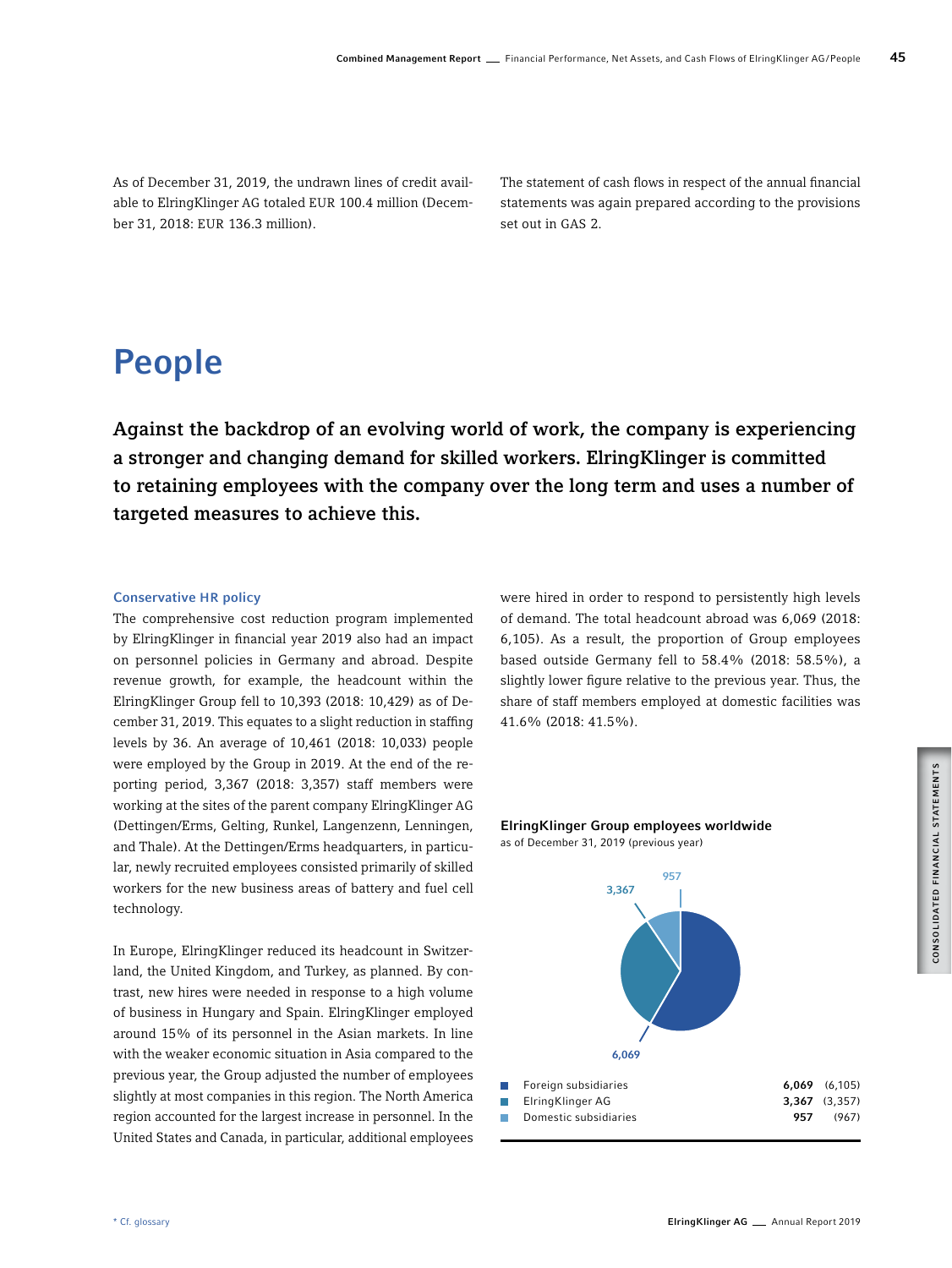As of December 31, 2019, the undrawn lines of credit available to ElringKlinger AG totaled EUR 100.4 million (December 31, 2018: EUR 136.3 million).

The statement of cash flows in respect of the annual financial statements was again prepared according to the provisions set out in GAS 2.

# People

**Against the backdrop of an evolving world of work, the company is experiencing a stronger and changing demand for skilled workers. ElringKlinger is committed to retaining employees with the company over the long term and uses a number of targeted measures to achieve this.**

### Conservative HR policy

The comprehensive cost reduction program implemented by ElringKlinger in financial year 2019 also had an impact on personnel policies in Germany and abroad. Despite revenue growth, for example, the headcount within the ElringKlinger Group fell to 10,393 (2018: 10,429) as of December 31, 2019. This equates to a slight reduction in staffing levels by 36. An average of 10,461 (2018: 10,033) people were employed by the Group in 2019. At the end of the reporting period, 3,367 (2018: 3,357) staff members were working at the sites of the parent company ElringKlinger AG (Dettingen/Erms, Gelting, Runkel, Langenzenn, Lenningen, and Thale). At the Dettingen/Erms headquarters, in particular, newly recruited employees consisted primarily of skilled workers for the new business areas of battery and fuel cell technology.

In Europe, ElringKlinger reduced its headcount in Switzerland, the United Kingdom, and Turkey, as planned. By contrast, new hires were needed in response to a high volume of business in Hungary and Spain. ElringKlinger employed around 15% of its personnel in the Asian markets. In line with the weaker economic situation in Asia compared to the previous year, the Group adjusted the number of employees slightly at most companies in this region. The North America region accounted for the largest increase in personnel. In the United States and Canada, in particular, additional employees were hired in order to respond to persistently high levels of demand. The total headcount abroad was 6,069 (2018: 6,105). As a result, the proportion of Group employees based outside Germany fell to 58.4% (2018: 58.5%), a slightly lower figure relative to the previous year. Thus, the share of staff members employed at domestic facilities was 41.6% (2018: 41.5%).

**ElringKlinger Group employees worldwide**
as of December 31, 2019 (previous year)

| | 2019 | (2018) |
|---|---|---|
| Foreign subsidiaries | **6,069** | (6,105) |
| ElringKlinger AG | **3,367** | (3,357) |
| Domestic subsidiaries | **957** | (967) |

* Cf. glossary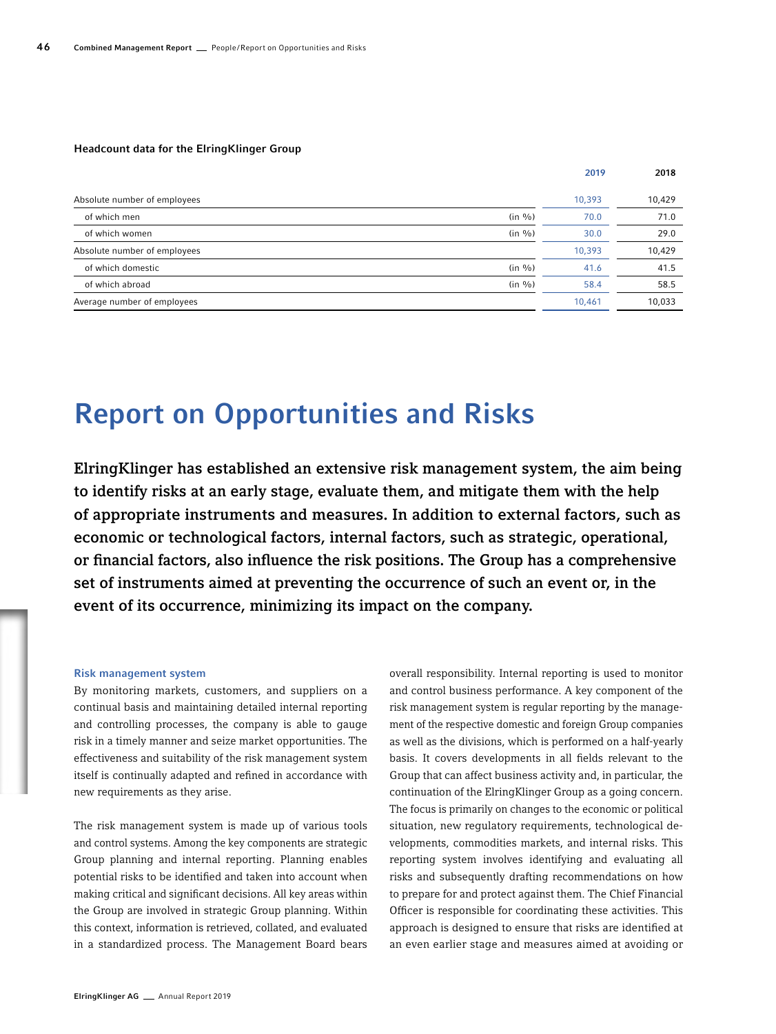**Headcount data for the ElringKlinger Group**

| | | 2019 | 2018 |
|---|---|---|---|
| Absolute number of employees | | 10,393 | 10,429 |
| of which men | (in %) | 70.0 | 71.0 |
| of which women | (in %) | 30.0 | 29.0 |
| Absolute number of employees | | 10,393 | 10,429 |
| of which domestic | (in %) | 41.6 | 41.5 |
| of which abroad | (in %) | 58.4 | 58.5 |
| Average number of employees | | 10,461 | 10,033 |

# Report on Opportunities and Risks

**ElringKlinger has established an extensive risk management system, the aim being to identify risks at an early stage, evaluate them, and mitigate them with the help of appropriate instruments and measures. In addition to external factors, such as economic or technological factors, internal factors, such as strategic, operational, or financial factors, also influence the risk positions. The Group has a comprehensive set of instruments aimed at preventing the occurrence of such an event or, in the event of its occurrence, minimizing its impact on the company.**

### Risk management system

By monitoring markets, customers, and suppliers on a continual basis and maintaining detailed internal reporting and controlling processes, the company is able to gauge risk in a timely manner and seize market opportunities. The effectiveness and suitability of the risk management system itself is continually adapted and refined in accordance with new requirements as they arise.

The risk management system is made up of various tools and control systems. Among the key components are strategic Group planning and internal reporting. Planning enables potential risks to be identified and taken into account when making critical and significant decisions. All key areas within the Group are involved in strategic Group planning. Within this context, information is retrieved, collated, and evaluated in a standardized process. The Management Board bears overall responsibility. Internal reporting is used to monitor and control business performance. A key component of the risk management system is regular reporting by the management of the respective domestic and foreign Group companies as well as the divisions, which is performed on a half-yearly basis. It covers developments in all fields relevant to the Group that can affect business activity and, in particular, the continuation of the ElringKlinger Group as a going concern. The focus is primarily on changes to the economic or political situation, new regulatory requirements, technological developments, commodities markets, and internal risks. This reporting system involves identifying and evaluating all risks and subsequently drafting recommendations on how to prepare for and protect against them. The Chief Financial Officer is responsible for coordinating these activities. This approach is designed to ensure that risks are identified at an even earlier stage and measures aimed at avoiding or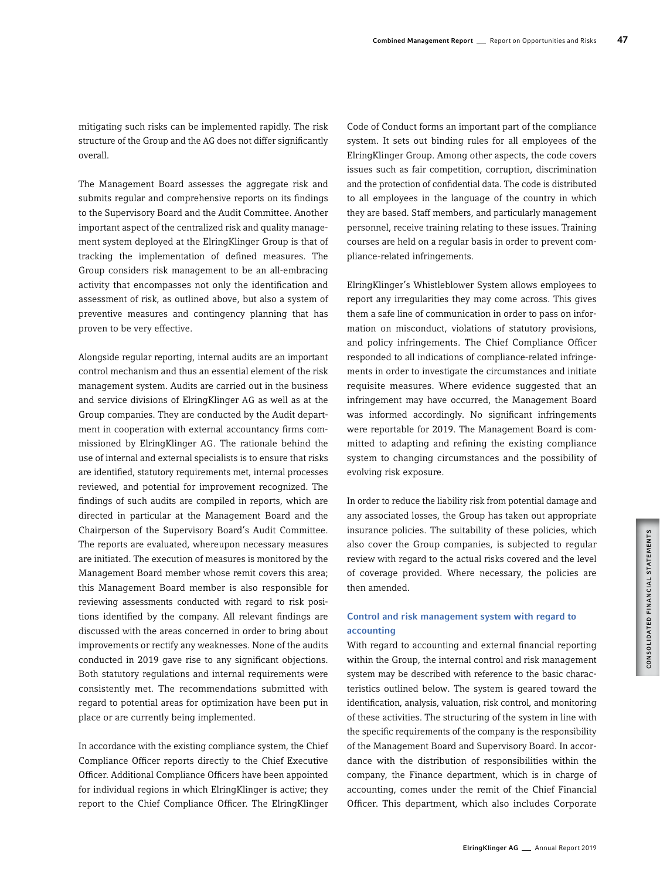mitigating such risks can be implemented rapidly. The risk structure of the Group and the AG does not differ significantly overall.

The Management Board assesses the aggregate risk and submits regular and comprehensive reports on its findings to the Supervisory Board and the Audit Committee. Another important aspect of the centralized risk and quality management system deployed at the ElringKlinger Group is that of tracking the implementation of defined measures. The Group considers risk management to be an all-embracing activity that encompasses not only the identification and assessment of risk, as outlined above, but also a system of preventive measures and contingency planning that has proven to be very effective.

Alongside regular reporting, internal audits are an important control mechanism and thus an essential element of the risk management system. Audits are carried out in the business and service divisions of ElringKlinger AG as well as at the Group companies. They are conducted by the Audit department in cooperation with external accountancy firms commissioned by ElringKlinger AG. The rationale behind the use of internal and external specialists is to ensure that risks are identified, statutory requirements met, internal processes reviewed, and potential for improvement recognized. The findings of such audits are compiled in reports, which are directed in particular at the Management Board and the Chairperson of the Supervisory Board's Audit Committee. The reports are evaluated, whereupon necessary measures are initiated. The execution of measures is monitored by the Management Board member whose remit covers this area; this Management Board member is also responsible for reviewing assessments conducted with regard to risk positions identified by the company. All relevant findings are discussed with the areas concerned in order to bring about improvements or rectify any weaknesses. None of the audits conducted in 2019 gave rise to any significant objections. Both statutory regulations and internal requirements were consistently met. The recommendations submitted with regard to potential areas for optimization have been put in place or are currently being implemented.

In accordance with the existing compliance system, the Chief Compliance Officer reports directly to the Chief Executive Officer. Additional Compliance Officers have been appointed for individual regions in which ElringKlinger is active; they report to the Chief Compliance Officer. The ElringKlinger Code of Conduct forms an important part of the compliance system. It sets out binding rules for all employees of the ElringKlinger Group. Among other aspects, the code covers issues such as fair competition, corruption, discrimination and the protection of confidential data. The code is distributed to all employees in the language of the country in which they are based. Staff members, and particularly management personnel, receive training relating to these issues. Training courses are held on a regular basis in order to prevent compliance-related infringements.

ElringKlinger's Whistleblower System allows employees to report any irregularities they may come across. This gives them a safe line of communication in order to pass on information on misconduct, violations of statutory provisions, and policy infringements. The Chief Compliance Officer responded to all indications of compliance-related infringements in order to investigate the circumstances and initiate requisite measures. Where evidence suggested that an infringement may have occurred, the Management Board was informed accordingly. No significant infringements were reportable for 2019. The Management Board is committed to adapting and refining the existing compliance system to changing circumstances and the possibility of evolving risk exposure.

In order to reduce the liability risk from potential damage and any associated losses, the Group has taken out appropriate insurance policies. The suitability of these policies, which also cover the Group companies, is subjected to regular review with regard to the actual risks covered and the level of coverage provided. Where necessary, the policies are then amended.

### Control and risk management system with regard to accounting

With regard to accounting and external financial reporting within the Group, the internal control and risk management system may be described with reference to the basic characteristics outlined below. The system is geared toward the identification, analysis, valuation, risk control, and monitoring of these activities. The structuring of the system in line with the specific requirements of the company is the responsibility of the Management Board and Supervisory Board. In accordance with the distribution of responsibilities within the company, the Finance department, which is in charge of accounting, comes under the remit of the Chief Financial Officer. This department, which also includes Corporate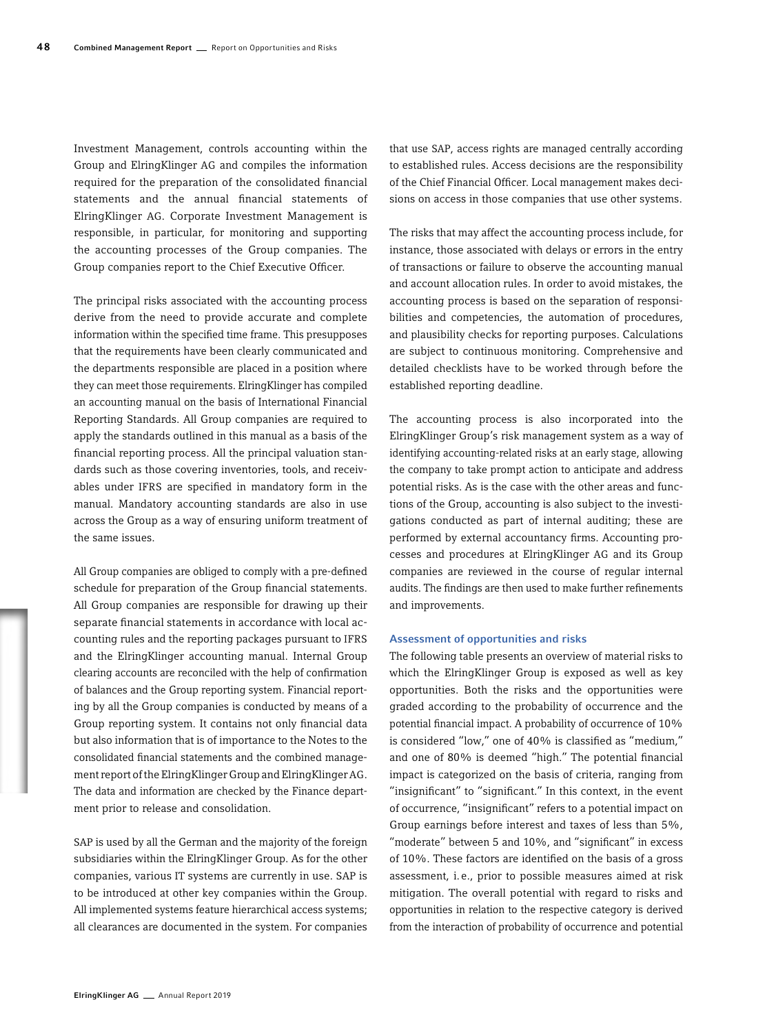Investment Management, controls accounting within the Group and ElringKlinger AG and compiles the information required for the preparation of the consolidated financial statements and the annual financial statements of ElringKlinger AG. Corporate Investment Management is responsible, in particular, for monitoring and supporting the accounting processes of the Group companies. The Group companies report to the Chief Executive Officer.

The principal risks associated with the accounting process derive from the need to provide accurate and complete information within the specified time frame. This presupposes that the requirements have been clearly communicated and the departments responsible are placed in a position where they can meet those requirements. ElringKlinger has compiled an accounting manual on the basis of International Financial Reporting Standards. All Group companies are required to apply the standards outlined in this manual as a basis of the financial reporting process. All the principal valuation standards such as those covering inventories, tools, and receivables under IFRS are specified in mandatory form in the manual. Mandatory accounting standards are also in use across the Group as a way of ensuring uniform treatment of the same issues.

All Group companies are obliged to comply with a pre-defined schedule for preparation of the Group financial statements. All Group companies are responsible for drawing up their separate financial statements in accordance with local accounting rules and the reporting packages pursuant to IFRS and the ElringKlinger accounting manual. Internal Group clearing accounts are reconciled with the help of confirmation of balances and the Group reporting system. Financial reporting by all the Group companies is conducted by means of a Group reporting system. It contains not only financial data but also information that is of importance to the Notes to the consolidated financial statements and the combined management report of the ElringKlinger Group and ElringKlinger AG. The data and information are checked by the Finance department prior to release and consolidation.

SAP is used by all the German and the majority of the foreign subsidiaries within the ElringKlinger Group. As for the other companies, various IT systems are currently in use. SAP is to be introduced at other key companies within the Group. All implemented systems feature hierarchical access systems; all clearances are documented in the system. For companies that use SAP, access rights are managed centrally according to established rules. Access decisions are the responsibility of the Chief Financial Officer. Local management makes decisions on access in those companies that use other systems.

The risks that may affect the accounting process include, for instance, those associated with delays or errors in the entry of transactions or failure to observe the accounting manual and account allocation rules. In order to avoid mistakes, the accounting process is based on the separation of responsibilities and competencies, the automation of procedures, and plausibility checks for reporting purposes. Calculations are subject to continuous monitoring. Comprehensive and detailed checklists have to be worked through before the established reporting deadline.

The accounting process is also incorporated into the ElringKlinger Group's risk management system as a way of identifying accounting-related risks at an early stage, allowing the company to take prompt action to anticipate and address potential risks. As is the case with the other areas and functions of the Group, accounting is also subject to the investigations conducted as part of internal auditing; these are performed by external accountancy firms. Accounting processes and procedures at ElringKlinger AG and its Group companies are reviewed in the course of regular internal audits. The findings are then used to make further refinements and improvements.

### Assessment of opportunities and risks

The following table presents an overview of material risks to which the ElringKlinger Group is exposed as well as key opportunities. Both the risks and the opportunities were graded according to the probability of occurrence and the potential financial impact. A probability of occurrence of 10% is considered "low," one of 40% is classified as "medium," and one of 80% is deemed "high." The potential financial impact is categorized on the basis of criteria, ranging from "insignificant" to "significant." In this context, in the event of occurrence, "insignificant" refers to a potential impact on Group earnings before interest and taxes of less than 5%, "moderate" between 5 and 10%, and "significant" in excess of 10%. These factors are identified on the basis of a gross assessment, i.e., prior to possible measures aimed at risk mitigation. The overall potential with regard to risks and opportunities in relation to the respective category is derived from the interaction of probability of occurrence and potential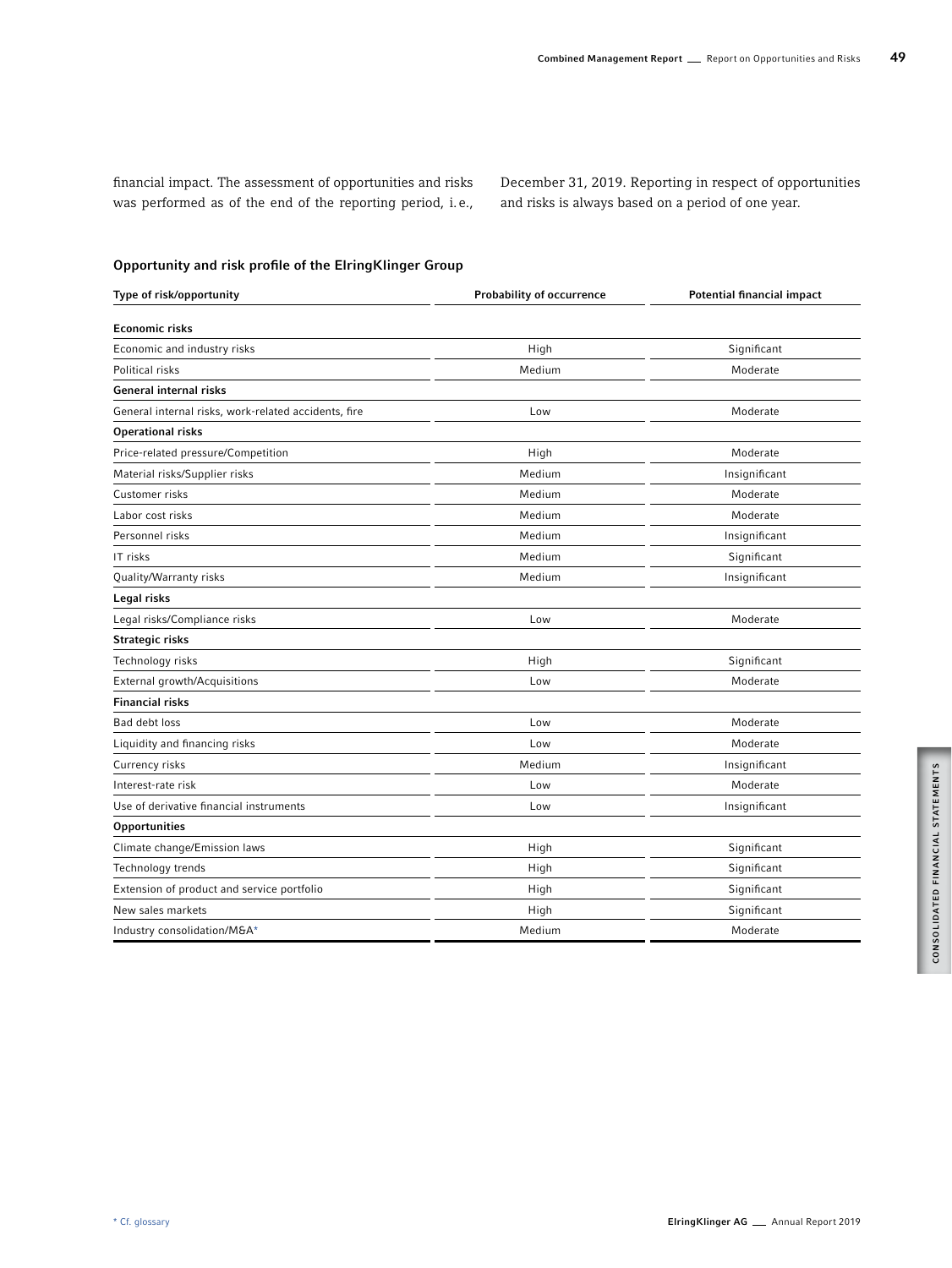financial impact. The assessment of opportunities and risks was performed as of the end of the reporting period, i.e., December 31, 2019. Reporting in respect of opportunities and risks is always based on a period of one year.

### Opportunity and risk profile of the ElringKlinger Group

| Type of risk/opportunity | Probability of occurrence | Potential financial impact |
|---|---|---|
| **Economic risks** | | |
| Economic and industry risks | High | Significant |
| Political risks | Medium | Moderate |
| **General internal risks** | | |
| General internal risks, work-related accidents, fire | Low | Moderate |
| **Operational risks** | | |
| Price-related pressure/Competition | High | Moderate |
| Material risks/Supplier risks | Medium | Insignificant |
| Customer risks | Medium | Moderate |
| Labor cost risks | Medium | Moderate |
| Personnel risks | Medium | Insignificant |
| IT risks | Medium | Significant |
| Quality/Warranty risks | Medium | Insignificant |
| **Legal risks** | | |
| Legal risks/Compliance risks | Low | Moderate |
| **Strategic risks** | | |
| Technology risks | High | Significant |
| External growth/Acquisitions | Low | Moderate |
| **Financial risks** | | |
| Bad debt loss | Low | Moderate |
| Liquidity and financing risks | Low | Moderate |
| Currency risks | Medium | Insignificant |
| Interest-rate risk | Low | Moderate |
| Use of derivative financial instruments | Low | Insignificant |
| **Opportunities** | | |
| Climate change/Emission laws | High | Significant |
| Technology trends | High | Significant |
| Extension of product and service portfolio | High | Significant |
| New sales markets | High | Significant |
| Industry consolidation/M&A* | Medium | Moderate |

* Cf. glossary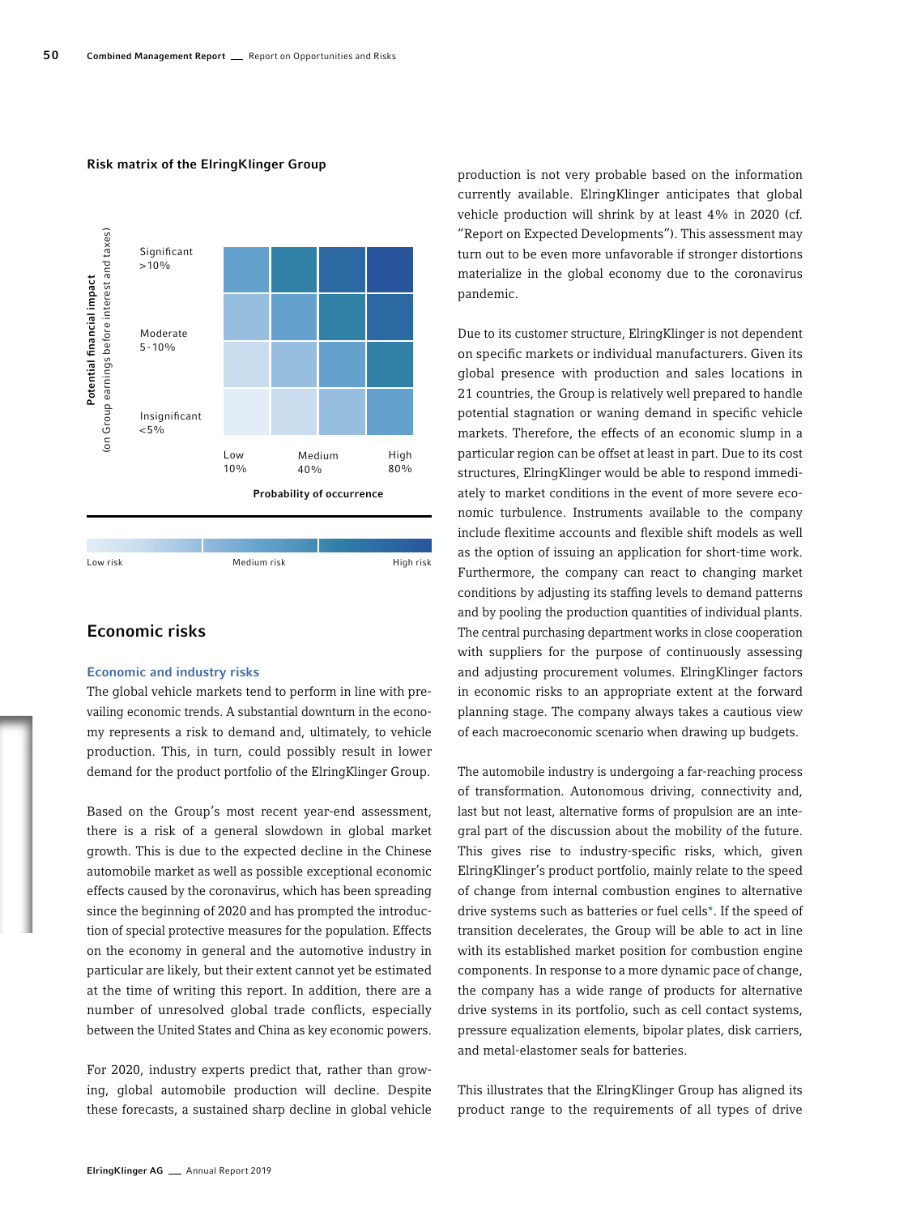**Risk matrix of the ElringKlinger Group**

| Potential financial impact (on Group earnings before interest and taxes) | | | | |
|---|---|---|---|---|
| Significant >10% | | | | |
| | | | | |
| Moderate 5-10% | | | | |
| Insignificant <5% | | | | |
| | Low 10% | | Medium 40% | High 80% |

Probability of occurrence

Low risk — Medium risk — High risk

## Economic risks

### Economic and industry risks

The global vehicle markets tend to perform in line with prevailing economic trends. A substantial downturn in the economy represents a risk to demand and, ultimately, to vehicle production. This, in turn, could possibly result in lower demand for the product portfolio of the ElringKlinger Group.

Based on the Group's most recent year-end assessment, there is a risk of a general slowdown in global market growth. This is due to the expected decline in the Chinese automobile market as well as possible exceptional economic effects caused by the coronavirus, which has been spreading since the beginning of 2020 and has prompted the introduction of special protective measures for the population. Effects on the economy in general and the automotive industry in particular are likely, but their extent cannot yet be estimated at the time of writing this report. In addition, there are a number of unresolved global trade conflicts, especially between the United States and China as key economic powers.

For 2020, industry experts predict that, rather than growing, global automobile production will decline. Despite these forecasts, a sustained sharp decline in global vehicle production is not very probable based on the information currently available. ElringKlinger anticipates that global vehicle production will shrink by at least 4% in 2020 (cf. "Report on Expected Developments"). This assessment may turn out to be even more unfavorable if stronger distortions materialize in the global economy due to the coronavirus pandemic.

Due to its customer structure, ElringKlinger is not dependent on specific markets or individual manufacturers. Given its global presence with production and sales locations in 21 countries, the Group is relatively well prepared to handle potential stagnation or waning demand in specific vehicle markets. Therefore, the effects of an economic slump in a particular region can be offset at least in part. Due to its cost structures, ElringKlinger would be able to respond immediately to market conditions in the event of more severe economic turbulence. Instruments available to the company include flexitime accounts and flexible shift models as well as the option of issuing an application for short-time work. Furthermore, the company can react to changing market conditions by adjusting its staffing levels to demand patterns and by pooling the production quantities of individual plants. The central purchasing department works in close cooperation with suppliers for the purpose of continuously assessing and adjusting procurement volumes. ElringKlinger factors in economic risks to an appropriate extent at the forward planning stage. The company always takes a cautious view of each macroeconomic scenario when drawing up budgets.

The automobile industry is undergoing a far-reaching process of transformation. Autonomous driving, connectivity and, last but not least, alternative forms of propulsion are an integral part of the discussion about the mobility of the future. This gives rise to industry-specific risks, which, given ElringKlinger's product portfolio, mainly relate to the speed of change from internal combustion engines to alternative drive systems such as batteries or fuel cells*. If the speed of transition decelerates, the Group will be able to act in line with its established market position for combustion engine components. In response to a more dynamic pace of change, the company has a wide range of products for alternative drive systems in its portfolio, such as cell contact systems, pressure equalization elements, bipolar plates, disk carriers, and metal-elastomer seals for batteries.

This illustrates that the ElringKlinger Group has aligned its product range to the requirements of all types of drive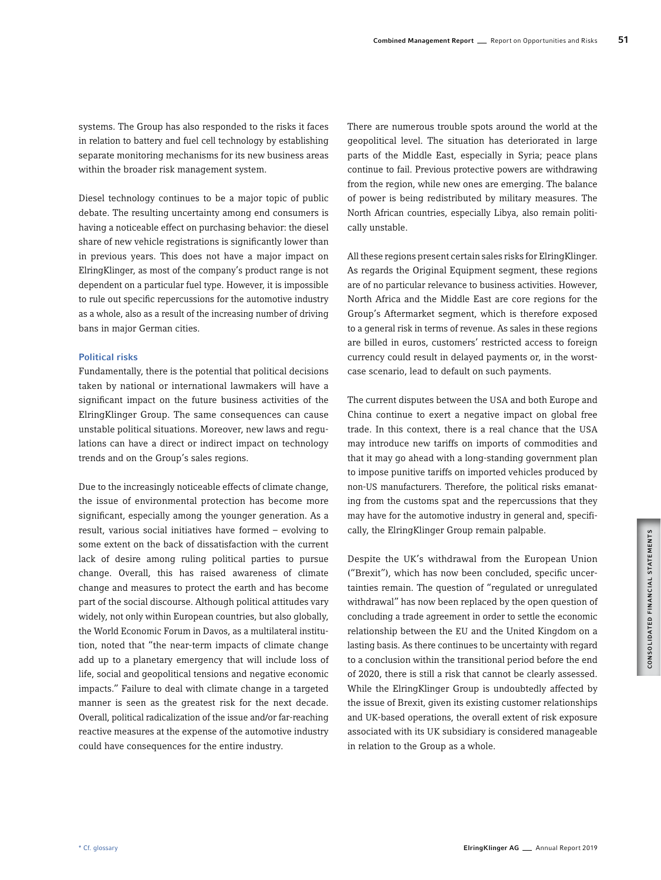systems. The Group has also responded to the risks it faces in relation to battery and fuel cell technology by establishing separate monitoring mechanisms for its new business areas within the broader risk management system.

Diesel technology continues to be a major topic of public debate. The resulting uncertainty among end consumers is having a noticeable effect on purchasing behavior: the diesel share of new vehicle registrations is significantly lower than in previous years. This does not have a major impact on ElringKlinger, as most of the company's product range is not dependent on a particular fuel type. However, it is impossible to rule out specific repercussions for the automotive industry as a whole, also as a result of the increasing number of driving bans in major German cities.

### Political risks

Fundamentally, there is the potential that political decisions taken by national or international lawmakers will have a significant impact on the future business activities of the ElringKlinger Group. The same consequences can cause unstable political situations. Moreover, new laws and regulations can have a direct or indirect impact on technology trends and on the Group's sales regions.

Due to the increasingly noticeable effects of climate change, the issue of environmental protection has become more significant, especially among the younger generation. As a result, various social initiatives have formed – evolving to some extent on the back of dissatisfaction with the current lack of desire among ruling political parties to pursue change. Overall, this has raised awareness of climate change and measures to protect the earth and has become part of the social discourse. Although political attitudes vary widely, not only within European countries, but also globally, the World Economic Forum in Davos, as a multilateral institution, noted that "the near-term impacts of climate change add up to a planetary emergency that will include loss of life, social and geopolitical tensions and negative economic impacts." Failure to deal with climate change in a targeted manner is seen as the greatest risk for the next decade. Overall, political radicalization of the issue and/or far-reaching reactive measures at the expense of the automotive industry could have consequences for the entire industry.

There are numerous trouble spots around the world at the geopolitical level. The situation has deteriorated in large parts of the Middle East, especially in Syria; peace plans continue to fail. Previous protective powers are withdrawing from the region, while new ones are emerging. The balance of power is being redistributed by military measures. The North African countries, especially Libya, also remain politically unstable.

All these regions present certain sales risks for ElringKlinger. As regards the Original Equipment segment, these regions are of no particular relevance to business activities. However, North Africa and the Middle East are core regions for the Group's Aftermarket segment, which is therefore exposed to a general risk in terms of revenue. As sales in these regions are billed in euros, customers' restricted access to foreign currency could result in delayed payments or, in the worst-case scenario, lead to default on such payments.

The current disputes between the USA and both Europe and China continue to exert a negative impact on global free trade. In this context, there is a real chance that the USA may introduce new tariffs on imports of commodities and that it may go ahead with a long-standing government plan to impose punitive tariffs on imported vehicles produced by non-US manufacturers. Therefore, the political risks emanating from the customs spat and the repercussions that they may have for the automotive industry in general and, specifically, the ElringKlinger Group remain palpable.

Despite the UK's withdrawal from the European Union ("Brexit"), which has now been concluded, specific uncertainties remain. The question of "regulated or unregulated withdrawal" has now been replaced by the open question of concluding a trade agreement in order to settle the economic relationship between the EU and the United Kingdom on a lasting basis. As there continues to be uncertainty with regard to a conclusion within the transitional period before the end of 2020, there is still a risk that cannot be clearly assessed. While the ElringKlinger Group is undoubtedly affected by the issue of Brexit, given its existing customer relationships and UK-based operations, the overall extent of risk exposure associated with its UK subsidiary is considered manageable in relation to the Group as a whole.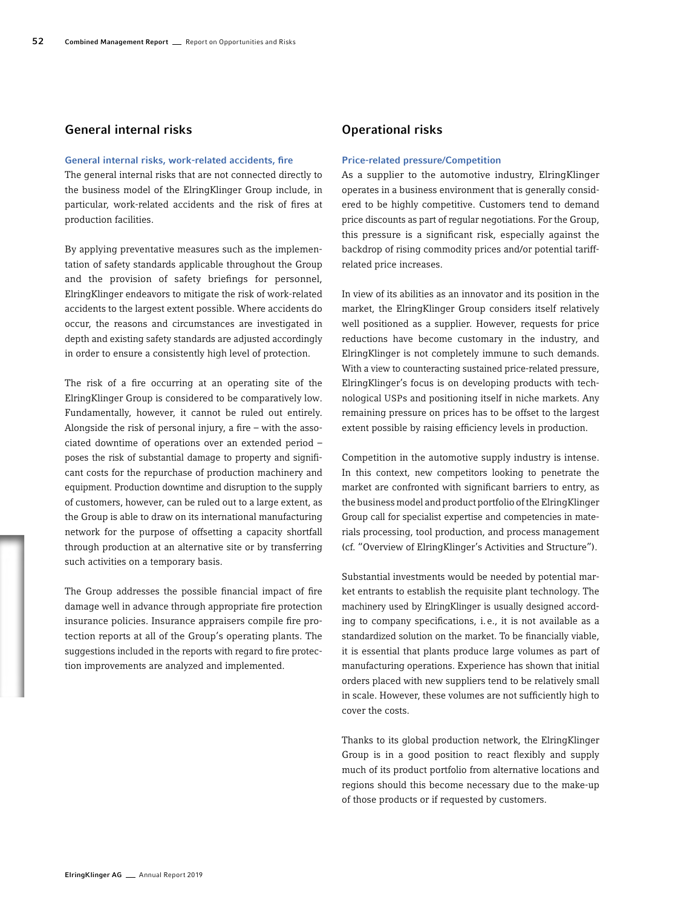## General internal risks

### General internal risks, work-related accidents, fire

The general internal risks that are not connected directly to the business model of the ElringKlinger Group include, in particular, work-related accidents and the risk of fires at production facilities.

By applying preventative measures such as the implementation of safety standards applicable throughout the Group and the provision of safety briefings for personnel, ElringKlinger endeavors to mitigate the risk of work-related accidents to the largest extent possible. Where accidents do occur, the reasons and circumstances are investigated in depth and existing safety standards are adjusted accordingly in order to ensure a consistently high level of protection.

The risk of a fire occurring at an operating site of the ElringKlinger Group is considered to be comparatively low. Fundamentally, however, it cannot be ruled out entirely. Alongside the risk of personal injury, a fire – with the associated downtime of operations over an extended period – poses the risk of substantial damage to property and significant costs for the repurchase of production machinery and equipment. Production downtime and disruption to the supply of customers, however, can be ruled out to a large extent, as the Group is able to draw on its international manufacturing network for the purpose of offsetting a capacity shortfall through production at an alternative site or by transferring such activities on a temporary basis.

The Group addresses the possible financial impact of fire damage well in advance through appropriate fire protection insurance policies. Insurance appraisers compile fire protection reports at all of the Group's operating plants. The suggestions included in the reports with regard to fire protection improvements are analyzed and implemented.

## Operational risks

### Price-related pressure/Competition

As a supplier to the automotive industry, ElringKlinger operates in a business environment that is generally considered to be highly competitive. Customers tend to demand price discounts as part of regular negotiations. For the Group, this pressure is a significant risk, especially against the backdrop of rising commodity prices and/or potential tariff-related price increases.

In view of its abilities as an innovator and its position in the market, the ElringKlinger Group considers itself relatively well positioned as a supplier. However, requests for price reductions have become customary in the industry, and ElringKlinger is not completely immune to such demands. With a view to counteracting sustained price-related pressure, ElringKlinger's focus is on developing products with technological USPs and positioning itself in niche markets. Any remaining pressure on prices has to be offset to the largest extent possible by raising efficiency levels in production.

Competition in the automotive supply industry is intense. In this context, new competitors looking to penetrate the market are confronted with significant barriers to entry, as the business model and product portfolio of the ElringKlinger Group call for specialist expertise and competencies in materials processing, tool production, and process management (cf. "Overview of ElringKlinger's Activities and Structure").

Substantial investments would be needed by potential market entrants to establish the requisite plant technology. The machinery used by ElringKlinger is usually designed according to company specifications, i.e., it is not available as a standardized solution on the market. To be financially viable, it is essential that plants produce large volumes as part of manufacturing operations. Experience has shown that initial orders placed with new suppliers tend to be relatively small in scale. However, these volumes are not sufficiently high to cover the costs.

Thanks to its global production network, the ElringKlinger Group is in a good position to react flexibly and supply much of its product portfolio from alternative locations and regions should this become necessary due to the make-up of those products or if requested by customers.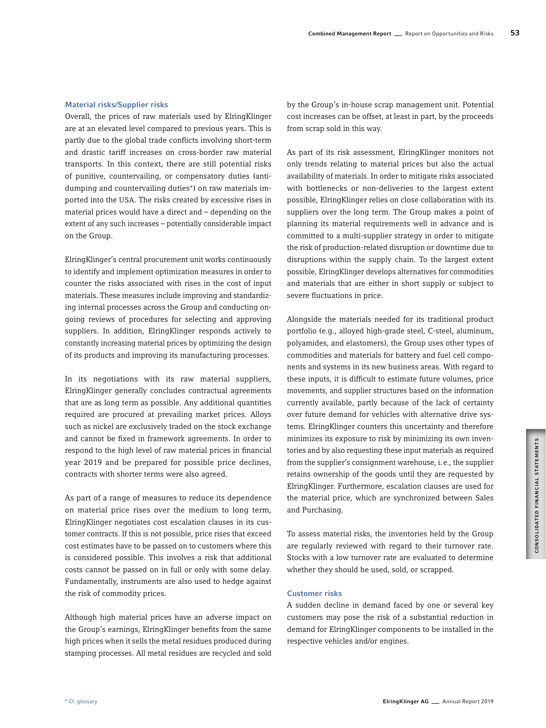### Material risks/Supplier risks

Overall, the prices of raw materials used by ElringKlinger are at an elevated level compared to previous years. This is partly due to the global trade conflicts involving short-term and drastic tariff increases on cross-border raw material transports. In this context, there are still potential risks of punitive, countervailing, or compensatory duties (anti-dumping and countervailing duties*) on raw materials imported into the USA. The risks created by excessive rises in material prices would have a direct and – depending on the extent of any such increases – potentially considerable impact on the Group.

ElringKlinger's central procurement unit works continuously to identify and implement optimization measures in order to counter the risks associated with rises in the cost of input materials. These measures include improving and standardizing internal processes across the Group and conducting ongoing reviews of procedures for selecting and approving suppliers. In addition, ElringKlinger responds actively to constantly increasing material prices by optimizing the design of its products and improving its manufacturing processes.

In its negotiations with its raw material suppliers, ElringKlinger generally concludes contractual agreements that are as long term as possible. Any additional quantities required are procured at prevailing market prices. Alloys such as nickel are exclusively traded on the stock exchange and cannot be fixed in framework agreements. In order to respond to the high level of raw material prices in financial year 2019 and be prepared for possible price declines, contracts with shorter terms were also agreed.

As part of a range of measures to reduce its dependence on material price rises over the medium to long term, ElringKlinger negotiates cost escalation clauses in its customer contracts. If this is not possible, price rises that exceed cost estimates have to be passed on to customers where this is considered possible. This involves a risk that additional costs cannot be passed on in full or only with some delay. Fundamentally, instruments are also used to hedge against the risk of commodity prices.

Although high material prices have an adverse impact on the Group's earnings, ElringKlinger benefits from the same high prices when it sells the metal residues produced during stamping processes. All metal residues are recycled and sold by the Group's in-house scrap management unit. Potential cost increases can be offset, at least in part, by the proceeds from scrap sold in this way.

As part of its risk assessment, ElringKlinger monitors not only trends relating to material prices but also the actual availability of materials. In order to mitigate risks associated with bottlenecks or non-deliveries to the largest extent possible, ElringKlinger relies on close collaboration with its suppliers over the long term. The Group makes a point of planning its material requirements well in advance and is committed to a multi-supplier strategy in order to mitigate the risk of production-related disruption or downtime due to disruptions within the supply chain. To the largest extent possible, ElringKlinger develops alternatives for commodities and materials that are either in short supply or subject to severe fluctuations in price.

Alongside the materials needed for its traditional product portfolio (e.g., alloyed high-grade steel, C-steel, aluminum, polyamides, and elastomers), the Group uses other types of commodities and materials for battery and fuel cell components and systems in its new business areas. With regard to these inputs, it is difficult to estimate future volumes, price movements, and supplier structures based on the information currently available, partly because of the lack of certainty over future demand for vehicles with alternative drive systems. ElringKlinger counters this uncertainty and therefore minimizes its exposure to risk by minimizing its own inventories and by also requesting these input materials as required from the supplier's consignment warehouse, i. e., the supplier retains ownership of the goods until they are requested by ElringKlinger. Furthermore, escalation clauses are used for the material price, which are synchronized between Sales and Purchasing.

To assess material risks, the inventories held by the Group are regularly reviewed with regard to their turnover rate. Stocks with a low turnover rate are evaluated to determine whether they should be used, sold, or scrapped.

### Customer risks

A sudden decline in demand faced by one or several key customers may pose the risk of a substantial reduction in demand for ElringKlinger components to be installed in the respective vehicles and/or engines.

* Cf. glossary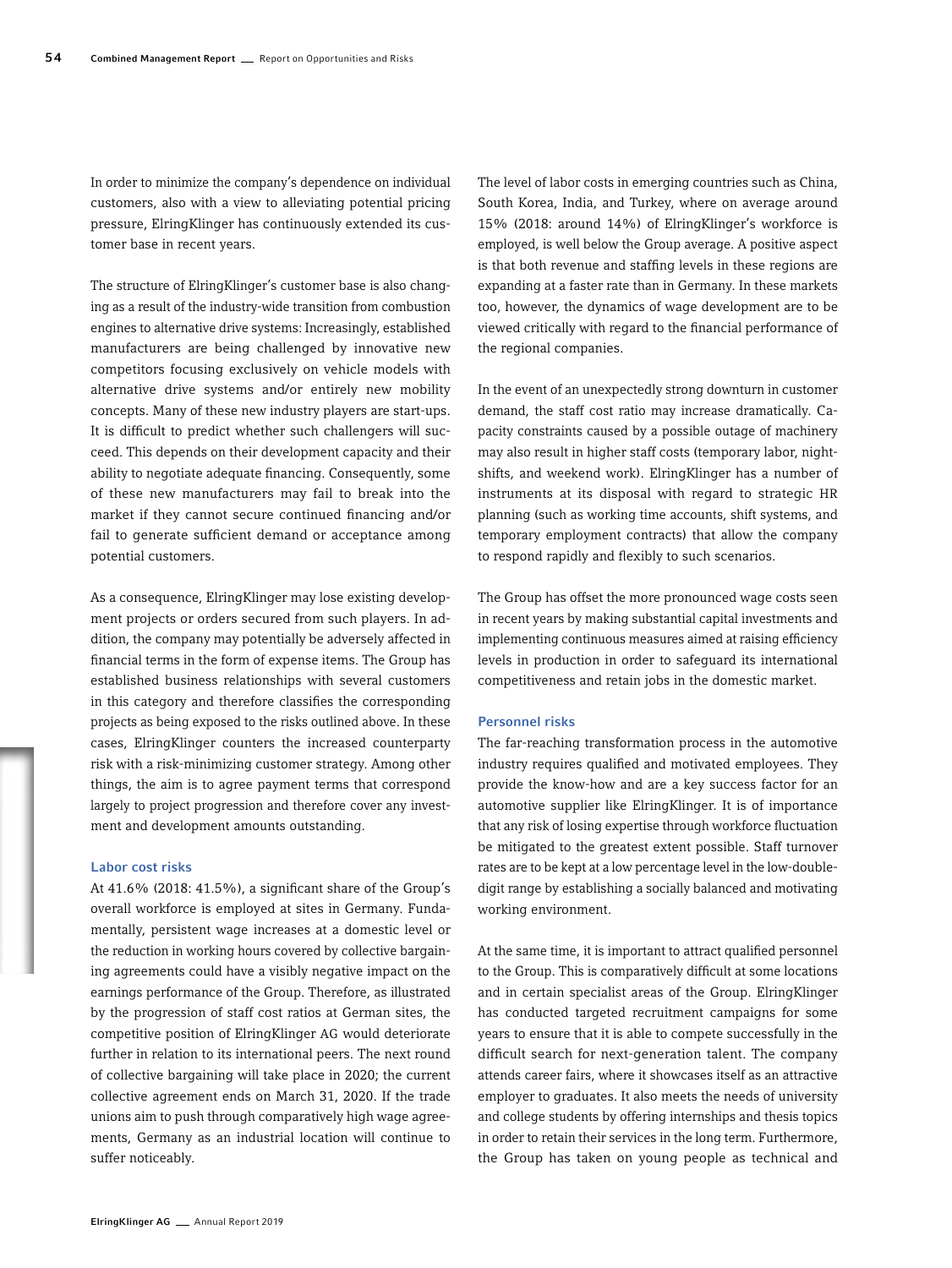In order to minimize the company's dependence on individual customers, also with a view to alleviating potential pricing pressure, ElringKlinger has continuously extended its customer base in recent years.

The structure of ElringKlinger's customer base is also changing as a result of the industry-wide transition from combustion engines to alternative drive systems: Increasingly, established manufacturers are being challenged by innovative new competitors focusing exclusively on vehicle models with alternative drive systems and/or entirely new mobility concepts. Many of these new industry players are start-ups. It is difficult to predict whether such challengers will succeed. This depends on their development capacity and their ability to negotiate adequate financing. Consequently, some of these new manufacturers may fail to break into the market if they cannot secure continued financing and/or fail to generate sufficient demand or acceptance among potential customers.

As a consequence, ElringKlinger may lose existing development projects or orders secured from such players. In addition, the company may potentially be adversely affected in financial terms in the form of expense items. The Group has established business relationships with several customers in this category and therefore classifies the corresponding projects as being exposed to the risks outlined above. In these cases, ElringKlinger counters the increased counterparty risk with a risk-minimizing customer strategy. Among other things, the aim is to agree payment terms that correspond largely to project progression and therefore cover any investment and development amounts outstanding.

### Labor cost risks

At 41.6% (2018: 41.5%), a significant share of the Group's overall workforce is employed at sites in Germany. Fundamentally, persistent wage increases at a domestic level or the reduction in working hours covered by collective bargaining agreements could have a visibly negative impact on the earnings performance of the Group. Therefore, as illustrated by the progression of staff cost ratios at German sites, the competitive position of ElringKlinger AG would deteriorate further in relation to its international peers. The next round of collective bargaining will take place in 2020; the current collective agreement ends on March 31, 2020. If the trade unions aim to push through comparatively high wage agreements, Germany as an industrial location will continue to suffer noticeably.

The level of labor costs in emerging countries such as China, South Korea, India, and Turkey, where on average around 15% (2018: around 14%) of ElringKlinger's workforce is employed, is well below the Group average. A positive aspect is that both revenue and staffing levels in these regions are expanding at a faster rate than in Germany. In these markets too, however, the dynamics of wage development are to be viewed critically with regard to the financial performance of the regional companies.

In the event of an unexpectedly strong downturn in customer demand, the staff cost ratio may increase dramatically. Capacity constraints caused by a possible outage of machinery may also result in higher staff costs (temporary labor, night-shifts, and weekend work). ElringKlinger has a number of instruments at its disposal with regard to strategic HR planning (such as working time accounts, shift systems, and temporary employment contracts) that allow the company to respond rapidly and flexibly to such scenarios.

The Group has offset the more pronounced wage costs seen in recent years by making substantial capital investments and implementing continuous measures aimed at raising efficiency levels in production in order to safeguard its international competitiveness and retain jobs in the domestic market.

### Personnel risks

The far-reaching transformation process in the automotive industry requires qualified and motivated employees. They provide the know-how and are a key success factor for an automotive supplier like ElringKlinger. It is of importance that any risk of losing expertise through workforce fluctuation be mitigated to the greatest extent possible. Staff turnover rates are to be kept at a low percentage level in the low-double-digit range by establishing a socially balanced and motivating working environment.

At the same time, it is important to attract qualified personnel to the Group. This is comparatively difficult at some locations and in certain specialist areas of the Group. ElringKlinger has conducted targeted recruitment campaigns for some years to ensure that it is able to compete successfully in the difficult search for next-generation talent. The company attends career fairs, where it showcases itself as an attractive employer to graduates. It also meets the needs of university and college students by offering internships and thesis topics in order to retain their services in the long term. Furthermore, the Group has taken on young people as technical and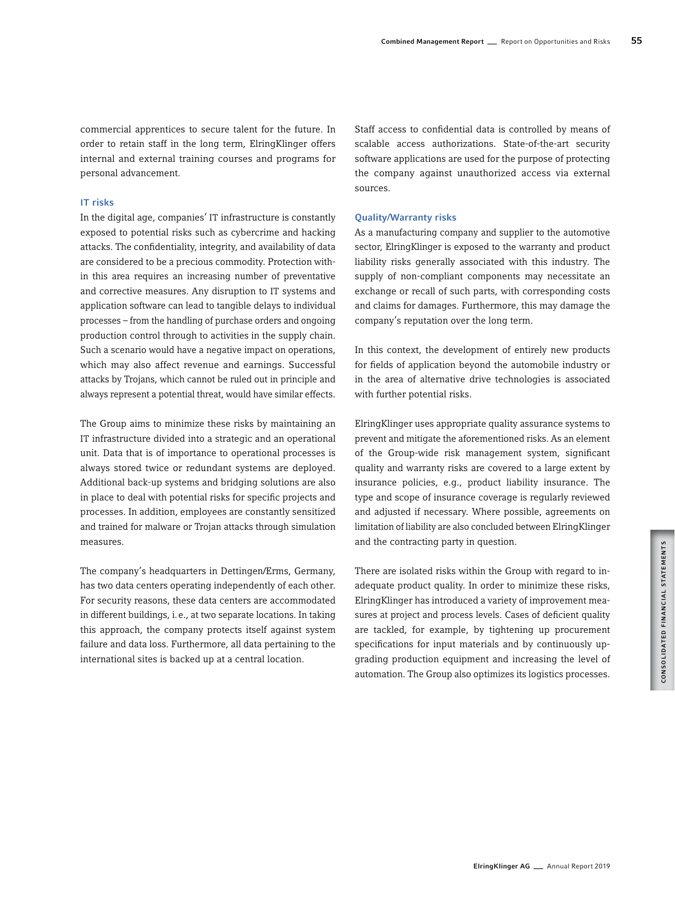commercial apprentices to secure talent for the future. In order to retain staff in the long term, ElringKlinger offers internal and external training courses and programs for personal advancement.

### IT risks

In the digital age, companies' IT infrastructure is constantly exposed to potential risks such as cybercrime and hacking attacks. The confidentiality, integrity, and availability of data are considered to be a precious commodity. Protection within this area requires an increasing number of preventative and corrective measures. Any disruption to IT systems and application software can lead to tangible delays to individual processes – from the handling of purchase orders and ongoing production control through to activities in the supply chain. Such a scenario would have a negative impact on operations, which may also affect revenue and earnings. Successful attacks by Trojans, which cannot be ruled out in principle and always represent a potential threat, would have similar effects.

The Group aims to minimize these risks by maintaining an IT infrastructure divided into a strategic and an operational unit. Data that is of importance to operational processes is always stored twice or redundant systems are deployed. Additional back-up systems and bridging solutions are also in place to deal with potential risks for specific projects and processes. In addition, employees are constantly sensitized and trained for malware or Trojan attacks through simulation measures.

The company's headquarters in Dettingen/Erms, Germany, has two data centers operating independently of each other. For security reasons, these data centers are accommodated in different buildings, i.e., at two separate locations. In taking this approach, the company protects itself against system failure and data loss. Furthermore, all data pertaining to the international sites is backed up at a central location.

Staff access to confidential data is controlled by means of scalable access authorizations. State-of-the-art security software applications are used for the purpose of protecting the company against unauthorized access via external sources.

### Quality/Warranty risks

As a manufacturing company and supplier to the automotive sector, ElringKlinger is exposed to the warranty and product liability risks generally associated with this industry. The supply of non-compliant components may necessitate an exchange or recall of such parts, with corresponding costs and claims for damages. Furthermore, this may damage the company's reputation over the long term.

In this context, the development of entirely new products for fields of application beyond the automobile industry or in the area of alternative drive technologies is associated with further potential risks.

ElringKlinger uses appropriate quality assurance systems to prevent and mitigate the aforementioned risks. As an element of the Group-wide risk management system, significant quality and warranty risks are covered to a large extent by insurance policies, e.g., product liability insurance. The type and scope of insurance coverage is regularly reviewed and adjusted if necessary. Where possible, agreements on limitation of liability are also concluded between ElringKlinger and the contracting party in question.

There are isolated risks within the Group with regard to inadequate product quality. In order to minimize these risks, ElringKlinger has introduced a variety of improvement measures at project and process levels. Cases of deficient quality are tackled, for example, by tightening up procurement specifications for input materials and by continuously upgrading production equipment and increasing the level of automation. The Group also optimizes its logistics processes.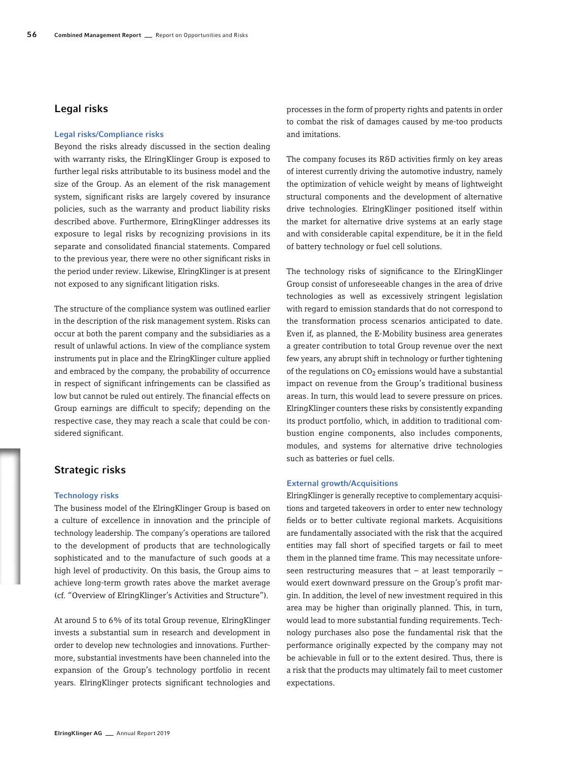## Legal risks

### Legal risks/Compliance risks

Beyond the risks already discussed in the section dealing with warranty risks, the ElringKlinger Group is exposed to further legal risks attributable to its business model and the size of the Group. As an element of the risk management system, significant risks are largely covered by insurance policies, such as the warranty and product liability risks described above. Furthermore, ElringKlinger addresses its exposure to legal risks by recognizing provisions in its separate and consolidated financial statements. Compared to the previous year, there were no other significant risks in the period under review. Likewise, ElringKlinger is at present not exposed to any significant litigation risks.

The structure of the compliance system was outlined earlier in the description of the risk management system. Risks can occur at both the parent company and the subsidiaries as a result of unlawful actions. In view of the compliance system instruments put in place and the ElringKlinger culture applied and embraced by the company, the probability of occurrence in respect of significant infringements can be classified as low but cannot be ruled out entirely. The financial effects on Group earnings are difficult to specify; depending on the respective case, they may reach a scale that could be considered significant.

## Strategic risks

### Technology risks

The business model of the ElringKlinger Group is based on a culture of excellence in innovation and the principle of technology leadership. The company's operations are tailored to the development of products that are technologically sophisticated and to the manufacture of such goods at a high level of productivity. On this basis, the Group aims to achieve long-term growth rates above the market average (cf. "Overview of ElringKlinger's Activities and Structure").

At around 5 to 6% of its total Group revenue, ElringKlinger invests a substantial sum in research and development in order to develop new technologies and innovations. Furthermore, substantial investments have been channeled into the expansion of the Group's technology portfolio in recent years. ElringKlinger protects significant technologies and processes in the form of property rights and patents in order to combat the risk of damages caused by me-too products and imitations.

The company focuses its R&D activities firmly on key areas of interest currently driving the automotive industry, namely the optimization of vehicle weight by means of lightweight structural components and the development of alternative drive technologies. ElringKlinger positioned itself within the market for alternative drive systems at an early stage and with considerable capital expenditure, be it in the field of battery technology or fuel cell solutions.

The technology risks of significance to the ElringKlinger Group consist of unforeseeable changes in the area of drive technologies as well as excessively stringent legislation with regard to emission standards that do not correspond to the transformation process scenarios anticipated to date. Even if, as planned, the E-Mobility business area generates a greater contribution to total Group revenue over the next few years, any abrupt shift in technology or further tightening of the regulations on $CO_2$ emissions would have a substantial impact on revenue from the Group's traditional business areas. In turn, this would lead to severe pressure on prices. ElringKlinger counters these risks by consistently expanding its product portfolio, which, in addition to traditional combustion engine components, also includes components, modules, and systems for alternative drive technologies such as batteries or fuel cells.

### External growth/Acquisitions

ElringKlinger is generally receptive to complementary acquisitions and targeted takeovers in order to enter new technology fields or to better cultivate regional markets. Acquisitions are fundamentally associated with the risk that the acquired entities may fall short of specified targets or fail to meet them in the planned time frame. This may necessitate unforeseen restructuring measures that – at least temporarily – would exert downward pressure on the Group's profit margin. In addition, the level of new investment required in this area may be higher than originally planned. This, in turn, would lead to more substantial funding requirements. Technology purchases also pose the fundamental risk that the performance originally expected by the company may not be achievable in full or to the extent desired. Thus, there is a risk that the products may ultimately fail to meet customer expectations.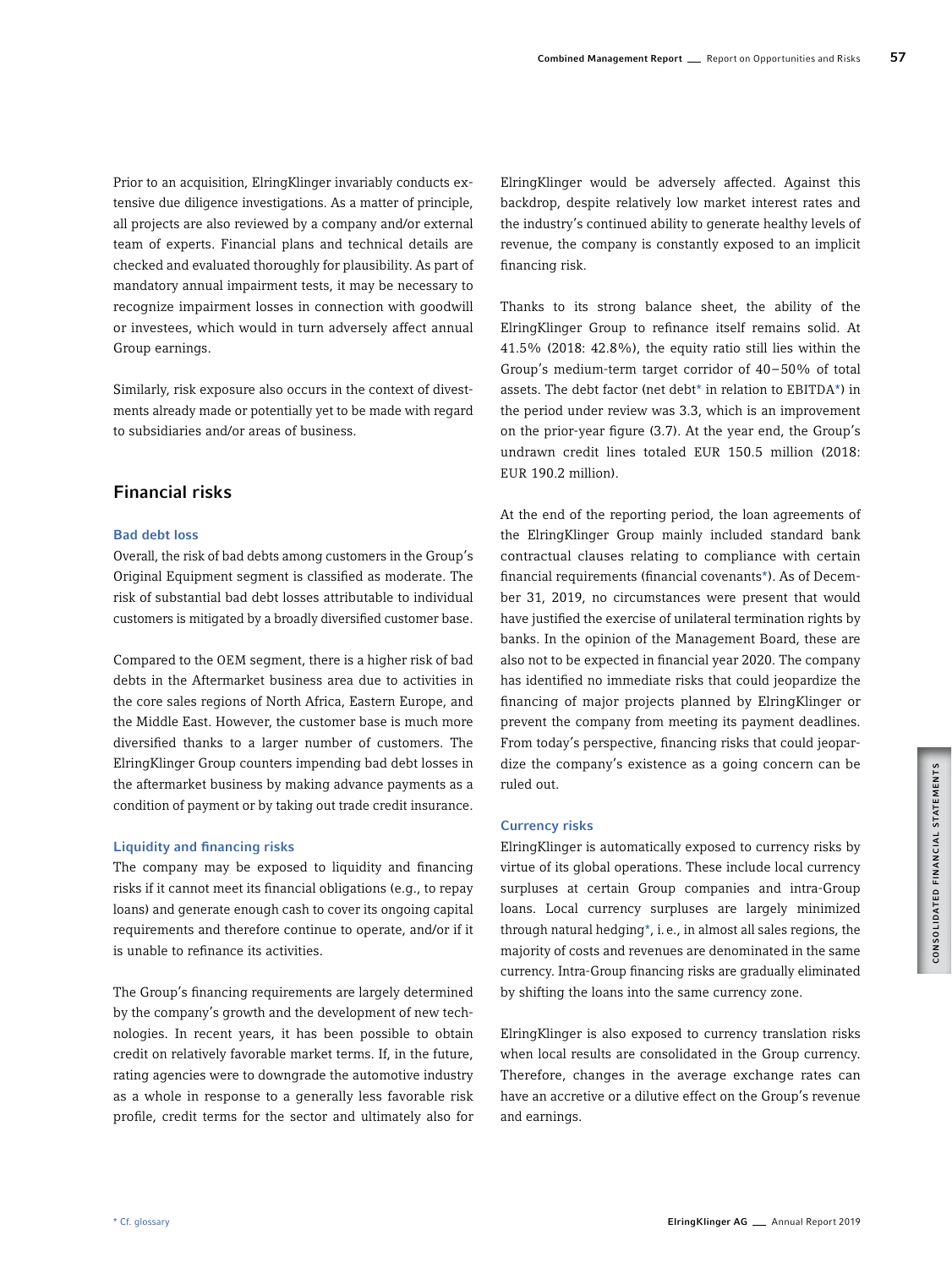Prior to an acquisition, ElringKlinger invariably conducts extensive due diligence investigations. As a matter of principle, all projects are also reviewed by a company and/or external team of experts. Financial plans and technical details are checked and evaluated thoroughly for plausibility. As part of mandatory annual impairment tests, it may be necessary to recognize impairment losses in connection with goodwill or investees, which would in turn adversely affect annual Group earnings.

Similarly, risk exposure also occurs in the context of divestments already made or potentially yet to be made with regard to subsidiaries and/or areas of business.

## Financial risks

### Bad debt loss

Overall, the risk of bad debts among customers in the Group's Original Equipment segment is classified as moderate. The risk of substantial bad debt losses attributable to individual customers is mitigated by a broadly diversified customer base.

Compared to the OEM segment, there is a higher risk of bad debts in the Aftermarket business area due to activities in the core sales regions of North Africa, Eastern Europe, and the Middle East. However, the customer base is much more diversified thanks to a larger number of customers. The ElringKlinger Group counters impending bad debt losses in the aftermarket business by making advance payments as a condition of payment or by taking out trade credit insurance.

### Liquidity and financing risks

The company may be exposed to liquidity and financing risks if it cannot meet its financial obligations (e.g., to repay loans) and generate enough cash to cover its ongoing capital requirements and therefore continue to operate, and/or if it is unable to refinance its activities.

The Group's financing requirements are largely determined by the company's growth and the development of new technologies. In recent years, it has been possible to obtain credit on relatively favorable market terms. If, in the future, rating agencies were to downgrade the automotive industry as a whole in response to a generally less favorable risk profile, credit terms for the sector and ultimately also for ElringKlinger would be adversely affected. Against this backdrop, despite relatively low market interest rates and the industry's continued ability to generate healthy levels of revenue, the company is constantly exposed to an implicit financing risk.

Thanks to its strong balance sheet, the ability of the ElringKlinger Group to refinance itself remains solid. At 41.5% (2018: 42.8%), the equity ratio still lies within the Group's medium-term target corridor of 40–50% of total assets. The debt factor (net debt* in relation to EBITDA*) in the period under review was 3.3, which is an improvement on the prior-year figure (3.7). At the year end, the Group's undrawn credit lines totaled EUR 150.5 million (2018: EUR 190.2 million).

At the end of the reporting period, the loan agreements of the ElringKlinger Group mainly included standard bank contractual clauses relating to compliance with certain financial requirements (financial covenants*). As of December 31, 2019, no circumstances were present that would have justified the exercise of unilateral termination rights by banks. In the opinion of the Management Board, these are also not to be expected in financial year 2020. The company has identified no immediate risks that could jeopardize the financing of major projects planned by ElringKlinger or prevent the company from meeting its payment deadlines. From today's perspective, financing risks that could jeopardize the company's existence as a going concern can be ruled out.

### Currency risks

ElringKlinger is automatically exposed to currency risks by virtue of its global operations. These include local currency surpluses at certain Group companies and intra-Group loans. Local currency surpluses are largely minimized through natural hedging*, i.e., in almost all sales regions, the majority of costs and revenues are denominated in the same currency. Intra-Group financing risks are gradually eliminated by shifting the loans into the same currency zone.

ElringKlinger is also exposed to currency translation risks when local results are consolidated in the Group currency. Therefore, changes in the average exchange rates can have an accretive or a dilutive effect on the Group's revenue and earnings.

\* Cf. glossary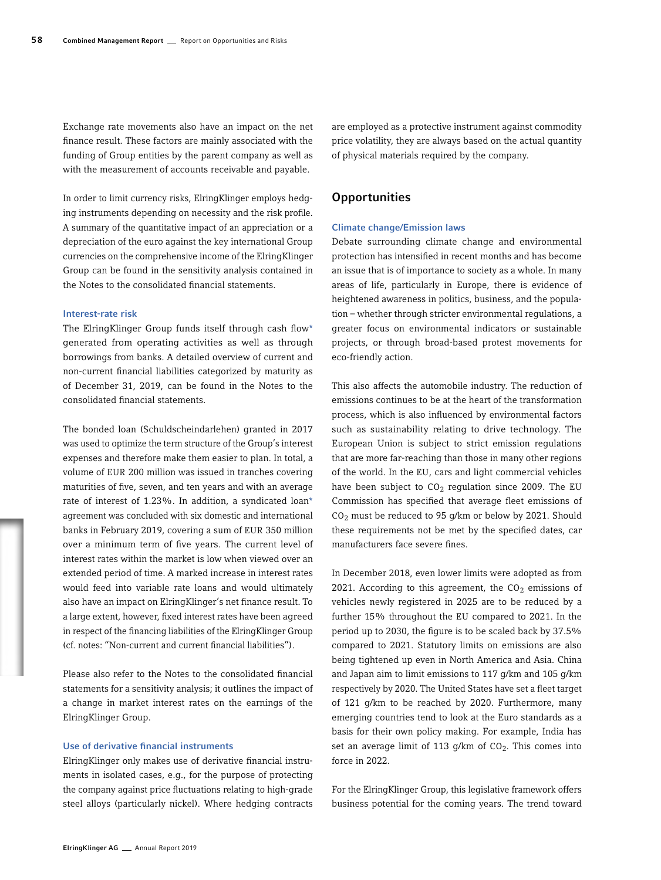Exchange rate movements also have an impact on the net finance result. These factors are mainly associated with the funding of Group entities by the parent company as well as with the measurement of accounts receivable and payable.

In order to limit currency risks, ElringKlinger employs hedging instruments depending on necessity and the risk profile. A summary of the quantitative impact of an appreciation or a depreciation of the euro against the key international Group currencies on the comprehensive income of the ElringKlinger Group can be found in the sensitivity analysis contained in the Notes to the consolidated financial statements.

### Interest-rate risk

The ElringKlinger Group funds itself through cash flow* generated from operating activities as well as through borrowings from banks. A detailed overview of current and non-current financial liabilities categorized by maturity as of December 31, 2019, can be found in the Notes to the consolidated financial statements.

The bonded loan (Schuldscheindarlehen) granted in 2017 was used to optimize the term structure of the Group's interest expenses and therefore make them easier to plan. In total, a volume of EUR 200 million was issued in tranches covering maturities of five, seven, and ten years and with an average rate of interest of 1.23%. In addition, a syndicated loan* agreement was concluded with six domestic and international banks in February 2019, covering a sum of EUR 350 million over a minimum term of five years. The current level of interest rates within the market is low when viewed over an extended period of time. A marked increase in interest rates would feed into variable rate loans and would ultimately also have an impact on ElringKlinger's net finance result. To a large extent, however, fixed interest rates have been agreed in respect of the financing liabilities of the ElringKlinger Group (cf. notes: "Non-current and current financial liabilities").

Please also refer to the Notes to the consolidated financial statements for a sensitivity analysis; it outlines the impact of a change in market interest rates on the earnings of the ElringKlinger Group.

### Use of derivative financial instruments

ElringKlinger only makes use of derivative financial instruments in isolated cases, e.g., for the purpose of protecting the company against price fluctuations relating to high-grade steel alloys (particularly nickel). Where hedging contracts are employed as a protective instrument against commodity price volatility, they are always based on the actual quantity of physical materials required by the company.

## Opportunities

### Climate change/Emission laws

Debate surrounding climate change and environmental protection has intensified in recent months and has become an issue that is of importance to society as a whole. In many areas of life, particularly in Europe, there is evidence of heightened awareness in politics, business, and the population – whether through stricter environmental regulations, a greater focus on environmental indicators or sustainable projects, or through broad-based protest movements for eco-friendly action.

This also affects the automobile industry. The reduction of emissions continues to be at the heart of the transformation process, which is also influenced by environmental factors such as sustainability relating to drive technology. The European Union is subject to strict emission regulations that are more far-reaching than those in many other regions of the world. In the EU, cars and light commercial vehicles have been subject to $CO_2$ regulation since 2009. The EU Commission has specified that average fleet emissions of $CO_2$ must be reduced to 95 g/km or below by 2021. Should these requirements not be met by the specified dates, car manufacturers face severe fines.

In December 2018, even lower limits were adopted as from 2021. According to this agreement, the $CO_2$ emissions of vehicles newly registered in 2025 are to be reduced by a further 15% throughout the EU compared to 2021. In the period up to 2030, the figure is to be scaled back by 37.5% compared to 2021. Statutory limits on emissions are also being tightened up even in North America and Asia. China and Japan aim to limit emissions to 117 g/km and 105 g/km respectively by 2020. The United States have set a fleet target of 121 g/km to be reached by 2020. Furthermore, many emerging countries tend to look at the Euro standards as a basis for their own policy making. For example, India has set an average limit of 113 g/km of $CO_2$. This comes into force in 2022.

For the ElringKlinger Group, this legislative framework offers business potential for the coming years. The trend toward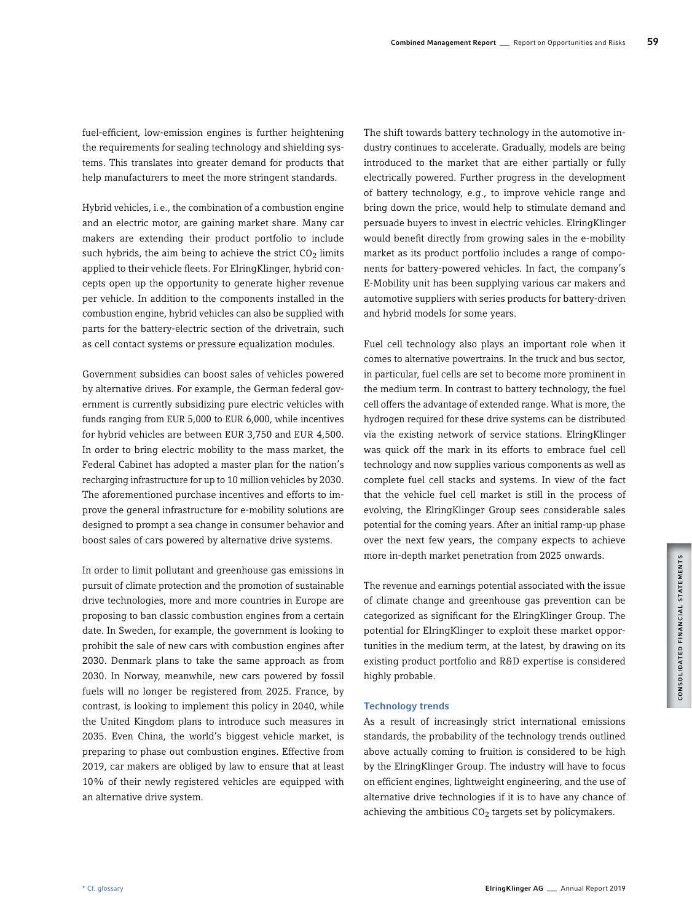fuel-efficient, low-emission engines is further heightening the requirements for sealing technology and shielding systems. This translates into greater demand for products that help manufacturers to meet the more stringent standards.

Hybrid vehicles, i.e., the combination of a combustion engine and an electric motor, are gaining market share. Many car makers are extending their product portfolio to include such hybrids, the aim being to achieve the strict $CO_2$ limits applied to their vehicle fleets. For ElringKlinger, hybrid concepts open up the opportunity to generate higher revenue per vehicle. In addition to the components installed in the combustion engine, hybrid vehicles can also be supplied with parts for the battery-electric section of the drivetrain, such as cell contact systems or pressure equalization modules.

Government subsidies can boost sales of vehicles powered by alternative drives. For example, the German federal government is currently subsidizing pure electric vehicles with funds ranging from EUR 5,000 to EUR 6,000, while incentives for hybrid vehicles are between EUR 3,750 and EUR 4,500. In order to bring electric mobility to the mass market, the Federal Cabinet has adopted a master plan for the nation's recharging infrastructure for up to 10 million vehicles by 2030. The aforementioned purchase incentives and efforts to improve the general infrastructure for e-mobility solutions are designed to prompt a sea change in consumer behavior and boost sales of cars powered by alternative drive systems.

In order to limit pollutant and greenhouse gas emissions in pursuit of climate protection and the promotion of sustainable drive technologies, more and more countries in Europe are proposing to ban classic combustion engines from a certain date. In Sweden, for example, the government is looking to prohibit the sale of new cars with combustion engines after 2030. Denmark plans to take the same approach as from 2030. In Norway, meanwhile, new cars powered by fossil fuels will no longer be registered from 2025. France, by contrast, is looking to implement this policy in 2040, while the United Kingdom plans to introduce such measures in 2035. Even China, the world's biggest vehicle market, is preparing to phase out combustion engines. Effective from 2019, car makers are obliged by law to ensure that at least 10% of their newly registered vehicles are equipped with an alternative drive system.

The shift towards battery technology in the automotive industry continues to accelerate. Gradually, models are being introduced to the market that are either partially or fully electrically powered. Further progress in the development of battery technology, e.g., to improve vehicle range and bring down the price, would help to stimulate demand and persuade buyers to invest in electric vehicles. ElringKlinger would benefit directly from growing sales in the e-mobility market as its product portfolio includes a range of components for battery-powered vehicles. In fact, the company's E-Mobility unit has been supplying various car makers and automotive suppliers with series products for battery-driven and hybrid models for some years.

Fuel cell technology also plays an important role when it comes to alternative powertrains. In the truck and bus sector, in particular, fuel cells are set to become more prominent in the medium term. In contrast to battery technology, the fuel cell offers the advantage of extended range. What is more, the hydrogen required for these drive systems can be distributed via the existing network of service stations. ElringKlinger was quick off the mark in its efforts to embrace fuel cell technology and now supplies various components as well as complete fuel cell stacks and systems. In view of the fact that the vehicle fuel cell market is still in the process of evolving, the ElringKlinger Group sees considerable sales potential for the coming years. After an initial ramp-up phase over the next few years, the company expects to achieve more in-depth market penetration from 2025 onwards.

The revenue and earnings potential associated with the issue of climate change and greenhouse gas prevention can be categorized as significant for the ElringKlinger Group. The potential for ElringKlinger to exploit these market opportunities in the medium term, at the latest, by drawing on its existing product portfolio and R&D expertise is considered highly probable.

### Technology trends

As a result of increasingly strict international emissions standards, the probability of the technology trends outlined above actually coming to fruition is considered to be high by the ElringKlinger Group. The industry will have to focus on efficient engines, lightweight engineering, and the use of alternative drive technologies if it is to have any chance of achieving the ambitious $CO_2$ targets set by policymakers.

* Cf. glossary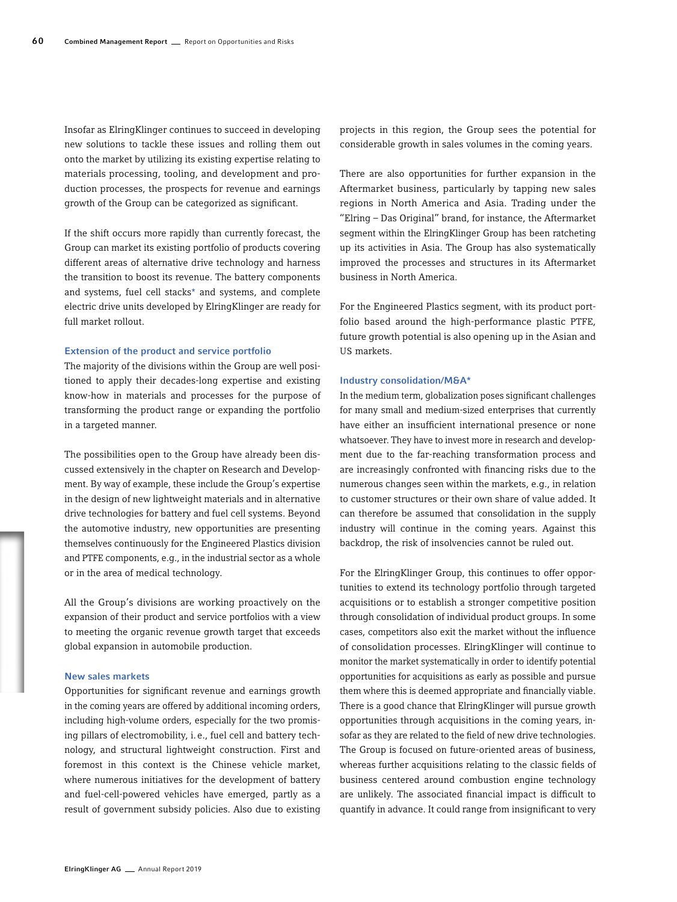Insofar as ElringKlinger continues to succeed in developing new solutions to tackle these issues and rolling them out onto the market by utilizing its existing expertise relating to materials processing, tooling, and development and production processes, the prospects for revenue and earnings growth of the Group can be categorized as significant.

If the shift occurs more rapidly than currently forecast, the Group can market its existing portfolio of products covering different areas of alternative drive technology and harness the transition to boost its revenue. The battery components and systems, fuel cell stacks* and systems, and complete electric drive units developed by ElringKlinger are ready for full market rollout.

### Extension of the product and service portfolio

The majority of the divisions within the Group are well positioned to apply their decades-long expertise and existing know-how in materials and processes for the purpose of transforming the product range or expanding the portfolio in a targeted manner.

The possibilities open to the Group have already been discussed extensively in the chapter on Research and Development. By way of example, these include the Group's expertise in the design of new lightweight materials and in alternative drive technologies for battery and fuel cell systems. Beyond the automotive industry, new opportunities are presenting themselves continuously for the Engineered Plastics division and PTFE components, e.g., in the industrial sector as a whole or in the area of medical technology.

All the Group's divisions are working proactively on the expansion of their product and service portfolios with a view to meeting the organic revenue growth target that exceeds global expansion in automobile production.

### New sales markets

Opportunities for significant revenue and earnings growth in the coming years are offered by additional incoming orders, including high-volume orders, especially for the two promising pillars of electromobility, i. e., fuel cell and battery technology, and structural lightweight construction. First and foremost in this context is the Chinese vehicle market, where numerous initiatives for the development of battery and fuel-cell-powered vehicles have emerged, partly as a result of government subsidy policies. Also due to existing projects in this region, the Group sees the potential for considerable growth in sales volumes in the coming years.

There are also opportunities for further expansion in the Aftermarket business, particularly by tapping new sales regions in North America and Asia. Trading under the "Elring – Das Original" brand, for instance, the Aftermarket segment within the ElringKlinger Group has been ratcheting up its activities in Asia. The Group has also systematically improved the processes and structures in its Aftermarket business in North America.

For the Engineered Plastics segment, with its product portfolio based around the high-performance plastic PTFE, future growth potential is also opening up in the Asian and US markets.

### Industry consolidation/M&A*

In the medium term, globalization poses significant challenges for many small and medium-sized enterprises that currently have either an insufficient international presence or none whatsoever. They have to invest more in research and development due to the far-reaching transformation process and are increasingly confronted with financing risks due to the numerous changes seen within the markets, e.g., in relation to customer structures or their own share of value added. It can therefore be assumed that consolidation in the supply industry will continue in the coming years. Against this backdrop, the risk of insolvencies cannot be ruled out.

For the ElringKlinger Group, this continues to offer opportunities to extend its technology portfolio through targeted acquisitions or to establish a stronger competitive position through consolidation of individual product groups. In some cases, competitors also exit the market without the influence of consolidation processes. ElringKlinger will continue to monitor the market systematically in order to identify potential opportunities for acquisitions as early as possible and pursue them where this is deemed appropriate and financially viable. There is a good chance that ElringKlinger will pursue growth opportunities through acquisitions in the coming years, insofar as they are related to the field of new drive technologies. The Group is focused on future-oriented areas of business, whereas further acquisitions relating to the classic fields of business centered around combustion engine technology are unlikely. The associated financial impact is difficult to quantify in advance. It could range from insignificant to very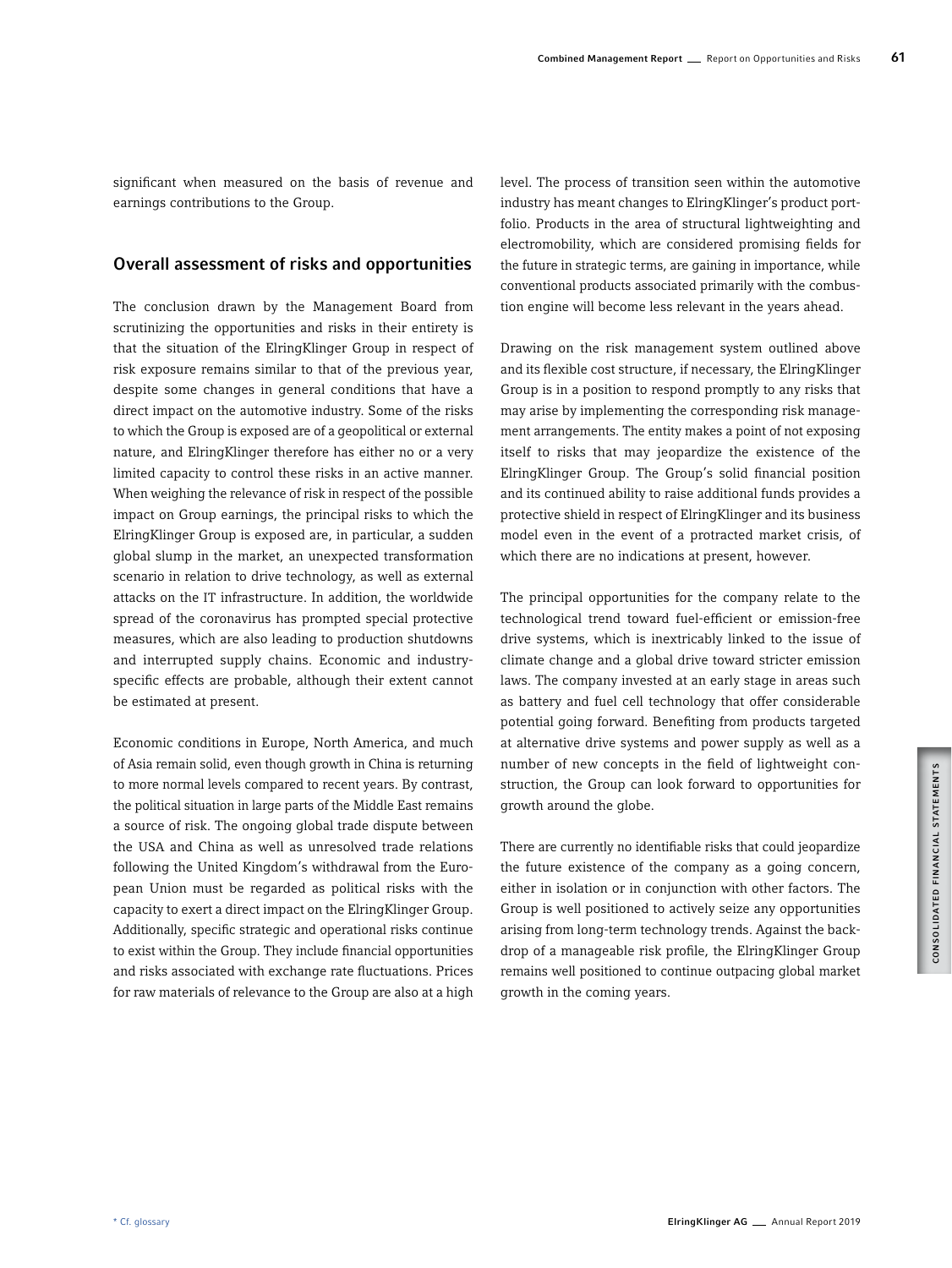significant when measured on the basis of revenue and earnings contributions to the Group.

## Overall assessment of risks and opportunities

The conclusion drawn by the Management Board from scrutinizing the opportunities and risks in their entirety is that the situation of the ElringKlinger Group in respect of risk exposure remains similar to that of the previous year, despite some changes in general conditions that have a direct impact on the automotive industry. Some of the risks to which the Group is exposed are of a geopolitical or external nature, and ElringKlinger therefore has either no or a very limited capacity to control these risks in an active manner. When weighing the relevance of risk in respect of the possible impact on Group earnings, the principal risks to which the ElringKlinger Group is exposed are, in particular, a sudden global slump in the market, an unexpected transformation scenario in relation to drive technology, as well as external attacks on the IT infrastructure. In addition, the worldwide spread of the coronavirus has prompted special protective measures, which are also leading to production shutdowns and interrupted supply chains. Economic and industry-specific effects are probable, although their extent cannot be estimated at present.

Economic conditions in Europe, North America, and much of Asia remain solid, even though growth in China is returning to more normal levels compared to recent years. By contrast, the political situation in large parts of the Middle East remains a source of risk. The ongoing global trade dispute between the USA and China as well as unresolved trade relations following the United Kingdom's withdrawal from the European Union must be regarded as political risks with the capacity to exert a direct impact on the ElringKlinger Group. Additionally, specific strategic and operational risks continue to exist within the Group. They include financial opportunities and risks associated with exchange rate fluctuations. Prices for raw materials of relevance to the Group are also at a high level. The process of transition seen within the automotive industry has meant changes to ElringKlinger's product portfolio. Products in the area of structural lightweighting and electromobility, which are considered promising fields for the future in strategic terms, are gaining in importance, while conventional products associated primarily with the combustion engine will become less relevant in the years ahead.

Drawing on the risk management system outlined above and its flexible cost structure, if necessary, the ElringKlinger Group is in a position to respond promptly to any risks that may arise by implementing the corresponding risk management arrangements. The entity makes a point of not exposing itself to risks that may jeopardize the existence of the ElringKlinger Group. The Group's solid financial position and its continued ability to raise additional funds provides a protective shield in respect of ElringKlinger and its business model even in the event of a protracted market crisis, of which there are no indications at present, however.

The principal opportunities for the company relate to the technological trend toward fuel-efficient or emission-free drive systems, which is inextricably linked to the issue of climate change and a global drive toward stricter emission laws. The company invested at an early stage in areas such as battery and fuel cell technology that offer considerable potential going forward. Benefiting from products targeted at alternative drive systems and power supply as well as a number of new concepts in the field of lightweight construction, the Group can look forward to opportunities for growth around the globe.

There are currently no identifiable risks that could jeopardize the future existence of the company as a going concern, either in isolation or in conjunction with other factors. The Group is well positioned to actively seize any opportunities arising from long-term technology trends. Against the backdrop of a manageable risk profile, the ElringKlinger Group remains well positioned to continue outpacing global market growth in the coming years.

* Cf. glossary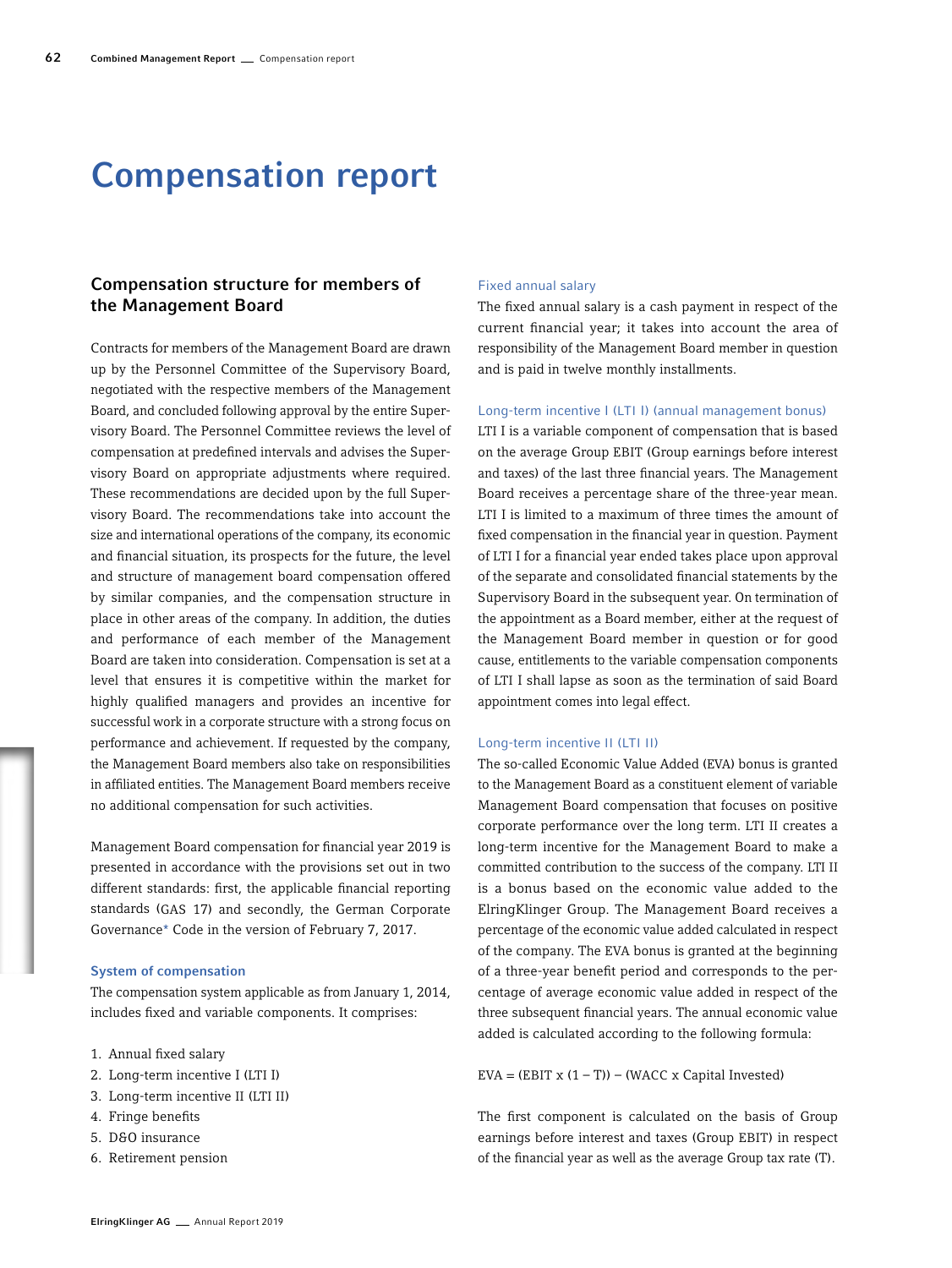# Compensation report

## Compensation structure for members of the Management Board

Contracts for members of the Management Board are drawn up by the Personnel Committee of the Supervisory Board, negotiated with the respective members of the Management Board, and concluded following approval by the entire Supervisory Board. The Personnel Committee reviews the level of compensation at predefined intervals and advises the Supervisory Board on appropriate adjustments where required. These recommendations are decided upon by the full Supervisory Board. The recommendations take into account the size and international operations of the company, its economic and financial situation, its prospects for the future, the level and structure of management board compensation offered by similar companies, and the compensation structure in place in other areas of the company. In addition, the duties and performance of each member of the Management Board are taken into consideration. Compensation is set at a level that ensures it is competitive within the market for highly qualified managers and provides an incentive for successful work in a corporate structure with a strong focus on performance and achievement. If requested by the company, the Management Board members also take on responsibilities in affiliated entities. The Management Board members receive no additional compensation for such activities.

Management Board compensation for financial year 2019 is presented in accordance with the provisions set out in two different standards: first, the applicable financial reporting standards (GAS 17) and secondly, the German Corporate Governance* Code in the version of February 7, 2017.

### System of compensation

The compensation system applicable as from January 1, 2014, includes fixed and variable components. It comprises:

1. Annual fixed salary
2. Long-term incentive I (LTI I)
3. Long-term incentive II (LTI II)
4. Fringe benefits
5. D&O insurance
6. Retirement pension

### Fixed annual salary

The fixed annual salary is a cash payment in respect of the current financial year; it takes into account the area of responsibility of the Management Board member in question and is paid in twelve monthly installments.

### Long-term incentive I (LTI I) (annual management bonus)

LTI I is a variable component of compensation that is based on the average Group EBIT (Group earnings before interest and taxes) of the last three financial years. The Management Board receives a percentage share of the three-year mean. LTI I is limited to a maximum of three times the amount of fixed compensation in the financial year in question. Payment of LTI I for a financial year ended takes place upon approval of the separate and consolidated financial statements by the Supervisory Board in the subsequent year. On termination of the appointment as a Board member, either at the request of the Management Board member in question or for good cause, entitlements to the variable compensation components of LTI I shall lapse as soon as the termination of said Board appointment comes into legal effect.

### Long-term incentive II (LTI II)

The so-called Economic Value Added (EVA) bonus is granted to the Management Board as a constituent element of variable Management Board compensation that focuses on positive corporate performance over the long term. LTI II creates a long-term incentive for the Management Board to make a committed contribution to the success of the company. LTI II is a bonus based on the economic value added to the ElringKlinger Group. The Management Board receives a percentage of the economic value added calculated in respect of the company. The EVA bonus is granted at the beginning of a three-year benefit period and corresponds to the percentage of average economic value added in respect of the three subsequent financial years. The annual economic value added is calculated according to the following formula:

$$EVA = (EBIT \times (1 - T)) - (WACC \times \text{Capital Invested})$$

The first component is calculated on the basis of Group earnings before interest and taxes (Group EBIT) in respect of the financial year as well as the average Group tax rate (T).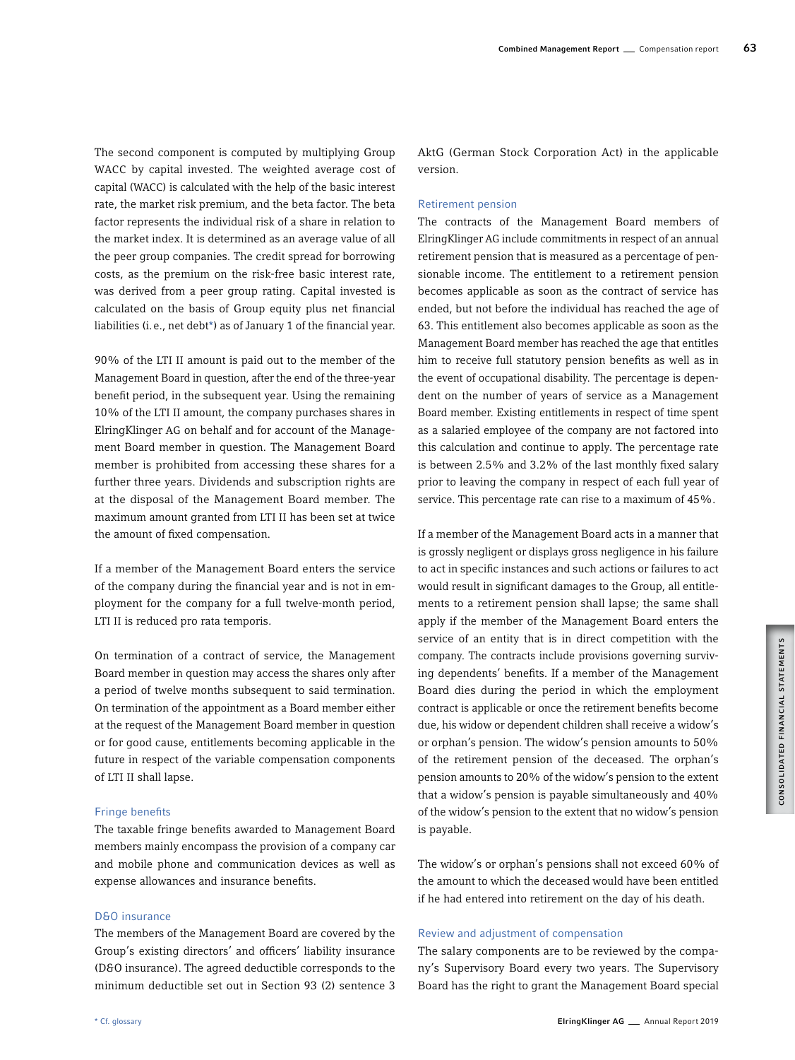The second component is computed by multiplying Group WACC by capital invested. The weighted average cost of capital (WACC) is calculated with the help of the basic interest rate, the market risk premium, and the beta factor. The beta factor represents the individual risk of a share in relation to the market index. It is determined as an average value of all the peer group companies. The credit spread for borrowing costs, as the premium on the risk-free basic interest rate, was derived from a peer group rating. Capital invested is calculated on the basis of Group equity plus net financial liabilities (i.e., net debt*) as of January 1 of the financial year.

90% of the LTI II amount is paid out to the member of the Management Board in question, after the end of the three-year benefit period, in the subsequent year. Using the remaining 10% of the LTI II amount, the company purchases shares in ElringKlinger AG on behalf and for account of the Management Board member in question. The Management Board member is prohibited from accessing these shares for a further three years. Dividends and subscription rights are at the disposal of the Management Board member. The maximum amount granted from LTI II has been set at twice the amount of fixed compensation.

If a member of the Management Board enters the service of the company during the financial year and is not in employment for the company for a full twelve-month period, LTI II is reduced pro rata temporis.

On termination of a contract of service, the Management Board member in question may access the shares only after a period of twelve months subsequent to said termination. On termination of the appointment as a Board member either at the request of the Management Board member in question or for good cause, entitlements becoming applicable in the future in respect of the variable compensation components of LTI II shall lapse.

### Fringe benefits

The taxable fringe benefits awarded to Management Board members mainly encompass the provision of a company car and mobile phone and communication devices as well as expense allowances and insurance benefits.

### D&O insurance

The members of the Management Board are covered by the Group's existing directors' and officers' liability insurance (D&O insurance). The agreed deductible corresponds to the minimum deductible set out in Section 93 (2) sentence 3 AktG (German Stock Corporation Act) in the applicable version.

### Retirement pension

The contracts of the Management Board members of ElringKlinger AG include commitments in respect of an annual retirement pension that is measured as a percentage of pensionable income. The entitlement to a retirement pension becomes applicable as soon as the contract of service has ended, but not before the individual has reached the age of 63. This entitlement also becomes applicable as soon as the Management Board member has reached the age that entitles him to receive full statutory pension benefits as well as in the event of occupational disability. The percentage is dependent on the number of years of service as a Management Board member. Existing entitlements in respect of time spent as a salaried employee of the company are not factored into this calculation and continue to apply. The percentage rate is between 2.5% and 3.2% of the last monthly fixed salary prior to leaving the company in respect of each full year of service. This percentage rate can rise to a maximum of 45%.

If a member of the Management Board acts in a manner that is grossly negligent or displays gross negligence in his failure to act in specific instances and such actions or failures to act would result in significant damages to the Group, all entitlements to a retirement pension shall lapse; the same shall apply if the member of the Management Board enters the service of an entity that is in direct competition with the company. The contracts include provisions governing surviving dependents' benefits. If a member of the Management Board dies during the period in which the employment contract is applicable or once the retirement benefits become due, his widow or dependent children shall receive a widow's or orphan's pension. The widow's pension amounts to 50% of the retirement pension of the deceased. The orphan's pension amounts to 20% of the widow's pension to the extent that a widow's pension is payable simultaneously and 40% of the widow's pension to the extent that no widow's pension is payable.

The widow's or orphan's pensions shall not exceed 60% of the amount to which the deceased would have been entitled if he had entered into retirement on the day of his death.

### Review and adjustment of compensation

The salary components are to be reviewed by the company's Supervisory Board every two years. The Supervisory Board has the right to grant the Management Board special

* Cf. glossary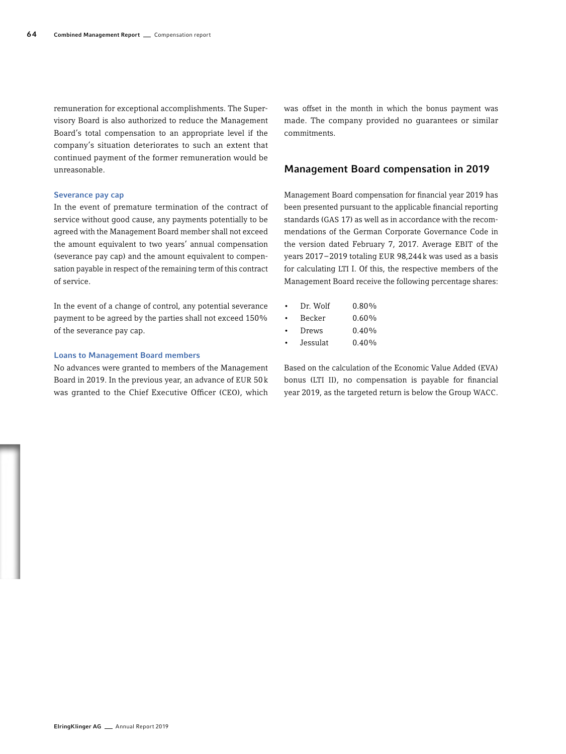remuneration for exceptional accomplishments. The Supervisory Board is also authorized to reduce the Management Board's total compensation to an appropriate level if the company's situation deteriorates to such an extent that continued payment of the former remuneration would be unreasonable.

### Severance pay cap

In the event of premature termination of the contract of service without good cause, any payments potentially to be agreed with the Management Board member shall not exceed the amount equivalent to two years' annual compensation (severance pay cap) and the amount equivalent to compensation payable in respect of the remaining term of this contract of service.

In the event of a change of control, any potential severance payment to be agreed by the parties shall not exceed 150% of the severance pay cap.

### Loans to Management Board members

No advances were granted to members of the Management Board in 2019. In the previous year, an advance of EUR 50 k was granted to the Chief Executive Officer (CEO), which was offset in the month in which the bonus payment was made. The company provided no guarantees or similar commitments.

## Management Board compensation in 2019

Management Board compensation for financial year 2019 has been presented pursuant to the applicable financial reporting standards (GAS 17) as well as in accordance with the recommendations of the German Corporate Governance Code in the version dated February 7, 2017. Average EBIT of the years 2017–2019 totaling EUR 98,244 k was used as a basis for calculating LTI I. Of this, the respective members of the Management Board receive the following percentage shares:

- Dr. Wolf 0.80%
- Becker 0.60%
- Drews 0.40%
- Jessulat 0.40%

Based on the calculation of the Economic Value Added (EVA) bonus (LTI II), no compensation is payable for financial year 2019, as the targeted return is below the Group WACC.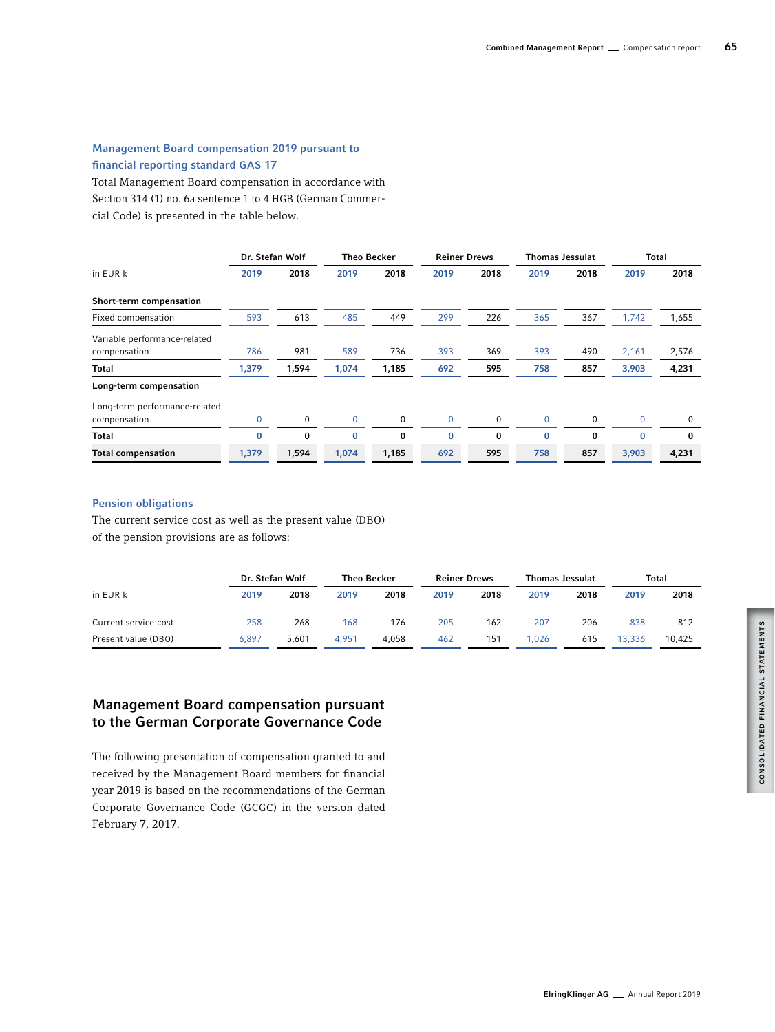### Management Board compensation 2019 pursuant to financial reporting standard GAS 17

Total Management Board compensation in accordance with Section 314 (1) no. 6a sentence 1 to 4 HGB (German Commercial Code) is presented in the table below.

| | Dr. Stefan Wolf | | Theo Becker | | Reiner Drews | | Thomas Jessulat | | Total | |
|---|---|---|---|---|---|---|---|---|---|---|
| in EUR k | 2019 | 2018 | 2019 | 2018 | 2019 | 2018 | 2019 | 2018 | 2019 | 2018 |
| **Short-term compensation** | | | | | | | | | | |
| Fixed compensation | 593 | 613 | 485 | 449 | 299 | 226 | 365 | 367 | 1,742 | 1,655 |
| Variable performance-related compensation | 786 | 981 | 589 | 736 | 393 | 369 | 393 | 490 | 2,161 | 2,576 |
| **Total** | **1,379** | **1,594** | **1,074** | **1,185** | **692** | **595** | **758** | **857** | **3,903** | **4,231** |
| **Long-term compensation** | | | | | | | | | | |
| Long-term performance-related compensation | 0 | 0 | 0 | 0 | 0 | 0 | 0 | 0 | 0 | 0 |
| **Total** | **0** | **0** | **0** | **0** | **0** | **0** | **0** | **0** | **0** | **0** |
| **Total compensation** | **1,379** | **1,594** | **1,074** | **1,185** | **692** | **595** | **758** | **857** | **3,903** | **4,231** |

### Pension obligations

The current service cost as well as the present value (DBO) of the pension provisions are as follows:

| | Dr. Stefan Wolf | | Theo Becker | | Reiner Drews | | Thomas Jessulat | | Total | |
|---|---|---|---|---|---|---|---|---|---|---|
| in EUR k | 2019 | 2018 | 2019 | 2018 | 2019 | 2018 | 2019 | 2018 | 2019 | 2018 |
| Current service cost | 258 | 268 | 168 | 176 | 205 | 162 | 207 | 206 | 838 | 812 |
| Present value (DBO) | 6,897 | 5,601 | 4,951 | 4,058 | 462 | 151 | 1,026 | 615 | 13,336 | 10,425 |

## Management Board compensation pursuant to the German Corporate Governance Code

The following presentation of compensation granted to and received by the Management Board members for financial year 2019 is based on the recommendations of the German Corporate Governance Code (GCGC) in the version dated February 7, 2017.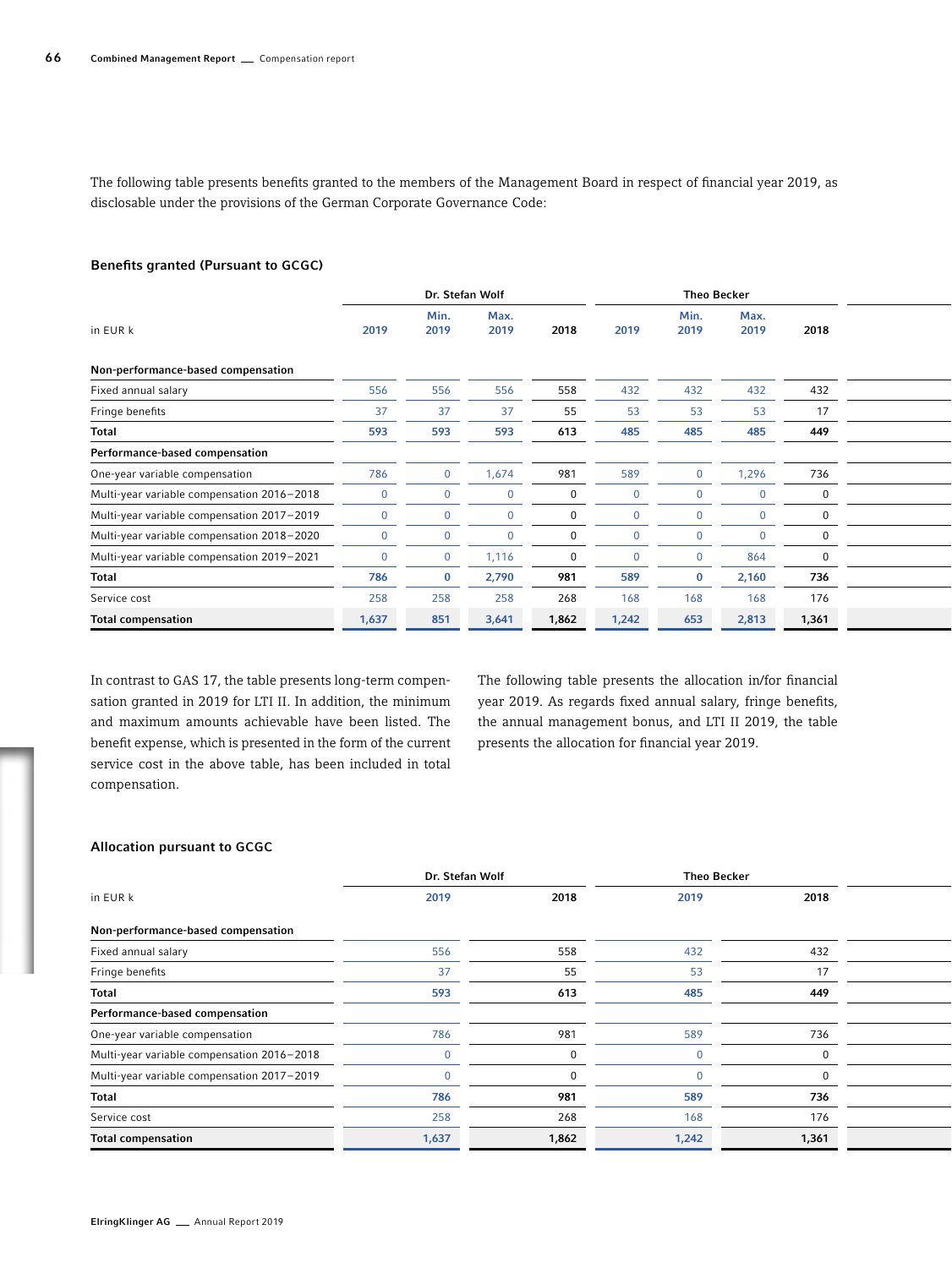The following table presents benefits granted to the members of the Management Board in respect of financial year 2019, as disclosable under the provisions of the German Corporate Governance Code:

### Benefits granted (Pursuant to GCGC)

| in EUR k | Dr. Stefan Wolf | | | | Theo Becker | | | |
|---|---|---|---|---|---|---|---|---|
| | 2019 | Min. 2019 | Max. 2019 | 2018 | 2019 | Min. 2019 | Max. 2019 | 2018 |
| **Non-performance-based compensation** | | | | | | | | |
| Fixed annual salary | 556 | 556 | 556 | 558 | 432 | 432 | 432 | 432 |
| Fringe benefits | 37 | 37 | 37 | 55 | 53 | 53 | 53 | 17 |
| **Total** | **593** | **593** | **593** | **613** | **485** | **485** | **485** | **449** |
| **Performance-based compensation** | | | | | | | | |
| One-year variable compensation | 786 | 0 | 1,674 | 981 | 589 | 0 | 1,296 | 736 |
| Multi-year variable compensation 2016–2018 | 0 | 0 | 0 | 0 | 0 | 0 | 0 | 0 |
| Multi-year variable compensation 2017–2019 | 0 | 0 | 0 | 0 | 0 | 0 | 0 | 0 |
| Multi-year variable compensation 2018–2020 | 0 | 0 | 0 | 0 | 0 | 0 | 0 | 0 |
| Multi-year variable compensation 2019–2021 | 0 | 0 | 1,116 | 0 | 0 | 0 | 864 | 0 |
| **Total** | **786** | **0** | **2,790** | **981** | **589** | **0** | **2,160** | **736** |
| Service cost | 258 | 258 | 258 | 268 | 168 | 168 | 168 | 176 |
| **Total compensation** | **1,637** | **851** | **3,641** | **1,862** | **1,242** | **653** | **2,813** | **1,361** |

In contrast to GAS 17, the table presents long-term compensation granted in 2019 for LTI II. In addition, the minimum and maximum amounts achievable have been listed. The benefit expense, which is presented in the form of the current service cost in the above table, has been included in total compensation.

The following table presents the allocation in/for financial year 2019. As regards fixed annual salary, fringe benefits, the annual management bonus, and LTI II 2019, the table presents the allocation for financial year 2019.

### Allocation pursuant to GCGC

| in EUR k | Dr. Stefan Wolf | | Theo Becker | |
|---|---|---|---|---|
| | 2019 | 2018 | 2019 | 2018 |
| **Non-performance-based compensation** | | | | |
| Fixed annual salary | 556 | 558 | 432 | 432 |
| Fringe benefits | 37 | 55 | 53 | 17 |
| **Total** | **593** | **613** | **485** | **449** |
| **Performance-based compensation** | | | | |
| One-year variable compensation | 786 | 981 | 589 | 736 |
| Multi-year variable compensation 2016–2018 | 0 | 0 | 0 | 0 |
| Multi-year variable compensation 2017–2019 | 0 | 0 | 0 | 0 |
| **Total** | **786** | **981** | **589** | **736** |
| Service cost | 258 | 268 | 168 | 176 |
| **Total compensation** | **1,637** | **1,862** | **1,242** | **1,361** |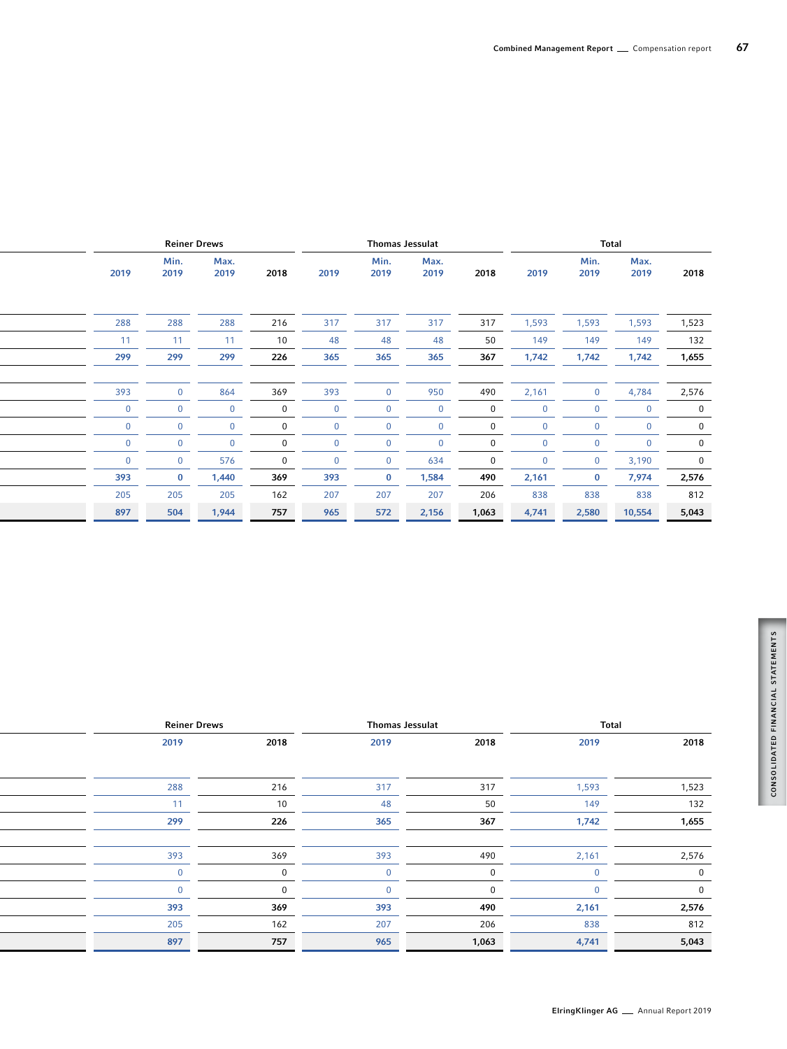| | Reiner Drews | | | | Thomas Jessulat | | | | Total | | | |
|---|---|---|---|---|---|---|---|---|---|---|---|---|
| | 2019 | Min. 2019 | Max. 2019 | 2018 | 2019 | Min. 2019 | Max. 2019 | 2018 | 2019 | Min. 2019 | Max. 2019 | 2018 |
| | 288 | 288 | 288 | 216 | 317 | 317 | 317 | 317 | 1,593 | 1,593 | 1,593 | 1,523 |
| | 11 | 11 | 11 | 10 | 48 | 48 | 48 | 50 | 149 | 149 | 149 | 132 |
| | **299** | **299** | **299** | **226** | **365** | **365** | **365** | **367** | **1,742** | **1,742** | **1,742** | **1,655** |
| | | | | | | | | | | | | |
| | 393 | 0 | 864 | 369 | 393 | 0 | 950 | 490 | 2,161 | 0 | 4,784 | 2,576 |
| | 0 | 0 | 0 | 0 | 0 | 0 | 0 | 0 | 0 | 0 | 0 | 0 |
| | 0 | 0 | 0 | 0 | 0 | 0 | 0 | 0 | 0 | 0 | 0 | 0 |
| | 0 | 0 | 0 | 0 | 0 | 0 | 0 | 0 | 0 | 0 | 0 | 0 |
| | 0 | 0 | 576 | 0 | 0 | 0 | 634 | 0 | 0 | 0 | 3,190 | 0 |
| | **393** | **0** | **1,440** | **369** | **393** | **0** | **1,584** | **490** | **2,161** | **0** | **7,974** | **2,576** |
| | 205 | 205 | 205 | 162 | 207 | 207 | 207 | 206 | 838 | 838 | 838 | 812 |
| | **897** | **504** | **1,944** | **757** | **965** | **572** | **2,156** | **1,063** | **4,741** | **2,580** | **10,554** | **5,043** |

| | Reiner Drews | | Thomas Jessulat | | Total | |
|---|---|---|---|---|---|---|
| | 2019 | 2018 | 2019 | 2018 | 2019 | 2018 |
| | 288 | 216 | 317 | 317 | 1,593 | 1,523 |
| | 11 | 10 | 48 | 50 | 149 | 132 |
| | **299** | **226** | **365** | **367** | **1,742** | **1,655** |
| | | | | | | |
| | 393 | 369 | 393 | 490 | 2,161 | 2,576 |
| | 0 | 0 | 0 | 0 | 0 | 0 |
| | 0 | 0 | 0 | 0 | 0 | 0 |
| | **393** | **369** | **393** | **490** | **2,161** | **2,576** |
| | 205 | 162 | 207 | 206 | 838 | 812 |
| | **897** | **757** | **965** | **1,063** | **4,741** | **5,043** |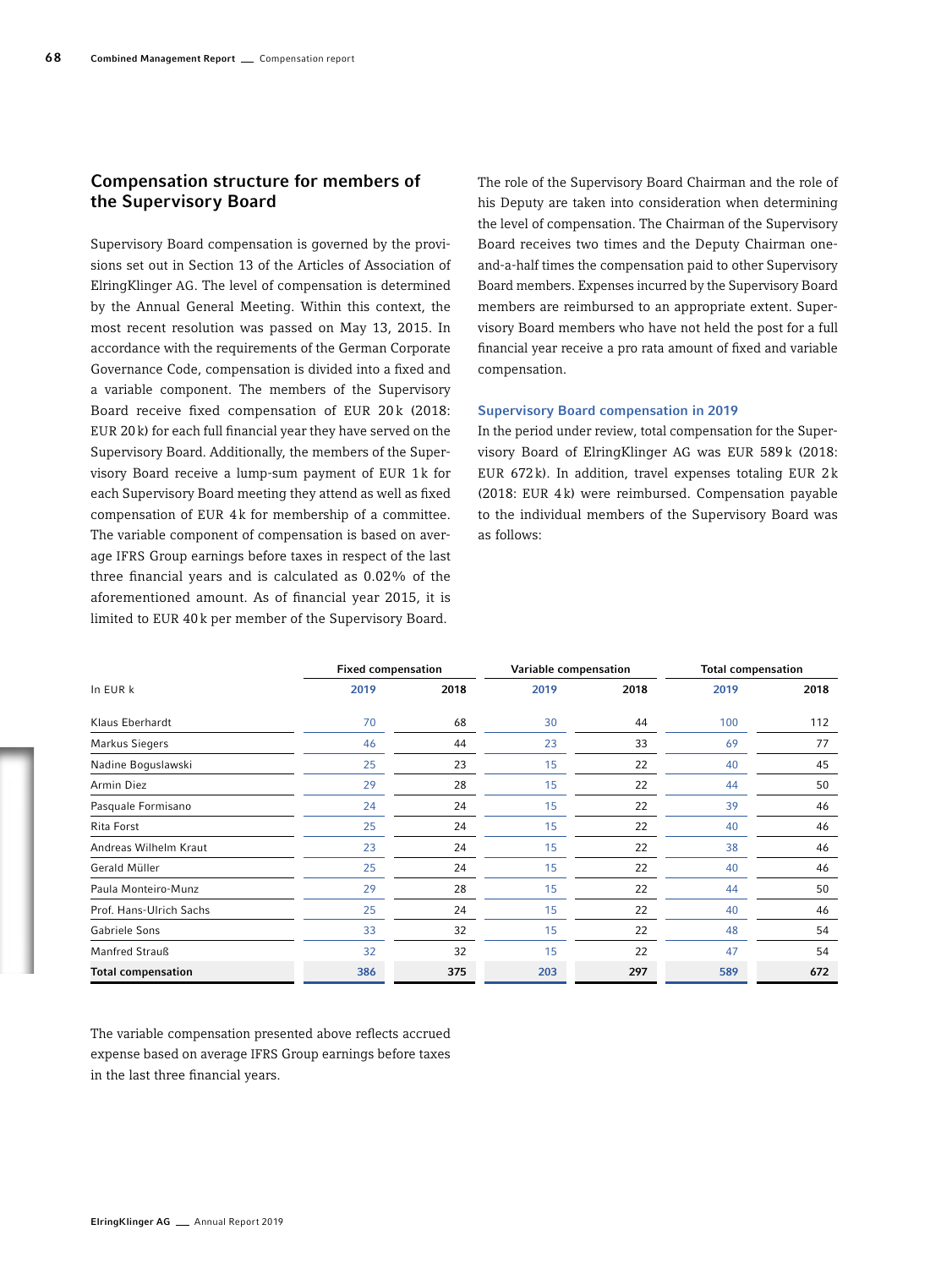## Compensation structure for members of the Supervisory Board

Supervisory Board compensation is governed by the provisions set out in Section 13 of the Articles of Association of ElringKlinger AG. The level of compensation is determined by the Annual General Meeting. Within this context, the most recent resolution was passed on May 13, 2015. In accordance with the requirements of the German Corporate Governance Code, compensation is divided into a fixed and a variable component. The members of the Supervisory Board receive fixed compensation of EUR 20 k (2018: EUR 20 k) for each full financial year they have served on the Supervisory Board. Additionally, the members of the Supervisory Board receive a lump-sum payment of EUR 1 k for each Supervisory Board meeting they attend as well as fixed compensation of EUR 4 k for membership of a committee. The variable component of compensation is based on average IFRS Group earnings before taxes in respect of the last three financial years and is calculated as 0.02% of the aforementioned amount. As of financial year 2015, it is limited to EUR 40 k per member of the Supervisory Board.

The role of the Supervisory Board Chairman and the role of his Deputy are taken into consideration when determining the level of compensation. The Chairman of the Supervisory Board receives two times and the Deputy Chairman one-and-a-half times the compensation paid to other Supervisory Board members. Expenses incurred by the Supervisory Board members are reimbursed to an appropriate extent. Supervisory Board members who have not held the post for a full financial year receive a pro rata amount of fixed and variable compensation.

### Supervisory Board compensation in 2019

In the period under review, total compensation for the Supervisory Board of ElringKlinger AG was EUR 589 k (2018: EUR 672 k). In addition, travel expenses totaling EUR 2 k (2018: EUR 4 k) were reimbursed. Compensation payable to the individual members of the Supervisory Board was as follows:

| | Fixed compensation | | Variable compensation | | Total compensation | |
|---|---|---|---|---|---|---|
| In EUR k | 2019 | 2018 | 2019 | 2018 | 2019 | 2018 |
| Klaus Eberhardt | 70 | 68 | 30 | 44 | 100 | 112 |
| Markus Siegers | 46 | 44 | 23 | 33 | 69 | 77 |
| Nadine Boguslawski | 25 | 23 | 15 | 22 | 40 | 45 |
| Armin Diez | 29 | 28 | 15 | 22 | 44 | 50 |
| Pasquale Formisano | 24 | 24 | 15 | 22 | 39 | 46 |
| Rita Forst | 25 | 24 | 15 | 22 | 40 | 46 |
| Andreas Wilhelm Kraut | 23 | 24 | 15 | 22 | 38 | 46 |
| Gerald Müller | 25 | 24 | 15 | 22 | 40 | 46 |
| Paula Monteiro-Munz | 29 | 28 | 15 | 22 | 44 | 50 |
| Prof. Hans-Ulrich Sachs | 25 | 24 | 15 | 22 | 40 | 46 |
| Gabriele Sons | 33 | 32 | 15 | 22 | 48 | 54 |
| Manfred Strauß | 32 | 32 | 15 | 22 | 47 | 54 |
| **Total compensation** | **386** | **375** | **203** | **297** | **589** | **672** |

The variable compensation presented above reflects accrued expense based on average IFRS Group earnings before taxes in the last three financial years.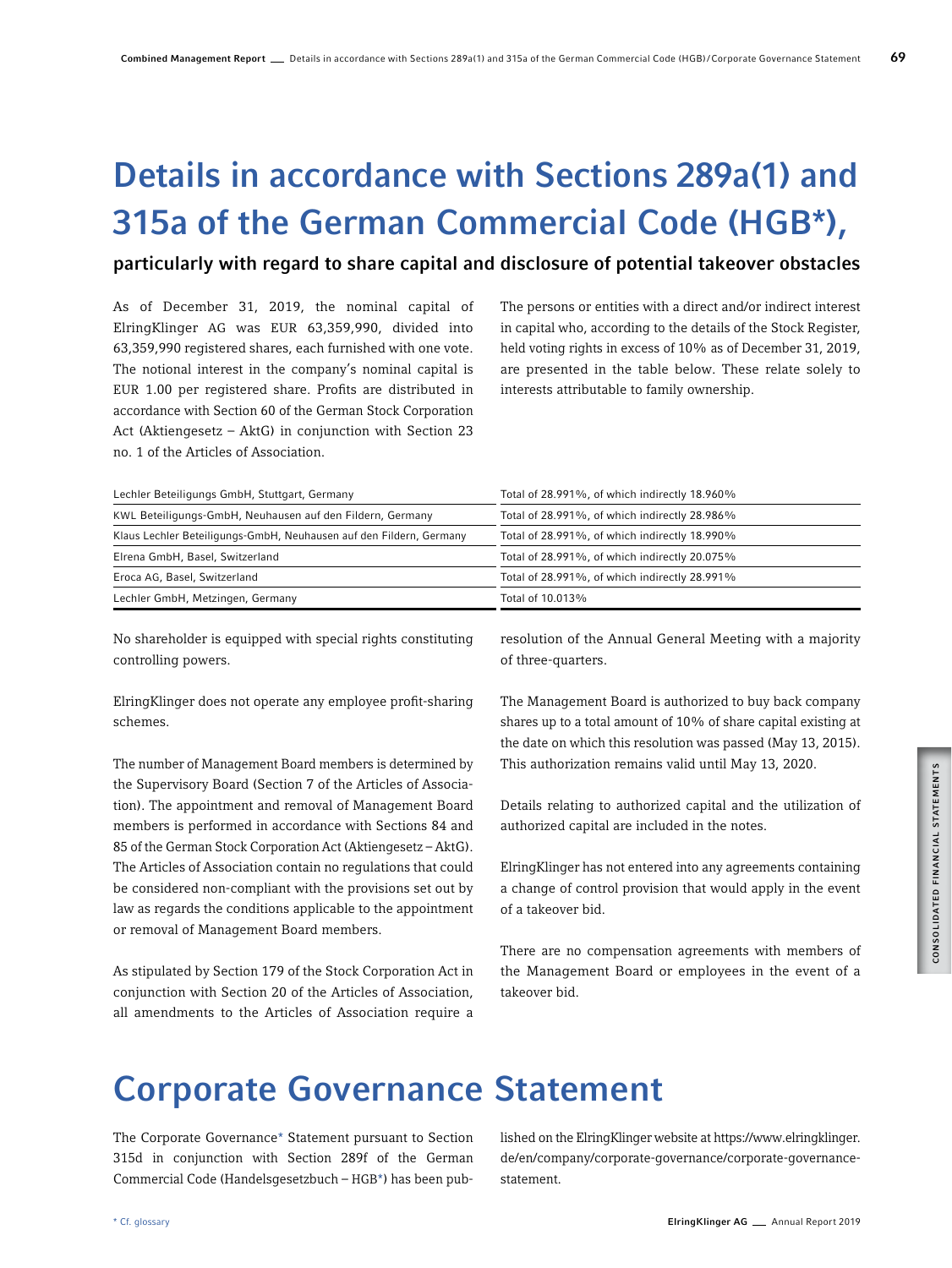# Details in accordance with Sections 289a(1) and 315a of the German Commercial Code (HGB*),

## particularly with regard to share capital and disclosure of potential takeover obstacles

As of December 31, 2019, the nominal capital of ElringKlinger AG was EUR 63,359,990, divided into 63,359,990 registered shares, each furnished with one vote. The notional interest in the company's nominal capital is EUR 1.00 per registered share. Profits are distributed in accordance with Section 60 of the German Stock Corporation Act (Aktiengesetz – AktG) in conjunction with Section 23 no. 1 of the Articles of Association.

The persons or entities with a direct and/or indirect interest in capital who, according to the details of the Stock Register, held voting rights in excess of 10% as of December 31, 2019, are presented in the table below. These relate solely to interests attributable to family ownership.

| | |
|---|---|
| Lechler Beteiligungs GmbH, Stuttgart, Germany | Total of 28.991%, of which indirectly 18.960% |
| KWL Beteiligungs-GmbH, Neuhausen auf den Fildern, Germany | Total of 28.991%, of which indirectly 28.986% |
| Klaus Lechler Beteiligungs-GmbH, Neuhausen auf den Fildern, Germany | Total of 28.991%, of which indirectly 18.990% |
| Elrena GmbH, Basel, Switzerland | Total of 28.991%, of which indirectly 20.075% |
| Eroca AG, Basel, Switzerland | Total of 28.991%, of which indirectly 28.991% |
| Lechler GmbH, Metzingen, Germany | Total of 10.013% |

No shareholder is equipped with special rights constituting controlling powers.

ElringKlinger does not operate any employee profit-sharing schemes.

The number of Management Board members is determined by the Supervisory Board (Section 7 of the Articles of Association). The appointment and removal of Management Board members is performed in accordance with Sections 84 and 85 of the German Stock Corporation Act (Aktiengesetz – AktG). The Articles of Association contain no regulations that could be considered non-compliant with the provisions set out by law as regards the conditions applicable to the appointment or removal of Management Board members.

As stipulated by Section 179 of the Stock Corporation Act in conjunction with Section 20 of the Articles of Association, all amendments to the Articles of Association require a resolution of the Annual General Meeting with a majority of three-quarters.

The Management Board is authorized to buy back company shares up to a total amount of 10% of share capital existing at the date on which this resolution was passed (May 13, 2015). This authorization remains valid until May 13, 2020.

Details relating to authorized capital and the utilization of authorized capital are included in the notes.

ElringKlinger has not entered into any agreements containing a change of control provision that would apply in the event of a takeover bid.

There are no compensation agreements with members of the Management Board or employees in the event of a takeover bid.

# Corporate Governance Statement

The Corporate Governance* Statement pursuant to Section 315d in conjunction with Section 289f of the German Commercial Code (Handelsgesetzbuch – HGB*) has been published on the ElringKlinger website at https://www.elringklinger.de/en/company/corporate-governance/corporate-governance-statement.

* Cf. glossary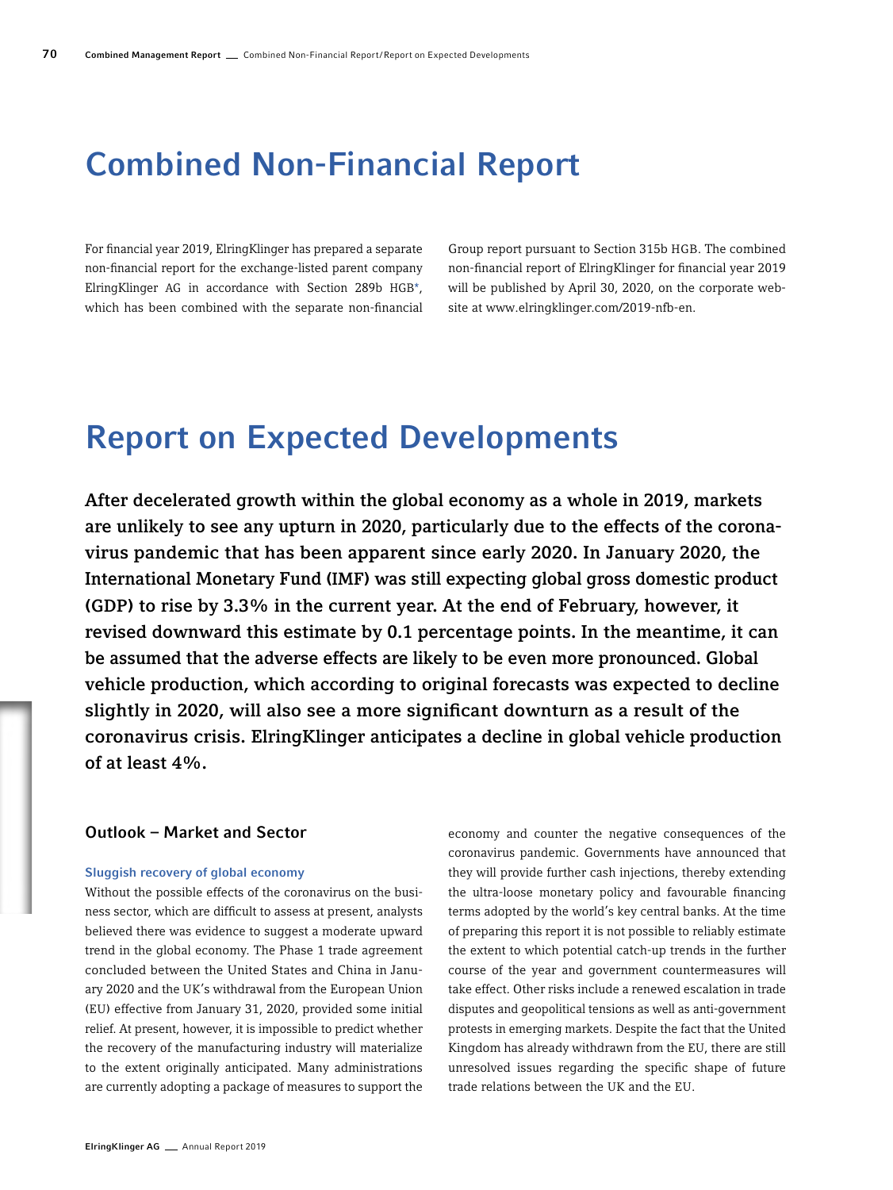# Combined Non-Financial Report

For financial year 2019, ElringKlinger has prepared a separate non-financial report for the exchange-listed parent company ElringKlinger AG in accordance with Section 289b HGB*, which has been combined with the separate non-financial Group report pursuant to Section 315b HGB. The combined non-financial report of ElringKlinger for financial year 2019 will be published by April 30, 2020, on the corporate website at www.elringklinger.com/2019-nfb-en.

# Report on Expected Developments

**After decelerated growth within the global economy as a whole in 2019, markets are unlikely to see any upturn in 2020, particularly due to the effects of the coronavirus pandemic that has been apparent since early 2020. In January 2020, the International Monetary Fund (IMF) was still expecting global gross domestic product (GDP) to rise by 3.3% in the current year. At the end of February, however, it revised downward this estimate by 0.1 percentage points. In the meantime, it can be assumed that the adverse effects are likely to be even more pronounced. Global vehicle production, which according to original forecasts was expected to decline slightly in 2020, will also see a more significant downturn as a result of the coronavirus crisis. ElringKlinger anticipates a decline in global vehicle production of at least 4%.**

## Outlook – Market and Sector

### Sluggish recovery of global economy

Without the possible effects of the coronavirus on the business sector, which are difficult to assess at present, analysts believed there was evidence to suggest a moderate upward trend in the global economy. The Phase 1 trade agreement concluded between the United States and China in January 2020 and the UK's withdrawal from the European Union (EU) effective from January 31, 2020, provided some initial relief. At present, however, it is impossible to predict whether the recovery of the manufacturing industry will materialize to the extent originally anticipated. Many administrations are currently adopting a package of measures to support the economy and counter the negative consequences of the coronavirus pandemic. Governments have announced that they will provide further cash injections, thereby extending the ultra-loose monetary policy and favourable financing terms adopted by the world's key central banks. At the time of preparing this report it is not possible to reliably estimate the extent to which potential catch-up trends in the further course of the year and government countermeasures will take effect. Other risks include a renewed escalation in trade disputes and geopolitical tensions as well as anti-government protests in emerging markets. Despite the fact that the United Kingdom has already withdrawn from the EU, there are still unresolved issues regarding the specific shape of future trade relations between the UK and the EU.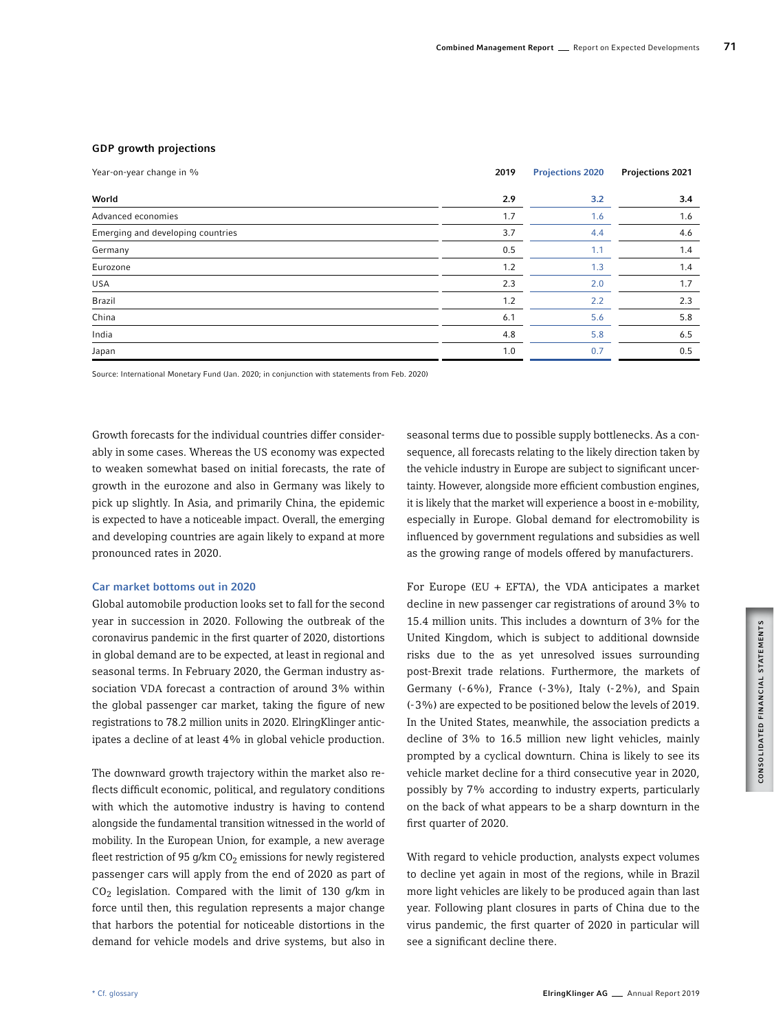### GDP growth projections

| Year-on-year change in % | 2019 | Projections 2020 | Projections 2021 |
|---|---|---|---|
| **World** | **2.9** | **3.2** | **3.4** |
| Advanced economies | 1.7 | 1.6 | 1.6 |
| Emerging and developing countries | 3.7 | 4.4 | 4.6 |
| Germany | 0.5 | 1.1 | 1.4 |
| Eurozone | 1.2 | 1.3 | 1.4 |
| USA | 2.3 | 2.0 | 1.7 |
| Brazil | 1.2 | 2.2 | 2.3 |
| China | 6.1 | 5.6 | 5.8 |
| India | 4.8 | 5.8 | 6.5 |
| Japan | 1.0 | 0.7 | 0.5 |

Source: International Monetary Fund (Jan. 2020; in conjunction with statements from Feb. 2020)

Growth forecasts for the individual countries differ considerably in some cases. Whereas the US economy was expected to weaken somewhat based on initial forecasts, the rate of growth in the eurozone and also in Germany was likely to pick up slightly. In Asia, and primarily China, the epidemic is expected to have a noticeable impact. Overall, the emerging and developing countries are again likely to expand at more pronounced rates in 2020.

#### Car market bottoms out in 2020

Global automobile production looks set to fall for the second year in succession in 2020. Following the outbreak of the coronavirus pandemic in the first quarter of 2020, distortions in global demand are to be expected, at least in regional and seasonal terms. In February 2020, the German industry association VDA forecast a contraction of around 3% within the global passenger car market, taking the figure of new registrations to 78.2 million units in 2020. ElringKlinger anticipates a decline of at least 4% in global vehicle production.

The downward growth trajectory within the market also reflects difficult economic, political, and regulatory conditions with which the automotive industry is having to contend alongside the fundamental transition witnessed in the world of mobility. In the European Union, for example, a new average fleet restriction of 95 g/km $CO_2$ emissions for newly registered passenger cars will apply from the end of 2020 as part of $CO_2$ legislation. Compared with the limit of 130 g/km in force until then, this regulation represents a major change that harbors the potential for noticeable distortions in the demand for vehicle models and drive systems, but also in seasonal terms due to possible supply bottlenecks. As a consequence, all forecasts relating to the likely direction taken by the vehicle industry in Europe are subject to significant uncertainty. However, alongside more efficient combustion engines, it is likely that the market will experience a boost in e-mobility, especially in Europe. Global demand for electromobility is influenced by government regulations and subsidies as well as the growing range of models offered by manufacturers.

For Europe (EU + EFTA), the VDA anticipates a market decline in new passenger car registrations of around 3% to 15.4 million units. This includes a downturn of 3% for the United Kingdom, which is subject to additional downside risks due to the as yet unresolved issues surrounding post-Brexit trade relations. Furthermore, the markets of Germany (-6%), France (-3%), Italy (-2%), and Spain (-3%) are expected to be positioned below the levels of 2019. In the United States, meanwhile, the association predicts a decline of 3% to 16.5 million new light vehicles, mainly prompted by a cyclical downturn. China is likely to see its vehicle market decline for a third consecutive year in 2020, possibly by 7% according to industry experts, particularly on the back of what appears to be a sharp downturn in the first quarter of 2020.

With regard to vehicle production, analysts expect volumes to decline yet again in most of the regions, while in Brazil more light vehicles are likely to be produced again than last year. Following plant closures in parts of China due to the virus pandemic, the first quarter of 2020 in particular will see a significant decline there.

* Cf. glossary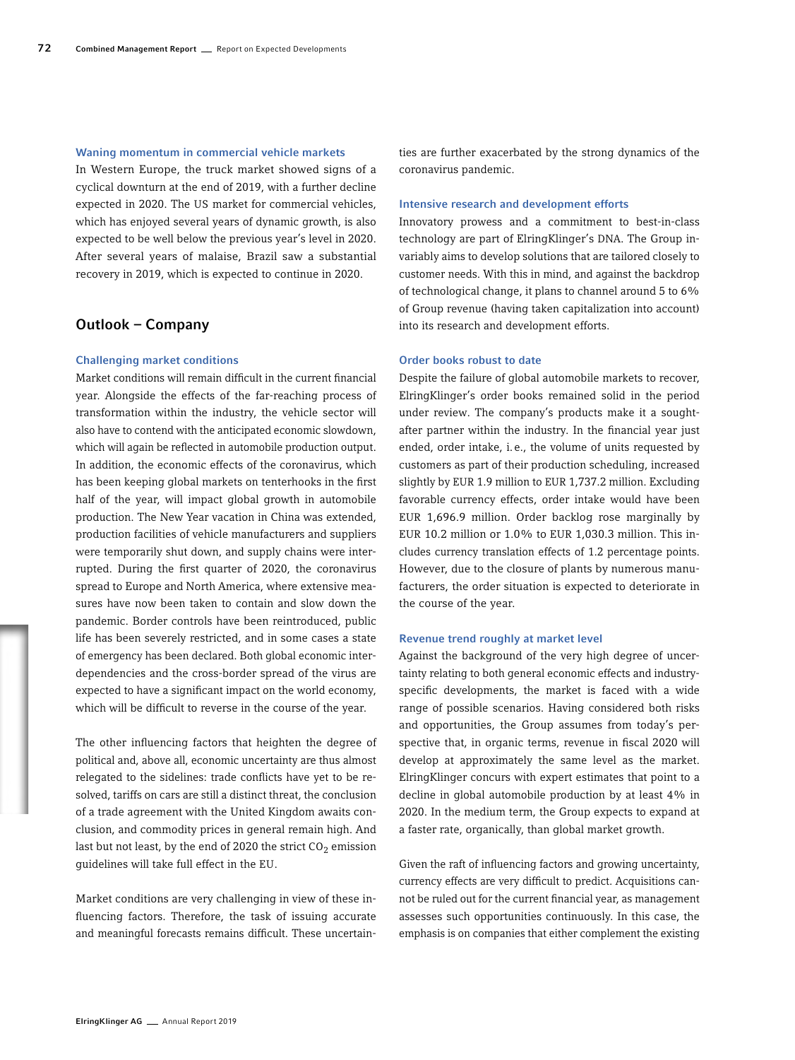### Waning momentum in commercial vehicle markets

In Western Europe, the truck market showed signs of a cyclical downturn at the end of 2019, with a further decline expected in 2020. The US market for commercial vehicles, which has enjoyed several years of dynamic growth, is also expected to be well below the previous year's level in 2020. After several years of malaise, Brazil saw a substantial recovery in 2019, which is expected to continue in 2020.

## Outlook – Company

### Challenging market conditions

Market conditions will remain difficult in the current financial year. Alongside the effects of the far-reaching process of transformation within the industry, the vehicle sector will also have to contend with the anticipated economic slowdown, which will again be reflected in automobile production output. In addition, the economic effects of the coronavirus, which has been keeping global markets on tenterhooks in the first half of the year, will impact global growth in automobile production. The New Year vacation in China was extended, production facilities of vehicle manufacturers and suppliers were temporarily shut down, and supply chains were interrupted. During the first quarter of 2020, the coronavirus spread to Europe and North America, where extensive measures have now been taken to contain and slow down the pandemic. Border controls have been reintroduced, public life has been severely restricted, and in some cases a state of emergency has been declared. Both global economic interdependencies and the cross-border spread of the virus are expected to have a significant impact on the world economy, which will be difficult to reverse in the course of the year.

The other influencing factors that heighten the degree of political and, above all, economic uncertainty are thus almost relegated to the sidelines: trade conflicts have yet to be resolved, tariffs on cars are still a distinct threat, the conclusion of a trade agreement with the United Kingdom awaits conclusion, and commodity prices in general remain high. And last but not least, by the end of 2020 the strict $CO_2$ emission guidelines will take full effect in the EU.

Market conditions are very challenging in view of these influencing factors. Therefore, the task of issuing accurate and meaningful forecasts remains difficult. These uncertainties are further exacerbated by the strong dynamics of the coronavirus pandemic.

### Intensive research and development efforts

Innovatory prowess and a commitment to best-in-class technology are part of ElringKlinger's DNA. The Group invariably aims to develop solutions that are tailored closely to customer needs. With this in mind, and against the backdrop of technological change, it plans to channel around 5 to 6% of Group revenue (having taken capitalization into account) into its research and development efforts.

### Order books robust to date

Despite the failure of global automobile markets to recover, ElringKlinger's order books remained solid in the period under review. The company's products make it a sought-after partner within the industry. In the financial year just ended, order intake, i.e., the volume of units requested by customers as part of their production scheduling, increased slightly by EUR 1.9 million to EUR 1,737.2 million. Excluding favorable currency effects, order intake would have been EUR 1,696.9 million. Order backlog rose marginally by EUR 10.2 million or 1.0% to EUR 1,030.3 million. This includes currency translation effects of 1.2 percentage points. However, due to the closure of plants by numerous manufacturers, the order situation is expected to deteriorate in the course of the year.

### Revenue trend roughly at market level

Against the background of the very high degree of uncertainty relating to both general economic effects and industry-specific developments, the market is faced with a wide range of possible scenarios. Having considered both risks and opportunities, the Group assumes from today's perspective that, in organic terms, revenue in fiscal 2020 will develop at approximately the same level as the market. ElringKlinger concurs with expert estimates that point to a decline in global automobile production by at least 4% in 2020. In the medium term, the Group expects to expand at a faster rate, organically, than global market growth.

Given the raft of influencing factors and growing uncertainty, currency effects are very difficult to predict. Acquisitions cannot be ruled out for the current financial year, as management assesses such opportunities continuously. In this case, the emphasis is on companies that either complement the existing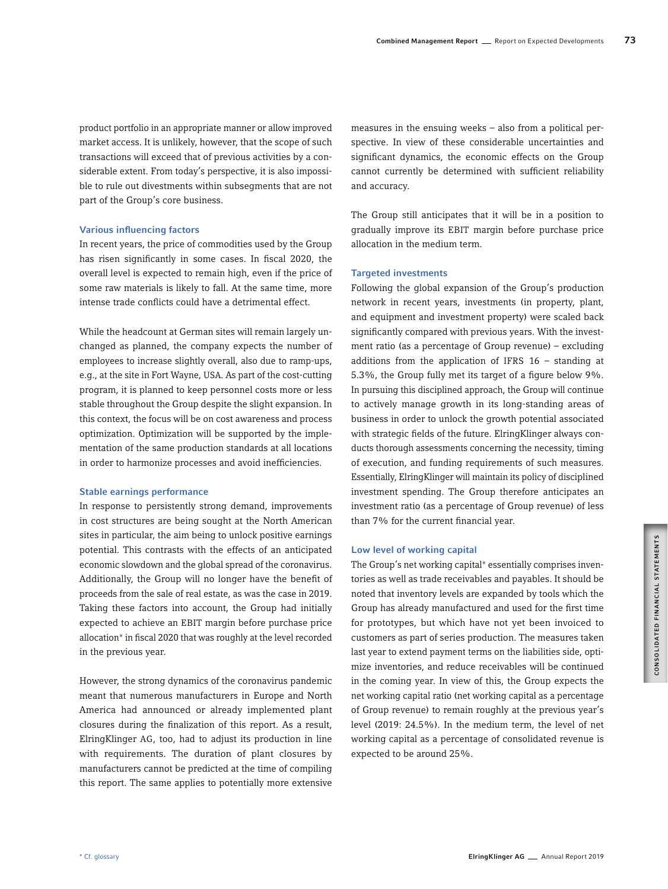product portfolio in an appropriate manner or allow improved market access. It is unlikely, however, that the scope of such transactions will exceed that of previous activities by a considerable extent. From today's perspective, it is also impossible to rule out divestments within subsegments that are not part of the Group's core business.

### Various influencing factors

In recent years, the price of commodities used by the Group has risen significantly in some cases. In fiscal 2020, the overall level is expected to remain high, even if the price of some raw materials is likely to fall. At the same time, more intense trade conflicts could have a detrimental effect.

While the headcount at German sites will remain largely unchanged as planned, the company expects the number of employees to increase slightly overall, also due to ramp-ups, e.g., at the site in Fort Wayne, USA. As part of the cost-cutting program, it is planned to keep personnel costs more or less stable throughout the Group despite the slight expansion. In this context, the focus will be on cost awareness and process optimization. Optimization will be supported by the implementation of the same production standards at all locations in order to harmonize processes and avoid inefficiencies.

### Stable earnings performance

In response to persistently strong demand, improvements in cost structures are being sought at the North American sites in particular, the aim being to unlock positive earnings potential. This contrasts with the effects of an anticipated economic slowdown and the global spread of the coronavirus. Additionally, the Group will no longer have the benefit of proceeds from the sale of real estate, as was the case in 2019. Taking these factors into account, the Group had initially expected to achieve an EBIT margin before purchase price allocation* in fiscal 2020 that was roughly at the level recorded in the previous year.

However, the strong dynamics of the coronavirus pandemic meant that numerous manufacturers in Europe and North America had announced or already implemented plant closures during the finalization of this report. As a result, ElringKlinger AG, too, had to adjust its production in line with requirements. The duration of plant closures by manufacturers cannot be predicted at the time of compiling this report. The same applies to potentially more extensive measures in the ensuing weeks – also from a political perspective. In view of these considerable uncertainties and significant dynamics, the economic effects on the Group cannot currently be determined with sufficient reliability and accuracy.

The Group still anticipates that it will be in a position to gradually improve its EBIT margin before purchase price allocation in the medium term.

### Targeted investments

Following the global expansion of the Group's production network in recent years, investments (in property, plant, and equipment and investment property) were scaled back significantly compared with previous years. With the investment ratio (as a percentage of Group revenue) – excluding additions from the application of IFRS 16 – standing at 5.3%, the Group fully met its target of a figure below 9%. In pursuing this disciplined approach, the Group will continue to actively manage growth in its long-standing areas of business in order to unlock the growth potential associated with strategic fields of the future. ElringKlinger always conducts thorough assessments concerning the necessity, timing of execution, and funding requirements of such measures. Essentially, ElringKlinger will maintain its policy of disciplined investment spending. The Group therefore anticipates an investment ratio (as a percentage of Group revenue) of less than 7% for the current financial year.

### Low level of working capital

The Group's net working capital* essentially comprises inventories as well as trade receivables and payables. It should be noted that inventory levels are expanded by tools which the Group has already manufactured and used for the first time for prototypes, but which have not yet been invoiced to customers as part of series production. The measures taken last year to extend payment terms on the liabilities side, optimize inventories, and reduce receivables will be continued in the coming year. In view of this, the Group expects the net working capital ratio (net working capital as a percentage of Group revenue) to remain roughly at the previous year's level (2019: 24.5%). In the medium term, the level of net working capital as a percentage of consolidated revenue is expected to be around 25%.

* Cf. glossary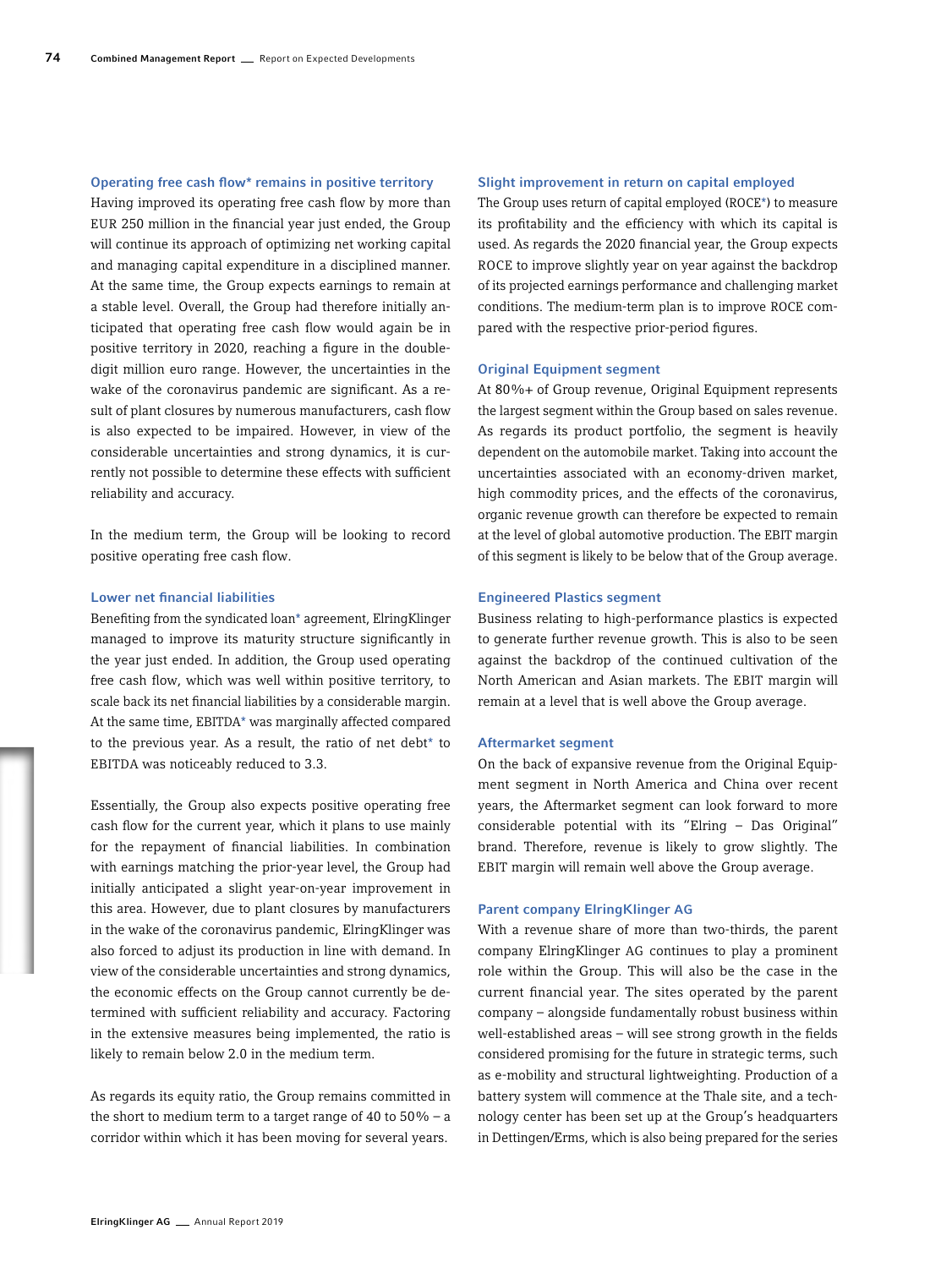### Operating free cash flow* remains in positive territory

Having improved its operating free cash flow by more than EUR 250 million in the financial year just ended, the Group will continue its approach of optimizing net working capital and managing capital expenditure in a disciplined manner. At the same time, the Group expects earnings to remain at a stable level. Overall, the Group had therefore initially anticipated that operating free cash flow would again be in positive territory in 2020, reaching a figure in the double-digit million euro range. However, the uncertainties in the wake of the coronavirus pandemic are significant. As a result of plant closures by numerous manufacturers, cash flow is also expected to be impaired. However, in view of the considerable uncertainties and strong dynamics, it is currently not possible to determine these effects with sufficient reliability and accuracy.

In the medium term, the Group will be looking to record positive operating free cash flow.

### Lower net financial liabilities

Benefiting from the syndicated loan* agreement, ElringKlinger managed to improve its maturity structure significantly in the year just ended. In addition, the Group used operating free cash flow, which was well within positive territory, to scale back its net financial liabilities by a considerable margin. At the same time, EBITDA* was marginally affected compared to the previous year. As a result, the ratio of net debt* to EBITDA was noticeably reduced to 3.3.

Essentially, the Group also expects positive operating free cash flow for the current year, which it plans to use mainly for the repayment of financial liabilities. In combination with earnings matching the prior-year level, the Group had initially anticipated a slight year-on-year improvement in this area. However, due to plant closures by manufacturers in the wake of the coronavirus pandemic, ElringKlinger was also forced to adjust its production in line with demand. In view of the considerable uncertainties and strong dynamics, the economic effects on the Group cannot currently be determined with sufficient reliability and accuracy. Factoring in the extensive measures being implemented, the ratio is likely to remain below 2.0 in the medium term.

As regards its equity ratio, the Group remains committed in the short to medium term to a target range of 40 to 50% – a corridor within which it has been moving for several years.

### Slight improvement in return on capital employed

The Group uses return of capital employed (ROCE*) to measure its profitability and the efficiency with which its capital is used. As regards the 2020 financial year, the Group expects ROCE to improve slightly year on year against the backdrop of its projected earnings performance and challenging market conditions. The medium-term plan is to improve ROCE compared with the respective prior-period figures.

### Original Equipment segment

At 80%+ of Group revenue, Original Equipment represents the largest segment within the Group based on sales revenue. As regards its product portfolio, the segment is heavily dependent on the automobile market. Taking into account the uncertainties associated with an economy-driven market, high commodity prices, and the effects of the coronavirus, organic revenue growth can therefore be expected to remain at the level of global automotive production. The EBIT margin of this segment is likely to be below that of the Group average.

### Engineered Plastics segment

Business relating to high-performance plastics is expected to generate further revenue growth. This is also to be seen against the backdrop of the continued cultivation of the North American and Asian markets. The EBIT margin will remain at a level that is well above the Group average.

### Aftermarket segment

On the back of expansive revenue from the Original Equipment segment in North America and China over recent years, the Aftermarket segment can look forward to more considerable potential with its "Elring – Das Original" brand. Therefore, revenue is likely to grow slightly. The EBIT margin will remain well above the Group average.

### Parent company ElringKlinger AG

With a revenue share of more than two-thirds, the parent company ElringKlinger AG continues to play a prominent role within the Group. This will also be the case in the current financial year. The sites operated by the parent company – alongside fundamentally robust business within well-established areas – will see strong growth in the fields considered promising for the future in strategic terms, such as e-mobility and structural lightweighting. Production of a battery system will commence at the Thale site, and a technology center has been set up at the Group's headquarters in Dettingen/Erms, which is also being prepared for the series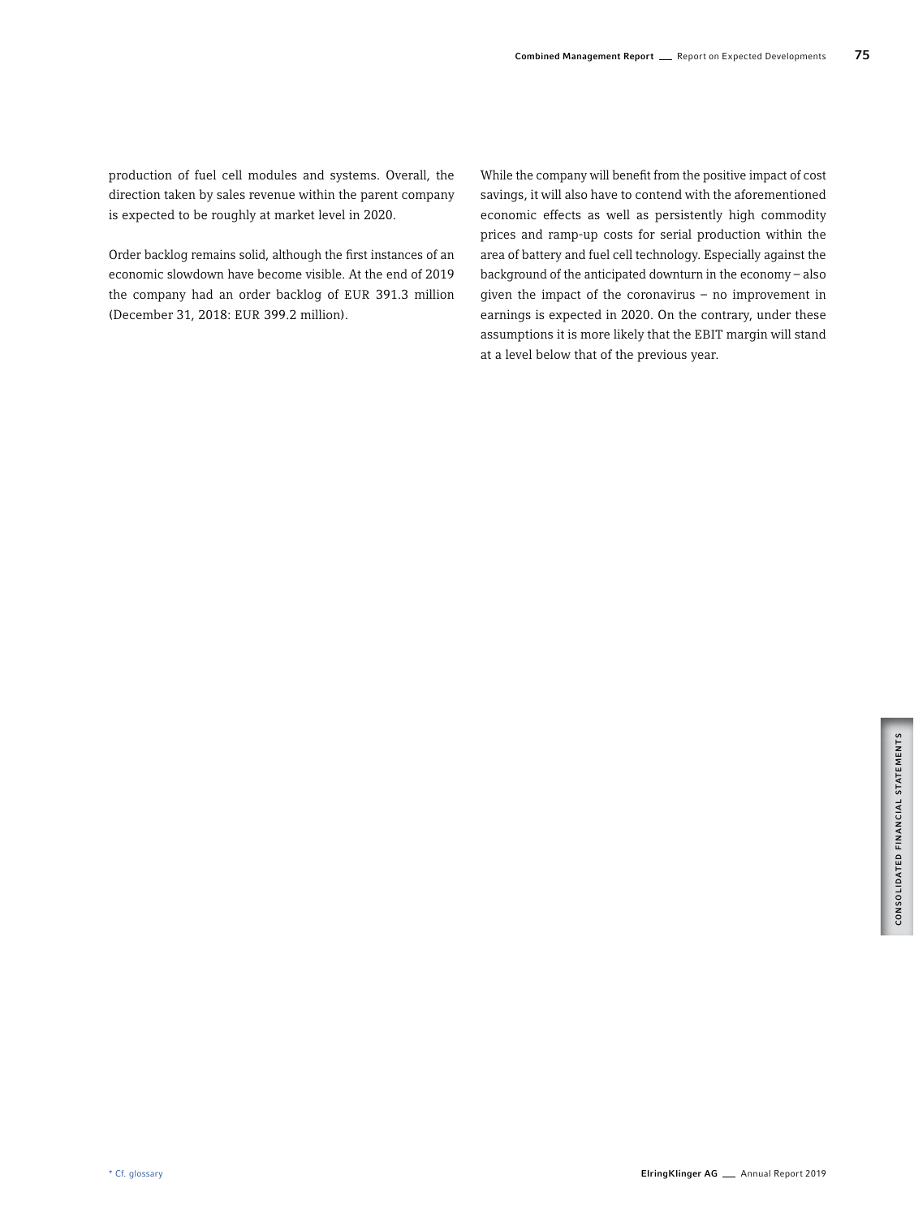production of fuel cell modules and systems. Overall, the direction taken by sales revenue within the parent company is expected to be roughly at market level in 2020.

Order backlog remains solid, although the first instances of an economic slowdown have become visible. At the end of 2019 the company had an order backlog of EUR 391.3 million (December 31, 2018: EUR 399.2 million).

While the company will benefit from the positive impact of cost savings, it will also have to contend with the aforementioned economic effects as well as persistently high commodity prices and ramp-up costs for serial production within the area of battery and fuel cell technology. Especially against the background of the anticipated downturn in the economy – also given the impact of the coronavirus – no improvement in earnings is expected in 2020. On the contrary, under these assumptions it is more likely that the EBIT margin will stand at a level below that of the previous year.

* Cf. glossary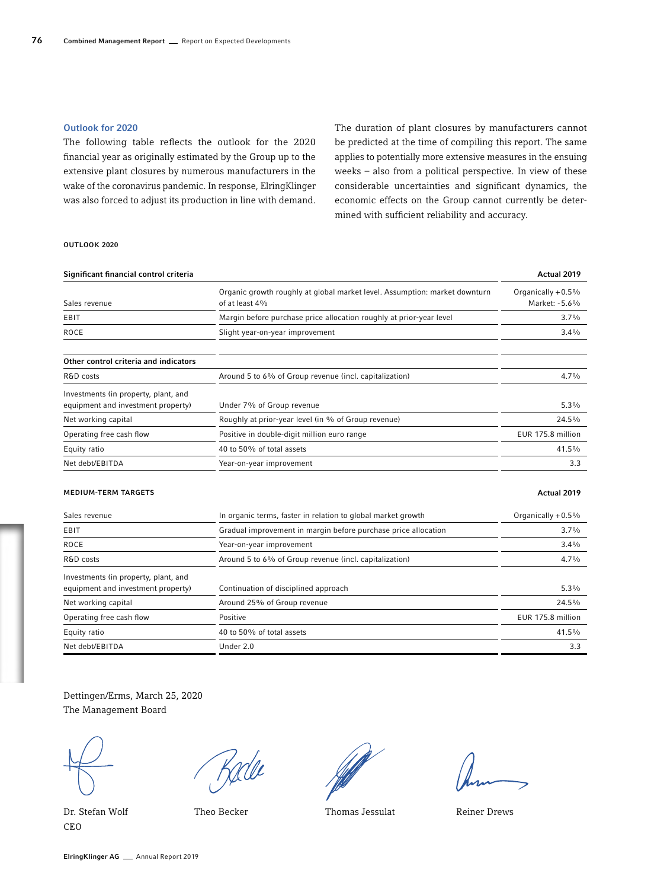### Outlook for 2020

The following table reflects the outlook for the 2020 financial year as originally estimated by the Group up to the extensive plant closures by numerous manufacturers in the wake of the coronavirus pandemic. In response, ElringKlinger was also forced to adjust its production in line with demand.

The duration of plant closures by manufacturers cannot be predicted at the time of compiling this report. The same applies to potentially more extensive measures in the ensuing weeks – also from a political perspective. In view of these considerable uncertainties and significant dynamics, the economic effects on the Group cannot currently be determined with sufficient reliability and accuracy.

#### OUTLOOK 2020

| Significant financial control criteria | | Actual 2019 |
|---|---|---|
| Sales revenue | Organic growth roughly at global market level. Assumption: market downturn of at least 4% | Organically +0.5% Market: -5.6% |
| EBIT | Margin before purchase price allocation roughly at prior-year level | 3.7% |
| ROCE | Slight year-on-year improvement | 3.4% |
| **Other control criteria and indicators** | | |
| R&D costs | Around 5 to 6% of Group revenue (incl. capitalization) | 4.7% |
| Investments (in property, plant, and equipment and investment property) | Under 7% of Group revenue | 5.3% |
| Net working capital | Roughly at prior-year level (in % of Group revenue) | 24.5% |
| Operating free cash flow | Positive in double-digit million euro range | EUR 175.8 million |
| Equity ratio | 40 to 50% of total assets | 41.5% |
| Net debt/EBITDA | Year-on-year improvement | 3.3 |

#### MEDIUM-TERM TARGETS

| | | Actual 2019 |
|---|---|---|
| Sales revenue | In organic terms, faster in relation to global market growth | Organically +0.5% |
| EBIT | Gradual improvement in margin before purchase price allocation | 3.7% |
| ROCE | Year-on-year improvement | 3.4% |
| R&D costs | Around 5 to 6% of Group revenue (incl. capitalization) | 4.7% |
| Investments (in property, plant, and equipment and investment property) | Continuation of disciplined approach | 5.3% |
| Net working capital | Around 25% of Group revenue | 24.5% |
| Operating free cash flow | Positive | EUR 175.8 million |
| Equity ratio | 40 to 50% of total assets | 41.5% |
| Net debt/EBITDA | Under 2.0 | 3.3 |

Dettingen/Erms, March 25, 2020
The Management Board

Dr. Stefan Wolf
CEO

Theo Becker

Thomas Jessulat

Reiner Drews